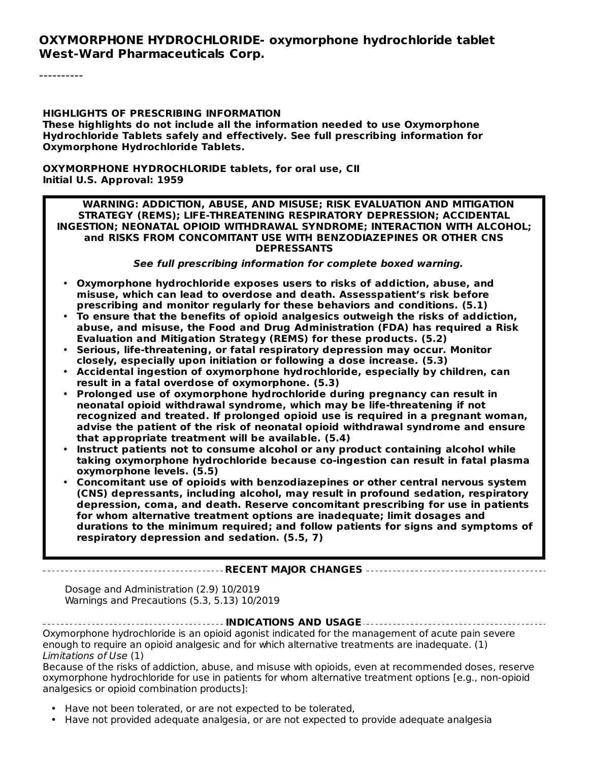**OXYMORPHONE HYDROCHLORIDE- oxymorphone hydrochloride tablet**
**West-Ward Pharmaceuticals Corp.**

----------

**HIGHLIGHTS OF PRESCRIBING INFORMATION**
**These highlights do not include all the information needed to use Oxymorphone Hydrochloride Tablets safely and effectively. See full prescribing information for Oxymorphone Hydrochloride Tablets.**

**OXYMORPHONE HYDROCHLORIDE tablets, for oral use, CII**
**Initial U.S. Approval: 1959**

**WARNING: ADDICTION, ABUSE, AND MISUSE; RISK EVALUATION AND MITIGATION STRATEGY (REMS); LIFE-THREATENING RESPIRATORY DEPRESSION; ACCIDENTAL INGESTION; NEONATAL OPIOID WITHDRAWAL SYNDROME; INTERACTION WITH ALCOHOL; and RISKS FROM CONCOMITANT USE WITH BENZODIAZEPINES OR OTHER CNS DEPRESSANTS**

***See full prescribing information for complete boxed warning.***

- **Oxymorphone hydrochloride exposes users to risks of addiction, abuse, and misuse, which can lead to overdose and death. Assesspatient's risk before prescribing and monitor regularly for these behaviors and conditions. (5.1)**
- **To ensure that the benefits of opioid analgesics outweigh the risks of addiction, abuse, and misuse, the Food and Drug Administration (FDA) has required a Risk Evaluation and Mitigation Strategy (REMS) for these products. (5.2)**
- **Serious, life-threatening, or fatal respiratory depression may occur. Monitor closely, especially upon initiation or following a dose increase. (5.3)**
- **Accidental ingestion of oxymorphone hydrochloride, especially by children, can result in a fatal overdose of oxymorphone. (5.3)**
- **Prolonged use of oxymorphone hydrochloride during pregnancy can result in neonatal opioid withdrawal syndrome, which may be life-threatening if not recognized and treated. If prolonged opioid use is required in a pregnant woman, advise the patient of the risk of neonatal opioid withdrawal syndrome and ensure that appropriate treatment will be available. (5.4)**
- **Instruct patients not to consume alcohol or any product containing alcohol while taking oxymorphone hydrochloride because co-ingestion can result in fatal plasma oxymorphone levels. (5.5)**
- **Concomitant use of opioids with benzodiazepines or other central nervous system (CNS) depressants, including alcohol, may result in profound sedation, respiratory depression, coma, and death. Reserve concomitant prescribing for use in patients for whom alternative treatment options are inadequate; limit dosages and durations to the minimum required; and follow patients for signs and symptoms of respiratory depression and sedation. (5.5, 7)**

**RECENT MAJOR CHANGES**

Dosage and Administration (2.9) 10/2019
Warnings and Precautions (5.3, 5.13) 10/2019

**INDICATIONS AND USAGE**

Oxymorphone hydrochloride is an opioid agonist indicated for the management of acute pain severe enough to require an opioid analgesic and for which alternative treatments are inadequate. (1)
*Limitations of Use* (1)
Because of the risks of addiction, abuse, and misuse with opioids, even at recommended doses, reserve oxymorphone hydrochloride for use in patients for whom alternative treatment options [e.g., non-opioid analgesics or opioid combination products]:

- Have not been tolerated, or are not expected to be tolerated,
- Have not provided adequate analgesia, or are not expected to provide adequate analgesia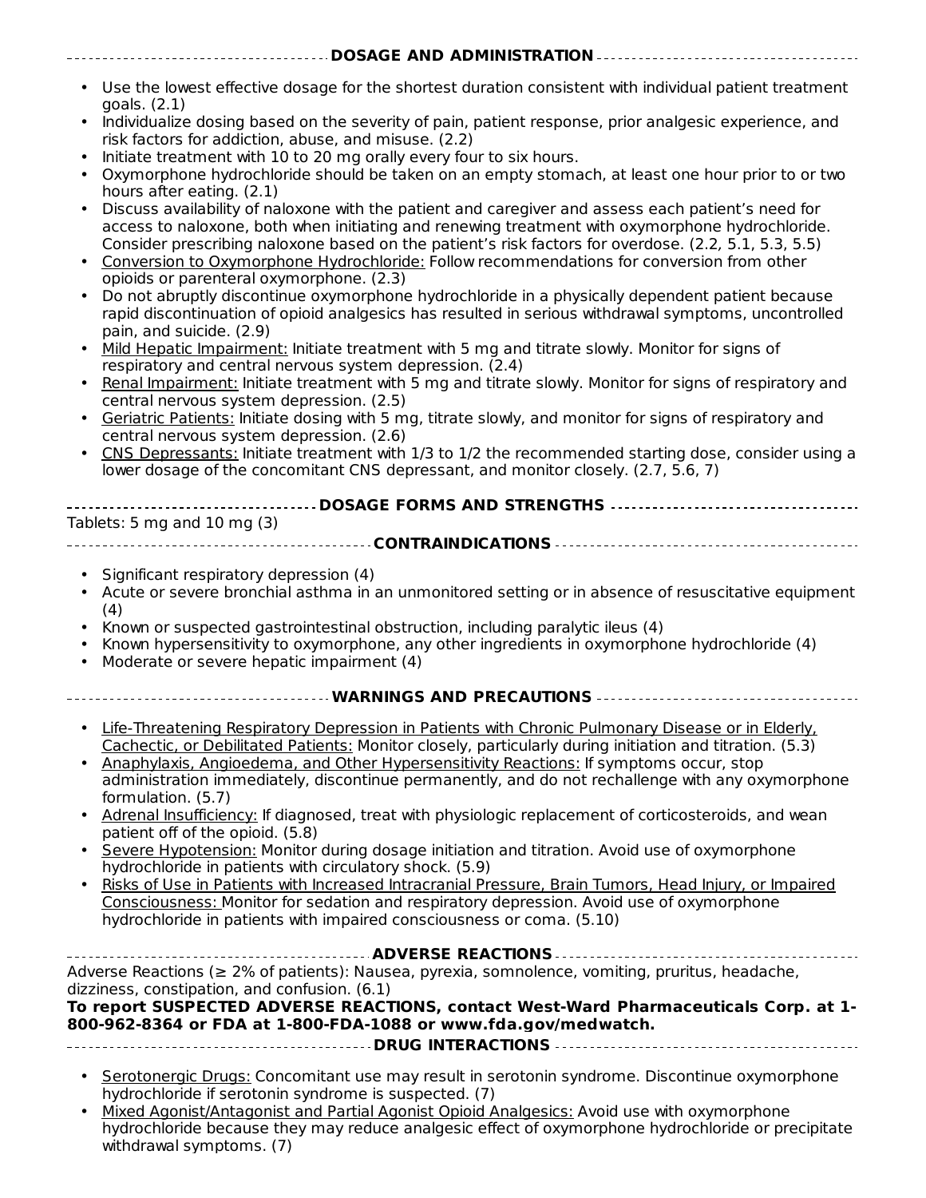## DOSAGE AND ADMINISTRATION

- Use the lowest effective dosage for the shortest duration consistent with individual patient treatment goals. (2.1)
- Individualize dosing based on the severity of pain, patient response, prior analgesic experience, and risk factors for addiction, abuse, and misuse. (2.2)
- Initiate treatment with 10 to 20 mg orally every four to six hours.
- Oxymorphone hydrochloride should be taken on an empty stomach, at least one hour prior to or two hours after eating. (2.1)
- Discuss availability of naloxone with the patient and caregiver and assess each patient's need for access to naloxone, both when initiating and renewing treatment with oxymorphone hydrochloride. Consider prescribing naloxone based on the patient's risk factors for overdose. (2.2, 5.1, 5.3, 5.5)
- Conversion to Oxymorphone Hydrochloride: Follow recommendations for conversion from other opioids or parenteral oxymorphone. (2.3)
- Do not abruptly discontinue oxymorphone hydrochloride in a physically dependent patient because rapid discontinuation of opioid analgesics has resulted in serious withdrawal symptoms, uncontrolled pain, and suicide. (2.9)
- Mild Hepatic Impairment: Initiate treatment with 5 mg and titrate slowly. Monitor for signs of respiratory and central nervous system depression. (2.4)
- Renal Impairment: Initiate treatment with 5 mg and titrate slowly. Monitor for signs of respiratory and central nervous system depression. (2.5)
- Geriatric Patients: Initiate dosing with 5 mg, titrate slowly, and monitor for signs of respiratory and central nervous system depression. (2.6)
- CNS Depressants: Initiate treatment with 1/3 to 1/2 the recommended starting dose, consider using a lower dosage of the concomitant CNS depressant, and monitor closely. (2.7, 5.6, 7)

## DOSAGE FORMS AND STRENGTHS

Tablets: 5 mg and 10 mg (3)

## CONTRAINDICATIONS

- Significant respiratory depression (4)
- Acute or severe bronchial asthma in an unmonitored setting or in absence of resuscitative equipment (4)
- Known or suspected gastrointestinal obstruction, including paralytic ileus (4)
- Known hypersensitivity to oxymorphone, any other ingredients in oxymorphone hydrochloride (4)
- Moderate or severe hepatic impairment (4)

## WARNINGS AND PRECAUTIONS

- Life-Threatening Respiratory Depression in Patients with Chronic Pulmonary Disease or in Elderly, Cachectic, or Debilitated Patients: Monitor closely, particularly during initiation and titration. (5.3)
- Anaphylaxis, Angioedema, and Other Hypersensitivity Reactions: If symptoms occur, stop administration immediately, discontinue permanently, and do not rechallenge with any oxymorphone formulation. (5.7)
- Adrenal Insufficiency: If diagnosed, treat with physiologic replacement of corticosteroids, and wean patient off of the opioid. (5.8)
- Severe Hypotension: Monitor during dosage initiation and titration. Avoid use of oxymorphone hydrochloride in patients with circulatory shock. (5.9)
- Risks of Use in Patients with Increased Intracranial Pressure, Brain Tumors, Head Injury, or Impaired Consciousness: Monitor for sedation and respiratory depression. Avoid use of oxymorphone hydrochloride in patients with impaired consciousness or coma. (5.10)

## ADVERSE REACTIONS

Adverse Reactions (≥ 2% of patients): Nausea, pyrexia, somnolence, vomiting, pruritus, headache, dizziness, constipation, and confusion. (6.1)

**To report SUSPECTED ADVERSE REACTIONS, contact West-Ward Pharmaceuticals Corp. at 1-800-962-8364 or FDA at 1-800-FDA-1088 or www.fda.gov/medwatch.**

## DRUG INTERACTIONS

- Serotonergic Drugs: Concomitant use may result in serotonin syndrome. Discontinue oxymorphone hydrochloride if serotonin syndrome is suspected. (7)
- Mixed Agonist/Antagonist and Partial Agonist Opioid Analgesics: Avoid use with oxymorphone hydrochloride because they may reduce analgesic effect of oxymorphone hydrochloride or precipitate withdrawal symptoms. (7)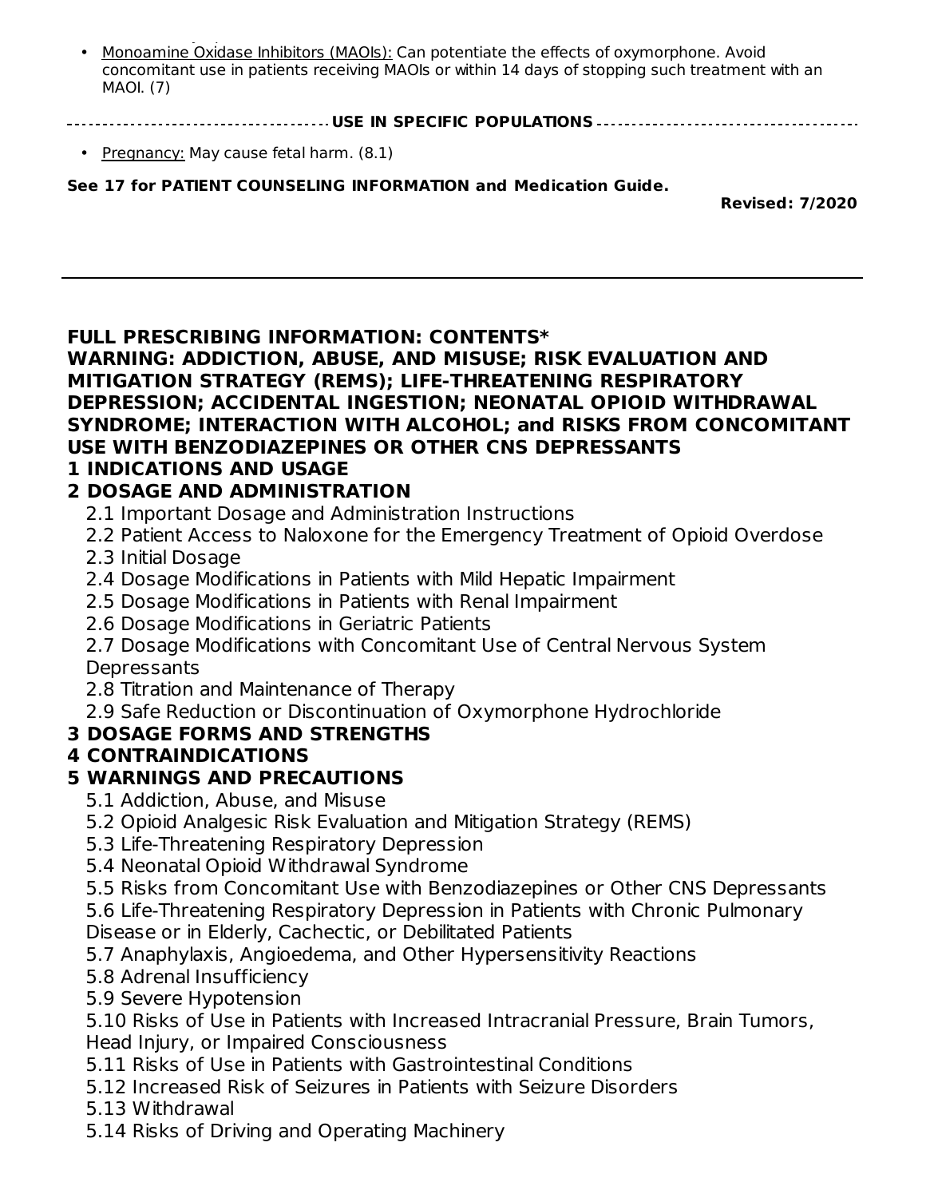- Monoamine Oxidase Inhibitors (MAOIs): Can potentiate the effects of oxymorphone. Avoid concomitant use in patients receiving MAOIs or within 14 days of stopping such treatment with an MAOI. (7)

**USE IN SPECIFIC POPULATIONS**

- Pregnancy: May cause fetal harm. (8.1)

**See 17 for PATIENT COUNSELING INFORMATION and Medication Guide.**

**Revised: 7/2020**

---

## FULL PRESCRIBING INFORMATION: CONTENTS*

**WARNING: ADDICTION, ABUSE, AND MISUSE; RISK EVALUATION AND MITIGATION STRATEGY (REMS); LIFE-THREATENING RESPIRATORY DEPRESSION; ACCIDENTAL INGESTION; NEONATAL OPIOID WITHDRAWAL SYNDROME; INTERACTION WITH ALCOHOL; and RISKS FROM CONCOMITANT USE WITH BENZODIAZEPINES OR OTHER CNS DEPRESSANTS**

**1 INDICATIONS AND USAGE**

**2 DOSAGE AND ADMINISTRATION**

- 2.1 Important Dosage and Administration Instructions
- 2.2 Patient Access to Naloxone for the Emergency Treatment of Opioid Overdose
- 2.3 Initial Dosage
- 2.4 Dosage Modifications in Patients with Mild Hepatic Impairment
- 2.5 Dosage Modifications in Patients with Renal Impairment
- 2.6 Dosage Modifications in Geriatric Patients
- 2.7 Dosage Modifications with Concomitant Use of Central Nervous System Depressants
- 2.8 Titration and Maintenance of Therapy
- 2.9 Safe Reduction or Discontinuation of Oxymorphone Hydrochloride

**3 DOSAGE FORMS AND STRENGTHS**

**4 CONTRAINDICATIONS**

**5 WARNINGS AND PRECAUTIONS**

- 5.1 Addiction, Abuse, and Misuse
- 5.2 Opioid Analgesic Risk Evaluation and Mitigation Strategy (REMS)
- 5.3 Life-Threatening Respiratory Depression
- 5.4 Neonatal Opioid Withdrawal Syndrome
- 5.5 Risks from Concomitant Use with Benzodiazepines or Other CNS Depressants
- 5.6 Life-Threatening Respiratory Depression in Patients with Chronic Pulmonary Disease or in Elderly, Cachectic, or Debilitated Patients
- 5.7 Anaphylaxis, Angioedema, and Other Hypersensitivity Reactions
- 5.8 Adrenal Insufficiency
- 5.9 Severe Hypotension
- 5.10 Risks of Use in Patients with Increased Intracranial Pressure, Brain Tumors, Head Injury, or Impaired Consciousness
- 5.11 Risks of Use in Patients with Gastrointestinal Conditions
- 5.12 Increased Risk of Seizures in Patients with Seizure Disorders
- 5.13 Withdrawal
- 5.14 Risks of Driving and Operating Machinery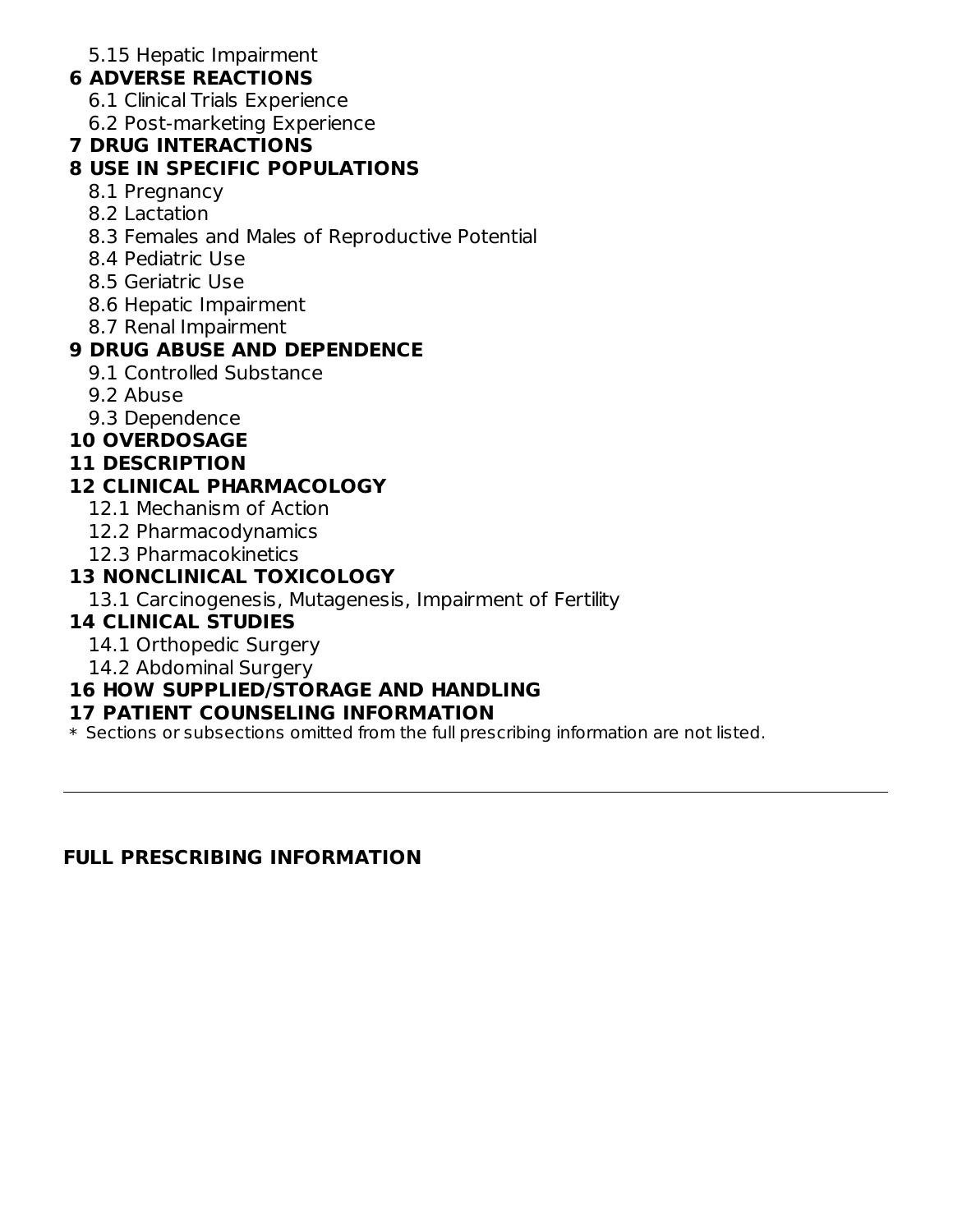5.15 Hepatic Impairment

**6 ADVERSE REACTIONS**

6.1 Clinical Trials Experience

6.2 Post-marketing Experience

**7 DRUG INTERACTIONS**

**8 USE IN SPECIFIC POPULATIONS**

8.1 Pregnancy

8.2 Lactation

8.3 Females and Males of Reproductive Potential

8.4 Pediatric Use

8.5 Geriatric Use

8.6 Hepatic Impairment

8.7 Renal Impairment

**9 DRUG ABUSE AND DEPENDENCE**

9.1 Controlled Substance

9.2 Abuse

9.3 Dependence

**10 OVERDOSAGE**

**11 DESCRIPTION**

**12 CLINICAL PHARMACOLOGY**

12.1 Mechanism of Action

12.2 Pharmacodynamics

12.3 Pharmacokinetics

**13 NONCLINICAL TOXICOLOGY**

13.1 Carcinogenesis, Mutagenesis, Impairment of Fertility

**14 CLINICAL STUDIES**

14.1 Orthopedic Surgery

14.2 Abdominal Surgery

**16 HOW SUPPLIED/STORAGE AND HANDLING**

**17 PATIENT COUNSELING INFORMATION**

* Sections or subsections omitted from the full prescribing information are not listed.

---

## FULL PRESCRIBING INFORMATION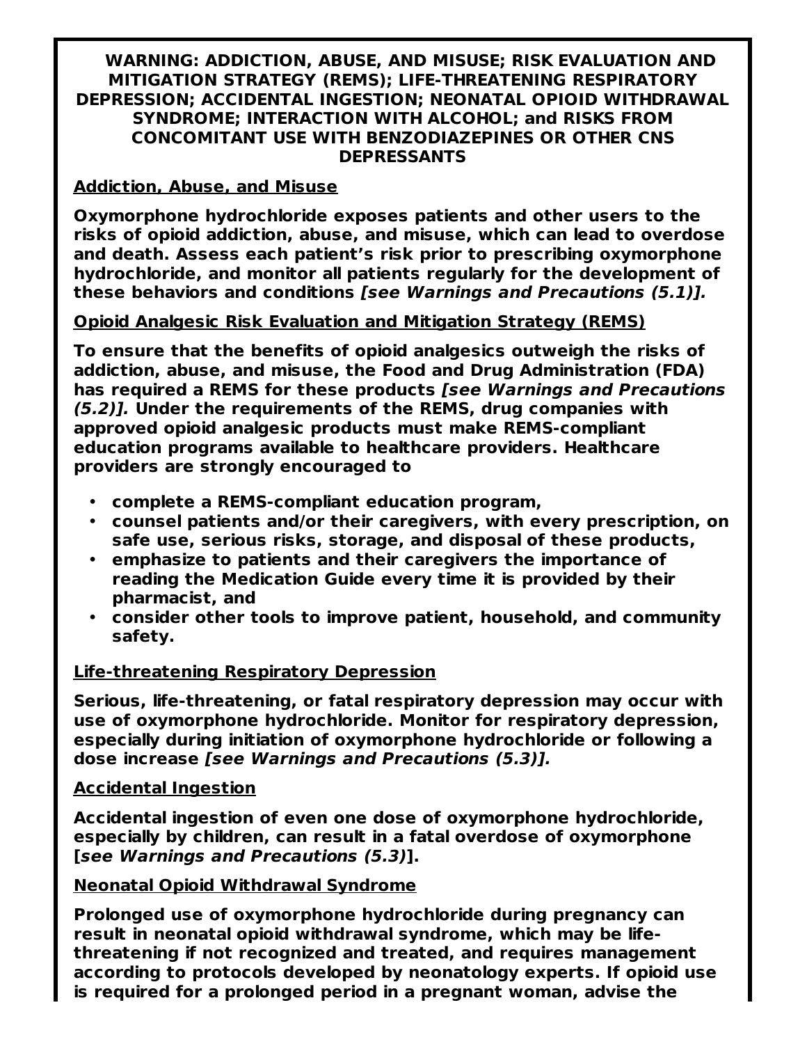**WARNING: ADDICTION, ABUSE, AND MISUSE; RISK EVALUATION AND MITIGATION STRATEGY (REMS); LIFE-THREATENING RESPIRATORY DEPRESSION; ACCIDENTAL INGESTION; NEONATAL OPIOID WITHDRAWAL SYNDROME; INTERACTION WITH ALCOHOL; and RISKS FROM CONCOMITANT USE WITH BENZODIAZEPINES OR OTHER CNS DEPRESSANTS**

**Addiction, Abuse, and Misuse**

**Oxymorphone hydrochloride exposes patients and other users to the risks of opioid addiction, abuse, and misuse, which can lead to overdose and death. Assess each patient's risk prior to prescribing oxymorphone hydrochloride, and monitor all patients regularly for the development of these behaviors and conditions *[see Warnings and Precautions (5.1)].***

**Opioid Analgesic Risk Evaluation and Mitigation Strategy (REMS)**

**To ensure that the benefits of opioid analgesics outweigh the risks of addiction, abuse, and misuse, the Food and Drug Administration (FDA) has required a REMS for these products *[see Warnings and Precautions (5.2)].* Under the requirements of the REMS, drug companies with approved opioid analgesic products must make REMS-compliant education programs available to healthcare providers. Healthcare providers are strongly encouraged to**

- **complete a REMS-compliant education program,**
- **counsel patients and/or their caregivers, with every prescription, on safe use, serious risks, storage, and disposal of these products,**
- **emphasize to patients and their caregivers the importance of reading the Medication Guide every time it is provided by their pharmacist, and**
- **consider other tools to improve patient, household, and community safety.**

**Life-threatening Respiratory Depression**

**Serious, life-threatening, or fatal respiratory depression may occur with use of oxymorphone hydrochloride. Monitor for respiratory depression, especially during initiation of oxymorphone hydrochloride or following a dose increase *[see Warnings and Precautions (5.3)].***

**Accidental Ingestion**

**Accidental ingestion of even one dose of oxymorphone hydrochloride, especially by children, can result in a fatal overdose of oxymorphone [*see Warnings and Precautions (5.3)*].**

**Neonatal Opioid Withdrawal Syndrome**

**Prolonged use of oxymorphone hydrochloride during pregnancy can result in neonatal opioid withdrawal syndrome, which may be life-threatening if not recognized and treated, and requires management according to protocols developed by neonatology experts. If opioid use is required for a prolonged period in a pregnant woman, advise the**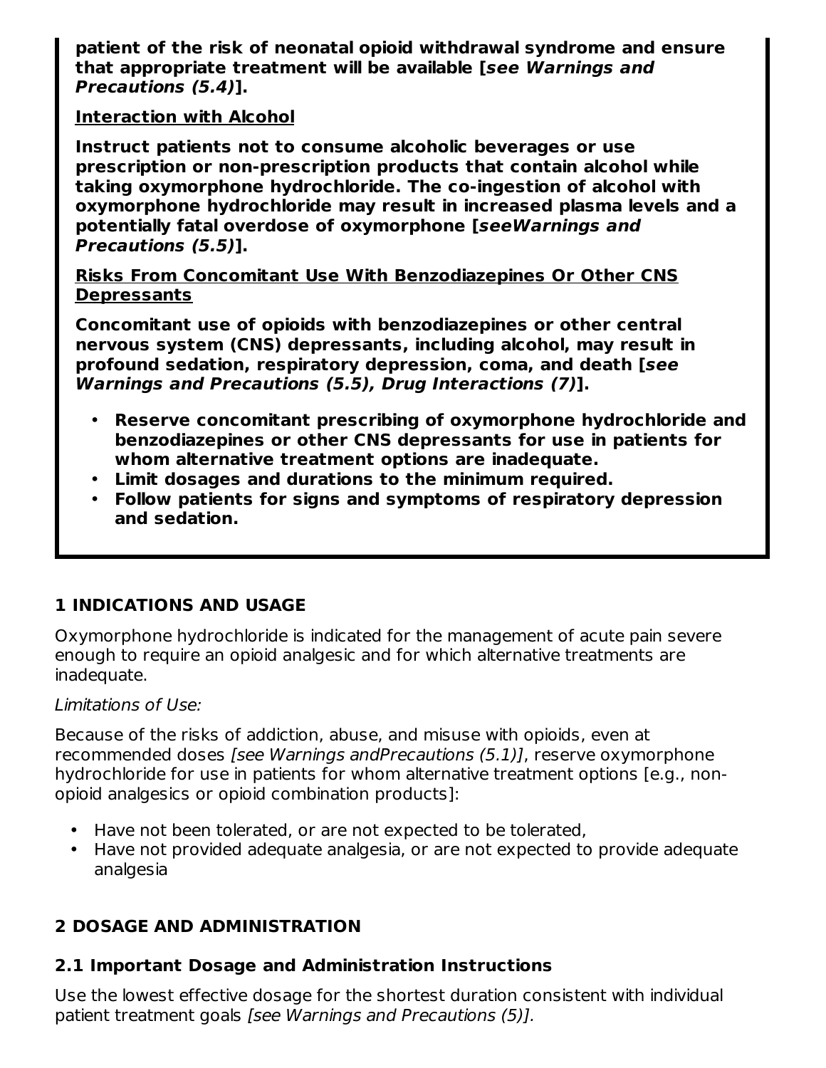**patient of the risk of neonatal opioid withdrawal syndrome and ensure that appropriate treatment will be available [*see Warnings and Precautions (5.4)*].**

**Interaction with Alcohol**

**Instruct patients not to consume alcoholic beverages or use prescription or non-prescription products that contain alcohol while taking oxymorphone hydrochloride. The co-ingestion of alcohol with oxymorphone hydrochloride may result in increased plasma levels and a potentially fatal overdose of oxymorphone [*seeWarnings and Precautions (5.5)*].**

**Risks From Concomitant Use With Benzodiazepines Or Other CNS Depressants**

**Concomitant use of opioids with benzodiazepines or other central nervous system (CNS) depressants, including alcohol, may result in profound sedation, respiratory depression, coma, and death [*see Warnings and Precautions (5.5), Drug Interactions (7)*].**

- **Reserve concomitant prescribing of oxymorphone hydrochloride and benzodiazepines or other CNS depressants for use in patients for whom alternative treatment options are inadequate.**
- **Limit dosages and durations to the minimum required.**
- **Follow patients for signs and symptoms of respiratory depression and sedation.**

## 1 INDICATIONS AND USAGE

Oxymorphone hydrochloride is indicated for the management of acute pain severe enough to require an opioid analgesic and for which alternative treatments are inadequate.

*Limitations of Use:*

Because of the risks of addiction, abuse, and misuse with opioids, even at recommended doses *[see Warnings andPrecautions (5.1)]*, reserve oxymorphone hydrochloride for use in patients for whom alternative treatment options [e.g., non-opioid analgesics or opioid combination products]:

- Have not been tolerated, or are not expected to be tolerated,
- Have not provided adequate analgesia, or are not expected to provide adequate analgesia

## 2 DOSAGE AND ADMINISTRATION

### 2.1 Important Dosage and Administration Instructions

Use the lowest effective dosage for the shortest duration consistent with individual patient treatment goals *[see Warnings and Precautions (5)].*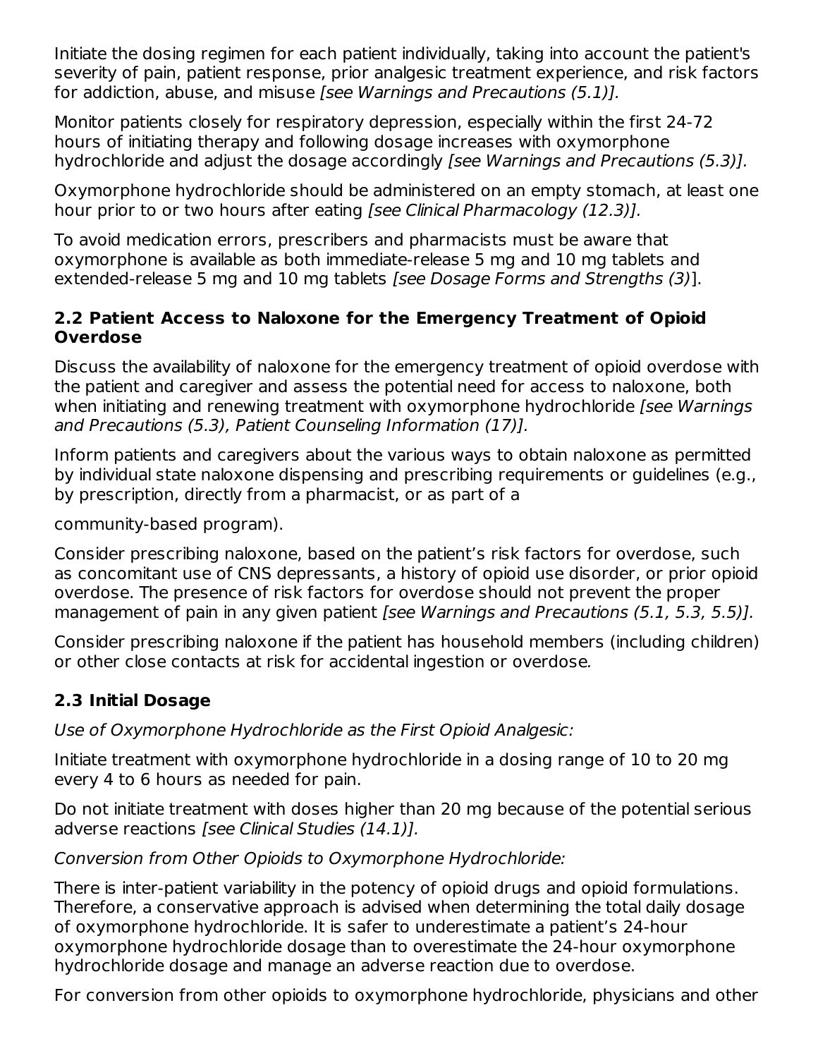Initiate the dosing regimen for each patient individually, taking into account the patient's severity of pain, patient response, prior analgesic treatment experience, and risk factors for addiction, abuse, and misuse *[see Warnings and Precautions (5.1)].*

Monitor patients closely for respiratory depression, especially within the first 24-72 hours of initiating therapy and following dosage increases with oxymorphone hydrochloride and adjust the dosage accordingly *[see Warnings and Precautions (5.3)].*

Oxymorphone hydrochloride should be administered on an empty stomach, at least one hour prior to or two hours after eating *[see Clinical Pharmacology (12.3)].*

To avoid medication errors, prescribers and pharmacists must be aware that oxymorphone is available as both immediate-release 5 mg and 10 mg tablets and extended-release 5 mg and 10 mg tablets *[see Dosage Forms and Strengths (3)*].

### 2.2 Patient Access to Naloxone for the Emergency Treatment of Opioid Overdose

Discuss the availability of naloxone for the emergency treatment of opioid overdose with the patient and caregiver and assess the potential need for access to naloxone, both when initiating and renewing treatment with oxymorphone hydrochloride *[see Warnings and Precautions (5.3), Patient Counseling Information (17)].*

Inform patients and caregivers about the various ways to obtain naloxone as permitted by individual state naloxone dispensing and prescribing requirements or guidelines (e.g., by prescription, directly from a pharmacist, or as part of a community-based program).

Consider prescribing naloxone, based on the patient's risk factors for overdose, such as concomitant use of CNS depressants, a history of opioid use disorder, or prior opioid overdose. The presence of risk factors for overdose should not prevent the proper management of pain in any given patient *[see Warnings and Precautions (5.1, 5.3, 5.5)].*

Consider prescribing naloxone if the patient has household members (including children) or other close contacts at risk for accidental ingestion or overdose.

### 2.3 Initial Dosage

*Use of Oxymorphone Hydrochloride as the First Opioid Analgesic:*

Initiate treatment with oxymorphone hydrochloride in a dosing range of 10 to 20 mg every 4 to 6 hours as needed for pain.

Do not initiate treatment with doses higher than 20 mg because of the potential serious adverse reactions *[see Clinical Studies (14.1)].*

*Conversion from Other Opioids to Oxymorphone Hydrochloride:*

There is inter-patient variability in the potency of opioid drugs and opioid formulations. Therefore, a conservative approach is advised when determining the total daily dosage of oxymorphone hydrochloride. It is safer to underestimate a patient's 24-hour oxymorphone hydrochloride dosage than to overestimate the 24-hour oxymorphone hydrochloride dosage and manage an adverse reaction due to overdose.

For conversion from other opioids to oxymorphone hydrochloride, physicians and other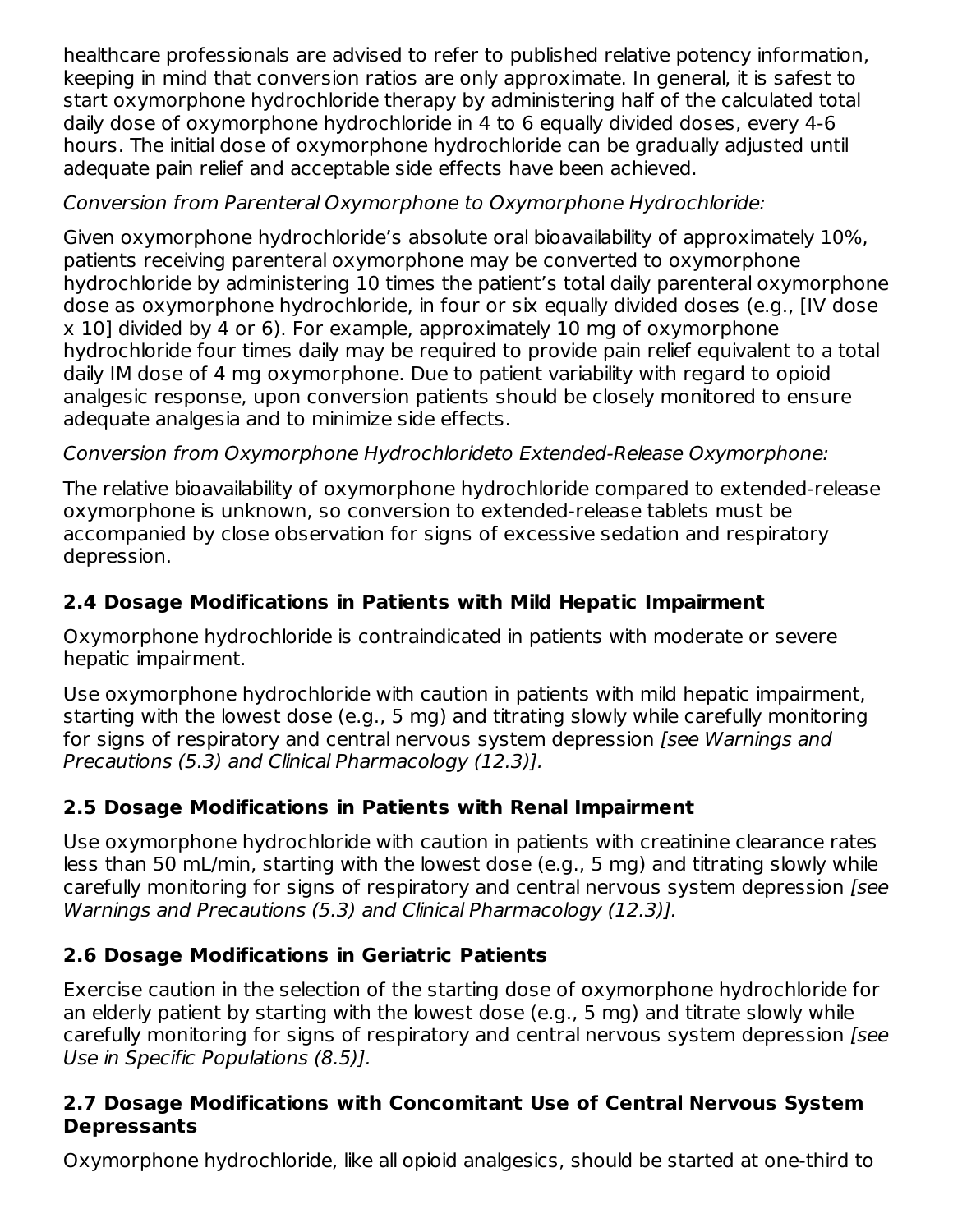healthcare professionals are advised to refer to published relative potency information, keeping in mind that conversion ratios are only approximate. In general, it is safest to start oxymorphone hydrochloride therapy by administering half of the calculated total daily dose of oxymorphone hydrochloride in 4 to 6 equally divided doses, every 4-6 hours. The initial dose of oxymorphone hydrochloride can be gradually adjusted until adequate pain relief and acceptable side effects have been achieved.

*Conversion from Parenteral Oxymorphone to Oxymorphone Hydrochloride:*

Given oxymorphone hydrochloride's absolute oral bioavailability of approximately 10%, patients receiving parenteral oxymorphone may be converted to oxymorphone hydrochloride by administering 10 times the patient's total daily parenteral oxymorphone dose as oxymorphone hydrochloride, in four or six equally divided doses (e.g., [IV dose x 10] divided by 4 or 6). For example, approximately 10 mg of oxymorphone hydrochloride four times daily may be required to provide pain relief equivalent to a total daily IM dose of 4 mg oxymorphone. Due to patient variability with regard to opioid analgesic response, upon conversion patients should be closely monitored to ensure adequate analgesia and to minimize side effects.

*Conversion from Oxymorphone Hydrochlorideto Extended-Release Oxymorphone:*

The relative bioavailability of oxymorphone hydrochloride compared to extended-release oxymorphone is unknown, so conversion to extended-release tablets must be accompanied by close observation for signs of excessive sedation and respiratory depression.

## 2.4 Dosage Modifications in Patients with Mild Hepatic Impairment

Oxymorphone hydrochloride is contraindicated in patients with moderate or severe hepatic impairment.

Use oxymorphone hydrochloride with caution in patients with mild hepatic impairment, starting with the lowest dose (e.g., 5 mg) and titrating slowly while carefully monitoring for signs of respiratory and central nervous system depression *[see Warnings and Precautions (5.3) and Clinical Pharmacology (12.3)].*

## 2.5 Dosage Modifications in Patients with Renal Impairment

Use oxymorphone hydrochloride with caution in patients with creatinine clearance rates less than 50 mL/min, starting with the lowest dose (e.g., 5 mg) and titrating slowly while carefully monitoring for signs of respiratory and central nervous system depression *[see Warnings and Precautions (5.3) and Clinical Pharmacology (12.3)].*

## 2.6 Dosage Modifications in Geriatric Patients

Exercise caution in the selection of the starting dose of oxymorphone hydrochloride for an elderly patient by starting with the lowest dose (e.g., 5 mg) and titrate slowly while carefully monitoring for signs of respiratory and central nervous system depression *[see Use in Specific Populations (8.5)].*

## 2.7 Dosage Modifications with Concomitant Use of Central Nervous System Depressants

Oxymorphone hydrochloride, like all opioid analgesics, should be started at one-third to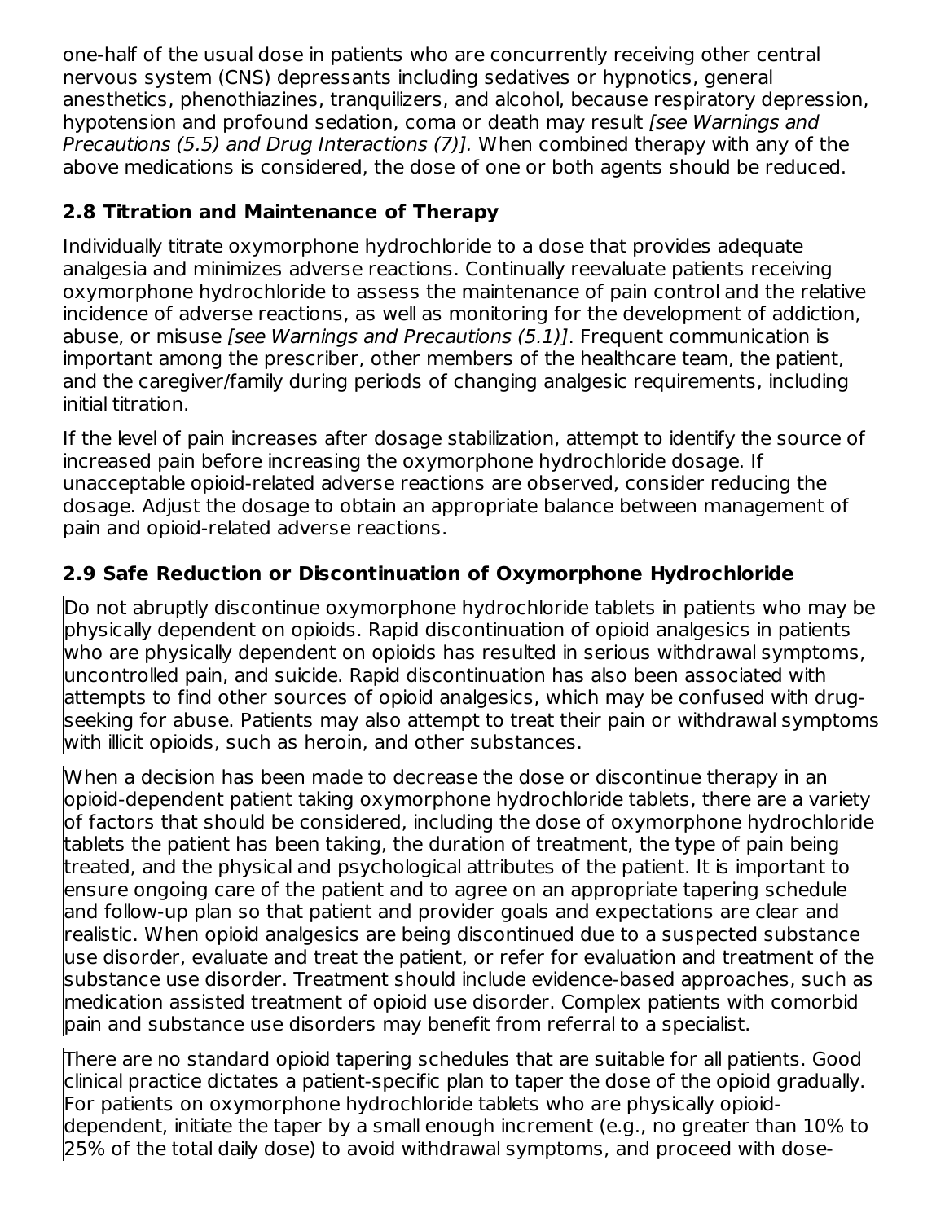one-half of the usual dose in patients who are concurrently receiving other central nervous system (CNS) depressants including sedatives or hypnotics, general anesthetics, phenothiazines, tranquilizers, and alcohol, because respiratory depression, hypotension and profound sedation, coma or death may result *[see Warnings and Precautions (5.5) and Drug Interactions (7)].* When combined therapy with any of the above medications is considered, the dose of one or both agents should be reduced.

### 2.8 Titration and Maintenance of Therapy

Individually titrate oxymorphone hydrochloride to a dose that provides adequate analgesia and minimizes adverse reactions. Continually reevaluate patients receiving oxymorphone hydrochloride to assess the maintenance of pain control and the relative incidence of adverse reactions, as well as monitoring for the development of addiction, abuse, or misuse *[see Warnings and Precautions (5.1)]*. Frequent communication is important among the prescriber, other members of the healthcare team, the patient, and the caregiver/family during periods of changing analgesic requirements, including initial titration.

If the level of pain increases after dosage stabilization, attempt to identify the source of increased pain before increasing the oxymorphone hydrochloride dosage. If unacceptable opioid-related adverse reactions are observed, consider reducing the dosage. Adjust the dosage to obtain an appropriate balance between management of pain and opioid-related adverse reactions.

### 2.9 Safe Reduction or Discontinuation of Oxymorphone Hydrochloride

Do not abruptly discontinue oxymorphone hydrochloride tablets in patients who may be physically dependent on opioids. Rapid discontinuation of opioid analgesics in patients who are physically dependent on opioids has resulted in serious withdrawal symptoms, uncontrolled pain, and suicide. Rapid discontinuation has also been associated with attempts to find other sources of opioid analgesics, which may be confused with drug-seeking for abuse. Patients may also attempt to treat their pain or withdrawal symptoms with illicit opioids, such as heroin, and other substances.

When a decision has been made to decrease the dose or discontinue therapy in an opioid-dependent patient taking oxymorphone hydrochloride tablets, there are a variety of factors that should be considered, including the dose of oxymorphone hydrochloride tablets the patient has been taking, the duration of treatment, the type of pain being treated, and the physical and psychological attributes of the patient. It is important to ensure ongoing care of the patient and to agree on an appropriate tapering schedule and follow-up plan so that patient and provider goals and expectations are clear and realistic. When opioid analgesics are being discontinued due to a suspected substance use disorder, evaluate and treat the patient, or refer for evaluation and treatment of the substance use disorder. Treatment should include evidence-based approaches, such as medication assisted treatment of opioid use disorder. Complex patients with comorbid pain and substance use disorders may benefit from referral to a specialist.

There are no standard opioid tapering schedules that are suitable for all patients. Good clinical practice dictates a patient-specific plan to taper the dose of the opioid gradually. For patients on oxymorphone hydrochloride tablets who are physically opioid-dependent, initiate the taper by a small enough increment (e.g., no greater than 10% to 25% of the total daily dose) to avoid withdrawal symptoms, and proceed with dose-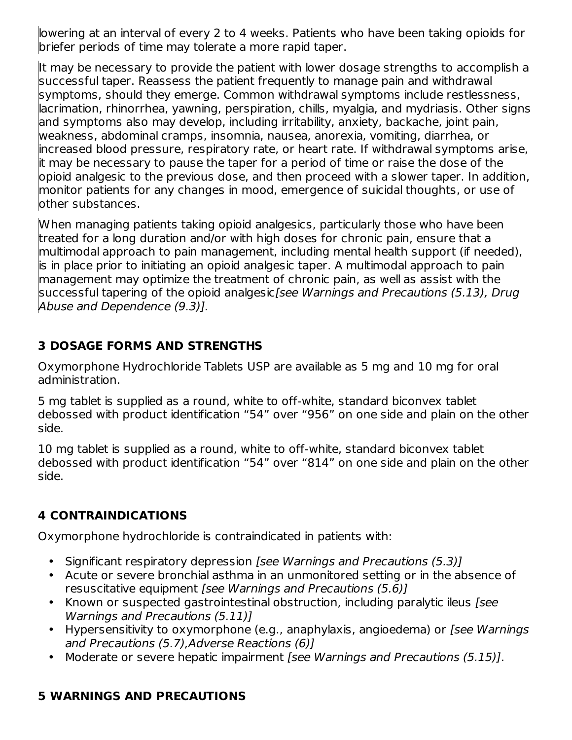lowering at an interval of every 2 to 4 weeks. Patients who have been taking opioids for briefer periods of time may tolerate a more rapid taper.

It may be necessary to provide the patient with lower dosage strengths to accomplish a successful taper. Reassess the patient frequently to manage pain and withdrawal symptoms, should they emerge. Common withdrawal symptoms include restlessness, lacrimation, rhinorrhea, yawning, perspiration, chills, myalgia, and mydriasis. Other signs and symptoms also may develop, including irritability, anxiety, backache, joint pain, weakness, abdominal cramps, insomnia, nausea, anorexia, vomiting, diarrhea, or increased blood pressure, respiratory rate, or heart rate. If withdrawal symptoms arise, it may be necessary to pause the taper for a period of time or raise the dose of the opioid analgesic to the previous dose, and then proceed with a slower taper. In addition, monitor patients for any changes in mood, emergence of suicidal thoughts, or use of other substances.

When managing patients taking opioid analgesics, particularly those who have been treated for a long duration and/or with high doses for chronic pain, ensure that a multimodal approach to pain management, including mental health support (if needed), is in place prior to initiating an opioid analgesic taper. A multimodal approach to pain management may optimize the treatment of chronic pain, as well as assist with the successful tapering of the opioid analgesic *[see Warnings and Precautions (5.13), Drug Abuse and Dependence (9.3)].*

## 3 DOSAGE FORMS AND STRENGTHS

Oxymorphone Hydrochloride Tablets USP are available as 5 mg and 10 mg for oral administration.

5 mg tablet is supplied as a round, white to off-white, standard biconvex tablet debossed with product identification “54” over “956” on one side and plain on the other side.

10 mg tablet is supplied as a round, white to off-white, standard biconvex tablet debossed with product identification “54” over “814” on one side and plain on the other side.

## 4 CONTRAINDICATIONS

Oxymorphone hydrochloride is contraindicated in patients with:

- Significant respiratory depression *[see Warnings and Precautions (5.3)]*
- Acute or severe bronchial asthma in an unmonitored setting or in the absence of resuscitative equipment *[see Warnings and Precautions (5.6)]*
- Known or suspected gastrointestinal obstruction, including paralytic ileus *[see Warnings and Precautions (5.11)]*
- Hypersensitivity to oxymorphone (e.g., anaphylaxis, angioedema) or *[see Warnings and Precautions (5.7),Adverse Reactions (6)]*
- Moderate or severe hepatic impairment *[see Warnings and Precautions (5.15)]*.

## 5 WARNINGS AND PRECAUTIONS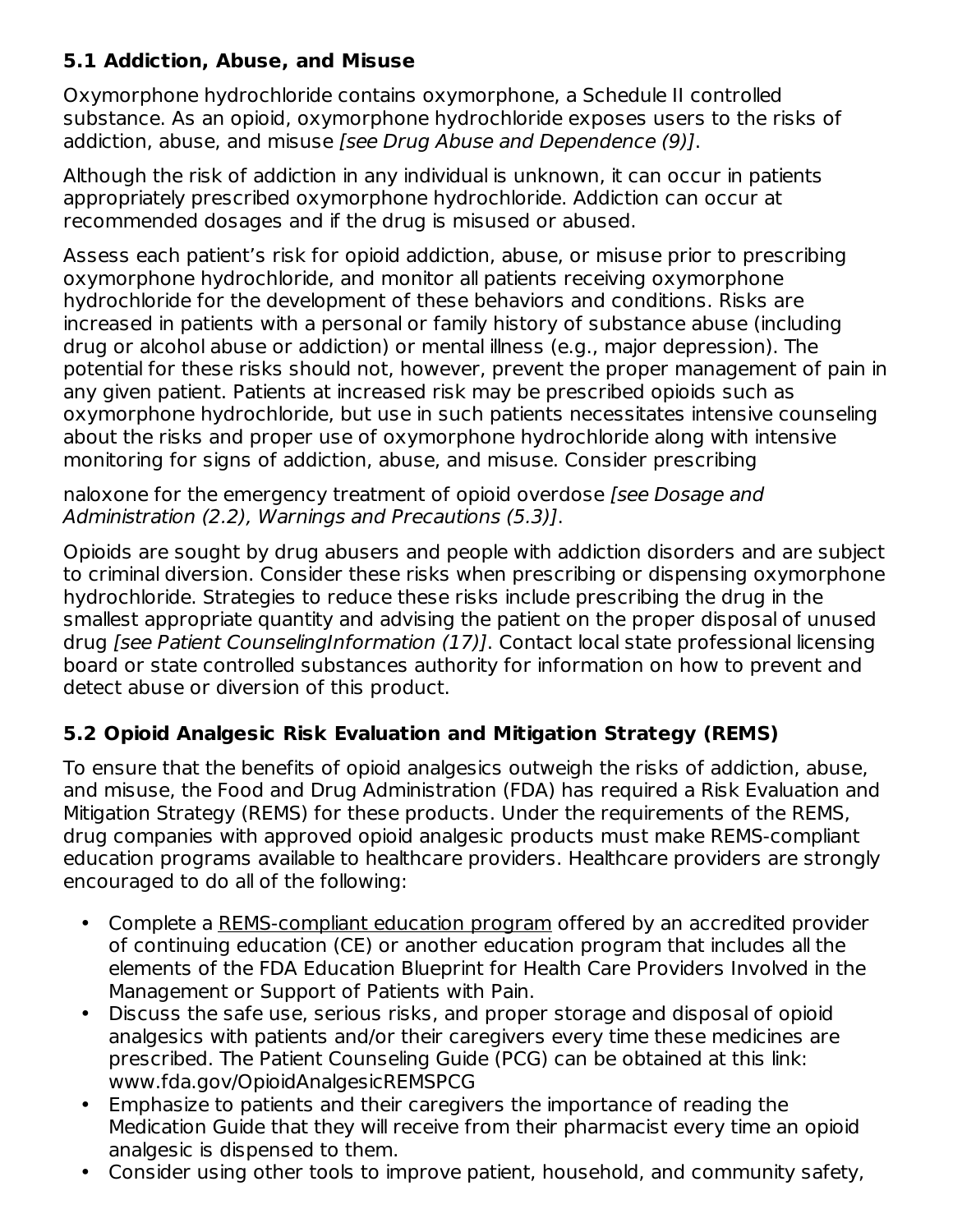### 5.1 Addiction, Abuse, and Misuse

Oxymorphone hydrochloride contains oxymorphone, a Schedule II controlled substance. As an opioid, oxymorphone hydrochloride exposes users to the risks of addiction, abuse, and misuse *[see Drug Abuse and Dependence (9)]*.

Although the risk of addiction in any individual is unknown, it can occur in patients appropriately prescribed oxymorphone hydrochloride. Addiction can occur at recommended dosages and if the drug is misused or abused.

Assess each patient's risk for opioid addiction, abuse, or misuse prior to prescribing oxymorphone hydrochloride, and monitor all patients receiving oxymorphone hydrochloride for the development of these behaviors and conditions. Risks are increased in patients with a personal or family history of substance abuse (including drug or alcohol abuse or addiction) or mental illness (e.g., major depression). The potential for these risks should not, however, prevent the proper management of pain in any given patient. Patients at increased risk may be prescribed opioids such as oxymorphone hydrochloride, but use in such patients necessitates intensive counseling about the risks and proper use of oxymorphone hydrochloride along with intensive monitoring for signs of addiction, abuse, and misuse. Consider prescribing naloxone for the emergency treatment of opioid overdose *[see Dosage and Administration (2.2), Warnings and Precautions (5.3)]*.

Opioids are sought by drug abusers and people with addiction disorders and are subject to criminal diversion. Consider these risks when prescribing or dispensing oxymorphone hydrochloride. Strategies to reduce these risks include prescribing the drug in the smallest appropriate quantity and advising the patient on the proper disposal of unused drug *[see Patient CounselingInformation (17)]*. Contact local state professional licensing board or state controlled substances authority for information on how to prevent and detect abuse or diversion of this product.

### 5.2 Opioid Analgesic Risk Evaluation and Mitigation Strategy (REMS)

To ensure that the benefits of opioid analgesics outweigh the risks of addiction, abuse, and misuse, the Food and Drug Administration (FDA) has required a Risk Evaluation and Mitigation Strategy (REMS) for these products. Under the requirements of the REMS, drug companies with approved opioid analgesic products must make REMS-compliant education programs available to healthcare providers. Healthcare providers are strongly encouraged to do all of the following:

- Complete a REMS-compliant education program offered by an accredited provider of continuing education (CE) or another education program that includes all the elements of the FDA Education Blueprint for Health Care Providers Involved in the Management or Support of Patients with Pain.
- Discuss the safe use, serious risks, and proper storage and disposal of opioid analgesics with patients and/or their caregivers every time these medicines are prescribed. The Patient Counseling Guide (PCG) can be obtained at this link: www.fda.gov/OpioidAnalgesicREMSPCG
- Emphasize to patients and their caregivers the importance of reading the Medication Guide that they will receive from their pharmacist every time an opioid analgesic is dispensed to them.
- Consider using other tools to improve patient, household, and community safety,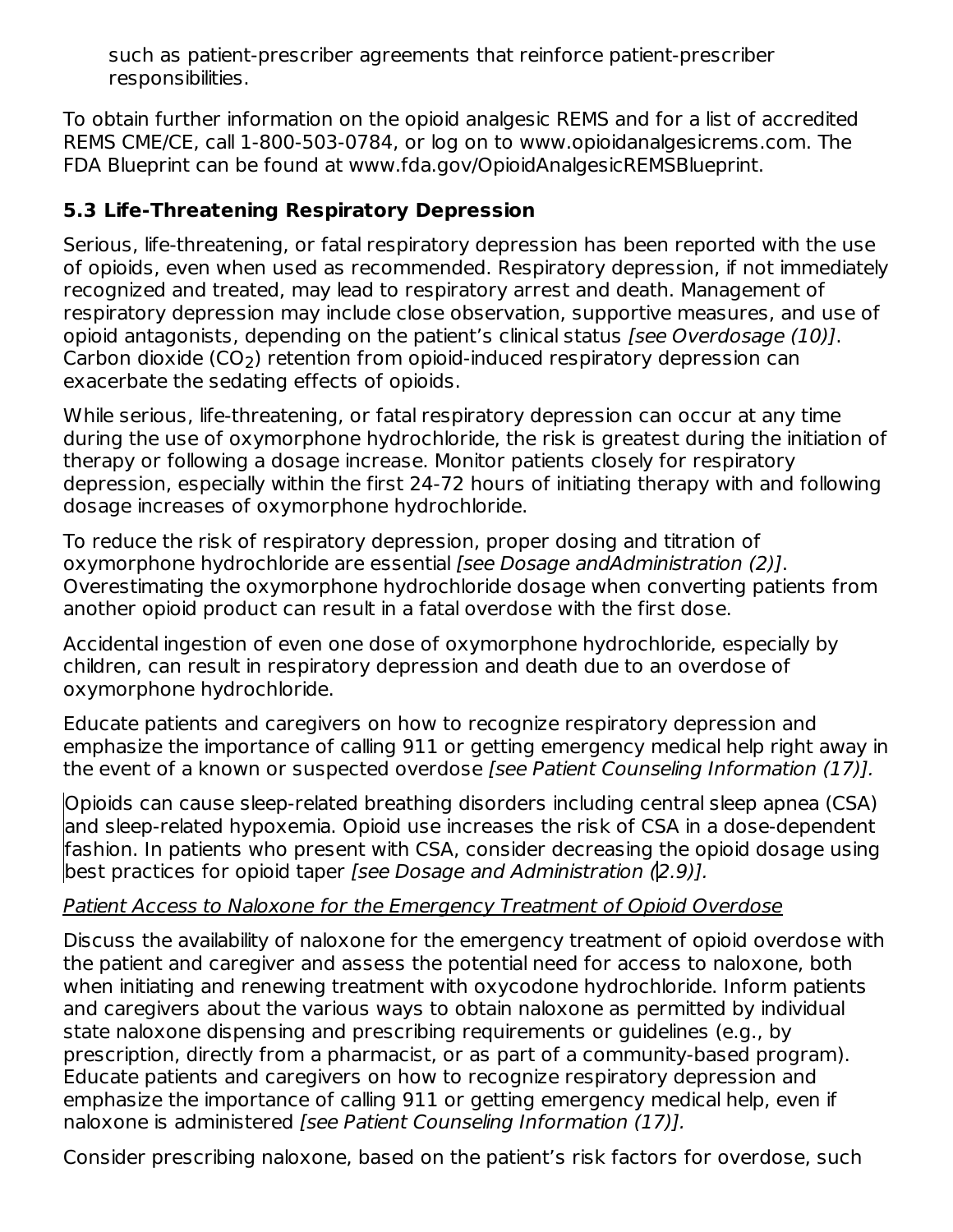such as patient-prescriber agreements that reinforce patient-prescriber responsibilities.

To obtain further information on the opioid analgesic REMS and for a list of accredited REMS CME/CE, call 1-800-503-0784, or log on to www.opioidanalgesicrems.com. The FDA Blueprint can be found at www.fda.gov/OpioidAnalgesicREMSBlueprint.

### 5.3 Life-Threatening Respiratory Depression

Serious, life-threatening, or fatal respiratory depression has been reported with the use of opioids, even when used as recommended. Respiratory depression, if not immediately recognized and treated, may lead to respiratory arrest and death. Management of respiratory depression may include close observation, supportive measures, and use of opioid antagonists, depending on the patient's clinical status *[see Overdosage (10)]*. Carbon dioxide ($CO_2$) retention from opioid-induced respiratory depression can exacerbate the sedating effects of opioids.

While serious, life-threatening, or fatal respiratory depression can occur at any time during the use of oxymorphone hydrochloride, the risk is greatest during the initiation of therapy or following a dosage increase. Monitor patients closely for respiratory depression, especially within the first 24-72 hours of initiating therapy with and following dosage increases of oxymorphone hydrochloride.

To reduce the risk of respiratory depression, proper dosing and titration of oxymorphone hydrochloride are essential *[see Dosage andAdministration (2)]*. Overestimating the oxymorphone hydrochloride dosage when converting patients from another opioid product can result in a fatal overdose with the first dose.

Accidental ingestion of even one dose of oxymorphone hydrochloride, especially by children, can result in respiratory depression and death due to an overdose of oxymorphone hydrochloride.

Educate patients and caregivers on how to recognize respiratory depression and emphasize the importance of calling 911 or getting emergency medical help right away in the event of a known or suspected overdose *[see Patient Counseling Information (17)].*

Opioids can cause sleep-related breathing disorders including central sleep apnea (CSA) and sleep-related hypoxemia. Opioid use increases the risk of CSA in a dose-dependent fashion. In patients who present with CSA, consider decreasing the opioid dosage using best practices for opioid taper *[see Dosage and Administration (2.9)].*

Patient Access to Naloxone for the Emergency Treatment of Opioid Overdose

Discuss the availability of naloxone for the emergency treatment of opioid overdose with the patient and caregiver and assess the potential need for access to naloxone, both when initiating and renewing treatment with oxycodone hydrochloride. Inform patients and caregivers about the various ways to obtain naloxone as permitted by individual state naloxone dispensing and prescribing requirements or guidelines (e.g., by prescription, directly from a pharmacist, or as part of a community-based program). Educate patients and caregivers on how to recognize respiratory depression and emphasize the importance of calling 911 or getting emergency medical help, even if naloxone is administered *[see Patient Counseling Information (17)].*

Consider prescribing naloxone, based on the patient's risk factors for overdose, such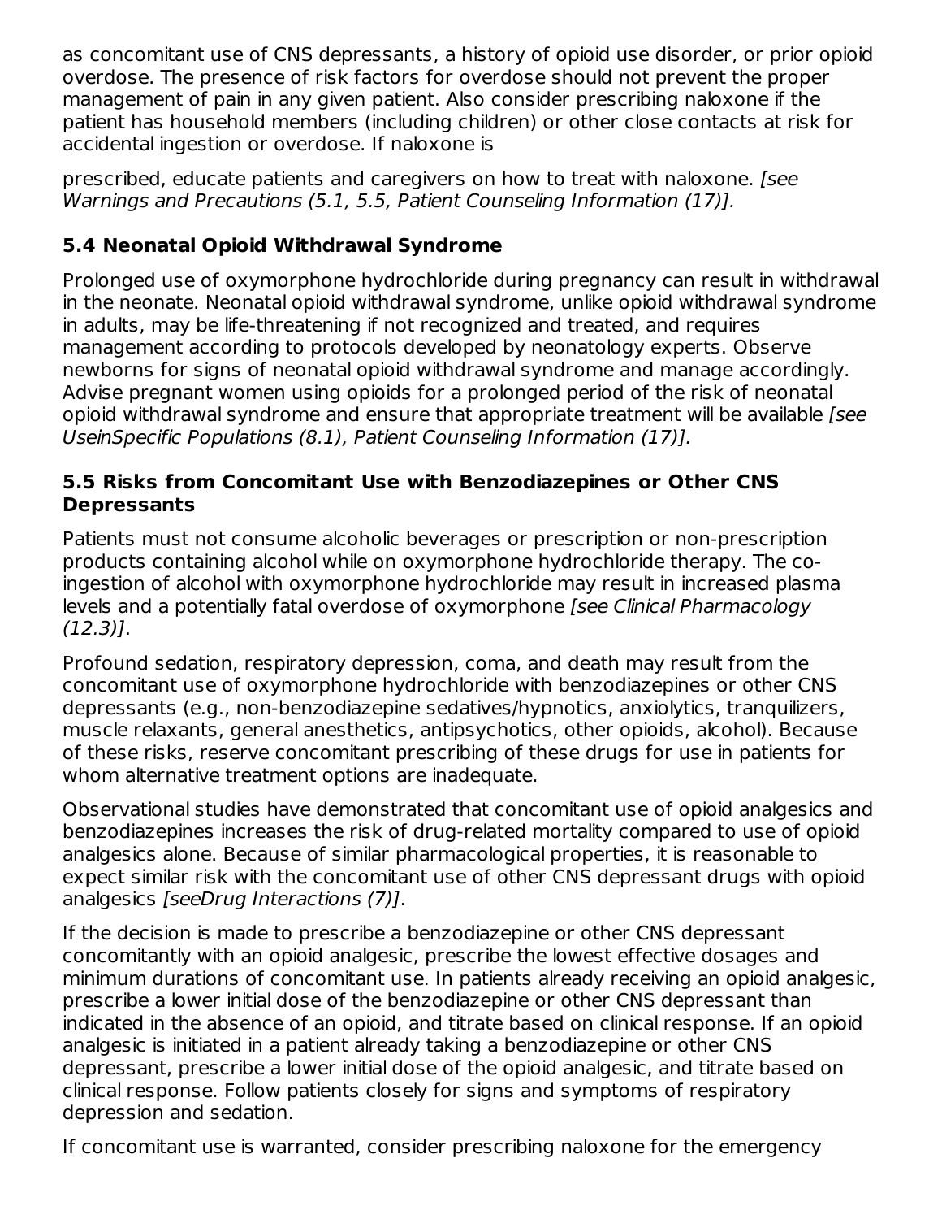as concomitant use of CNS depressants, a history of opioid use disorder, or prior opioid overdose. The presence of risk factors for overdose should not prevent the proper management of pain in any given patient. Also consider prescribing naloxone if the patient has household members (including children) or other close contacts at risk for accidental ingestion or overdose. If naloxone is

prescribed, educate patients and caregivers on how to treat with naloxone. *[see Warnings and Precautions (5.1, 5.5, Patient Counseling Information (17)].*

### 5.4 Neonatal Opioid Withdrawal Syndrome

Prolonged use of oxymorphone hydrochloride during pregnancy can result in withdrawal in the neonate. Neonatal opioid withdrawal syndrome, unlike opioid withdrawal syndrome in adults, may be life-threatening if not recognized and treated, and requires management according to protocols developed by neonatology experts. Observe newborns for signs of neonatal opioid withdrawal syndrome and manage accordingly. Advise pregnant women using opioids for a prolonged period of the risk of neonatal opioid withdrawal syndrome and ensure that appropriate treatment will be available *[see UseinSpecific Populations (8.1), Patient Counseling Information (17)].*

### 5.5 Risks from Concomitant Use with Benzodiazepines or Other CNS Depressants

Patients must not consume alcoholic beverages or prescription or non-prescription products containing alcohol while on oxymorphone hydrochloride therapy. The co-ingestion of alcohol with oxymorphone hydrochloride may result in increased plasma levels and a potentially fatal overdose of oxymorphone *[see Clinical Pharmacology (12.3)]*.

Profound sedation, respiratory depression, coma, and death may result from the concomitant use of oxymorphone hydrochloride with benzodiazepines or other CNS depressants (e.g., non-benzodiazepine sedatives/hypnotics, anxiolytics, tranquilizers, muscle relaxants, general anesthetics, antipsychotics, other opioids, alcohol). Because of these risks, reserve concomitant prescribing of these drugs for use in patients for whom alternative treatment options are inadequate.

Observational studies have demonstrated that concomitant use of opioid analgesics and benzodiazepines increases the risk of drug-related mortality compared to use of opioid analgesics alone. Because of similar pharmacological properties, it is reasonable to expect similar risk with the concomitant use of other CNS depressant drugs with opioid analgesics *[seeDrug Interactions (7)]*.

If the decision is made to prescribe a benzodiazepine or other CNS depressant concomitantly with an opioid analgesic, prescribe the lowest effective dosages and minimum durations of concomitant use. In patients already receiving an opioid analgesic, prescribe a lower initial dose of the benzodiazepine or other CNS depressant than indicated in the absence of an opioid, and titrate based on clinical response. If an opioid analgesic is initiated in a patient already taking a benzodiazepine or other CNS depressant, prescribe a lower initial dose of the opioid analgesic, and titrate based on clinical response. Follow patients closely for signs and symptoms of respiratory depression and sedation.

If concomitant use is warranted, consider prescribing naloxone for the emergency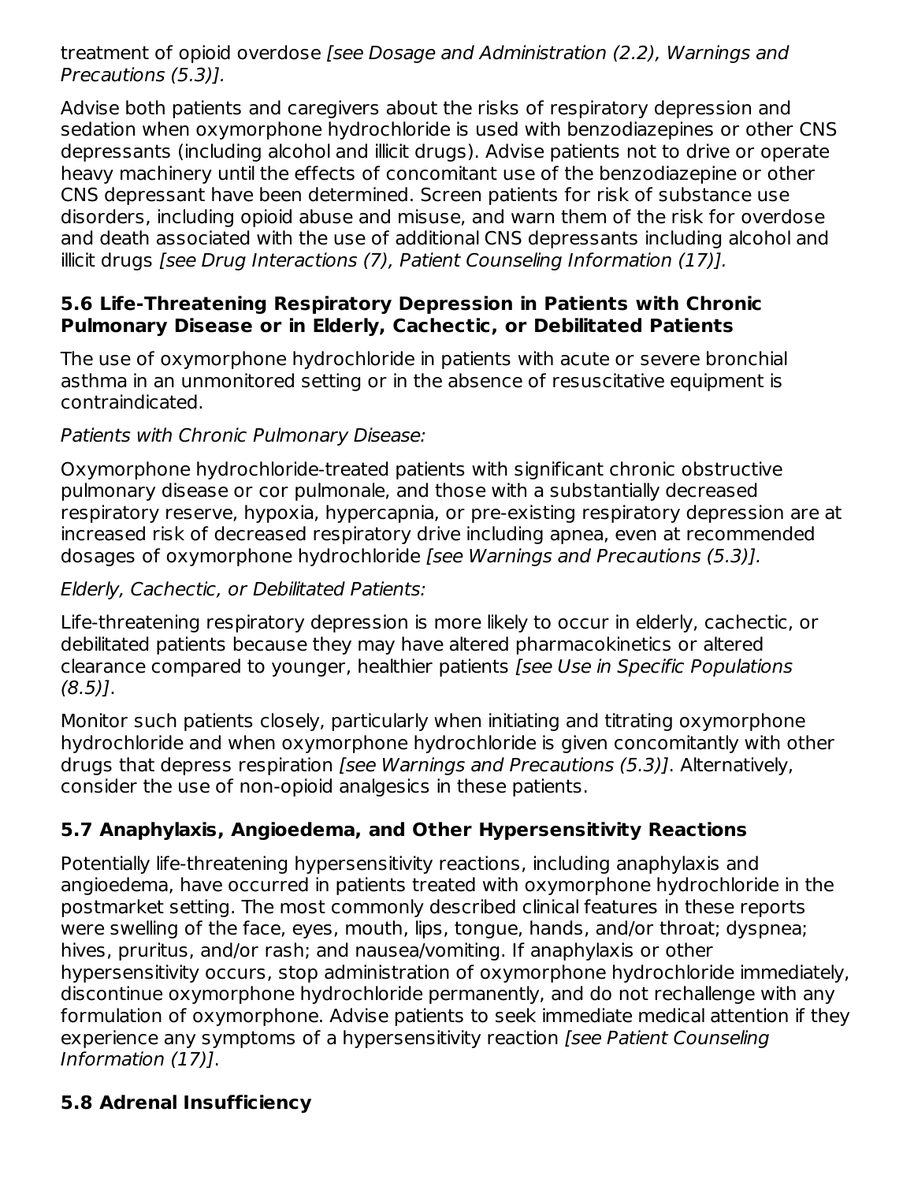treatment of opioid overdose *[see Dosage and Administration (2.2), Warnings and Precautions (5.3)].*

Advise both patients and caregivers about the risks of respiratory depression and sedation when oxymorphone hydrochloride is used with benzodiazepines or other CNS depressants (including alcohol and illicit drugs). Advise patients not to drive or operate heavy machinery until the effects of concomitant use of the benzodiazepine or other CNS depressant have been determined. Screen patients for risk of substance use disorders, including opioid abuse and misuse, and warn them of the risk for overdose and death associated with the use of additional CNS depressants including alcohol and illicit drugs *[see Drug Interactions (7), Patient Counseling Information (17)].*

### 5.6 Life-Threatening Respiratory Depression in Patients with Chronic Pulmonary Disease or in Elderly, Cachectic, or Debilitated Patients

The use of oxymorphone hydrochloride in patients with acute or severe bronchial asthma in an unmonitored setting or in the absence of resuscitative equipment is contraindicated.

*Patients with Chronic Pulmonary Disease:*

Oxymorphone hydrochloride-treated patients with significant chronic obstructive pulmonary disease or cor pulmonale, and those with a substantially decreased respiratory reserve, hypoxia, hypercapnia, or pre-existing respiratory depression are at increased risk of decreased respiratory drive including apnea, even at recommended dosages of oxymorphone hydrochloride *[see Warnings and Precautions (5.3)].*

*Elderly, Cachectic, or Debilitated Patients:*

Life-threatening respiratory depression is more likely to occur in elderly, cachectic, or debilitated patients because they may have altered pharmacokinetics or altered clearance compared to younger, healthier patients *[see Use in Specific Populations (8.5)]*.

Monitor such patients closely, particularly when initiating and titrating oxymorphone hydrochloride and when oxymorphone hydrochloride is given concomitantly with other drugs that depress respiration *[see Warnings and Precautions (5.3)]*. Alternatively, consider the use of non-opioid analgesics in these patients.

### 5.7 Anaphylaxis, Angioedema, and Other Hypersensitivity Reactions

Potentially life-threatening hypersensitivity reactions, including anaphylaxis and angioedema, have occurred in patients treated with oxymorphone hydrochloride in the postmarket setting. The most commonly described clinical features in these reports were swelling of the face, eyes, mouth, lips, tongue, hands, and/or throat; dyspnea; hives, pruritus, and/or rash; and nausea/vomiting. If anaphylaxis or other hypersensitivity occurs, stop administration of oxymorphone hydrochloride immediately, discontinue oxymorphone hydrochloride permanently, and do not rechallenge with any formulation of oxymorphone. Advise patients to seek immediate medical attention if they experience any symptoms of a hypersensitivity reaction *[see Patient Counseling Information (17)]*.

### 5.8 Adrenal Insufficiency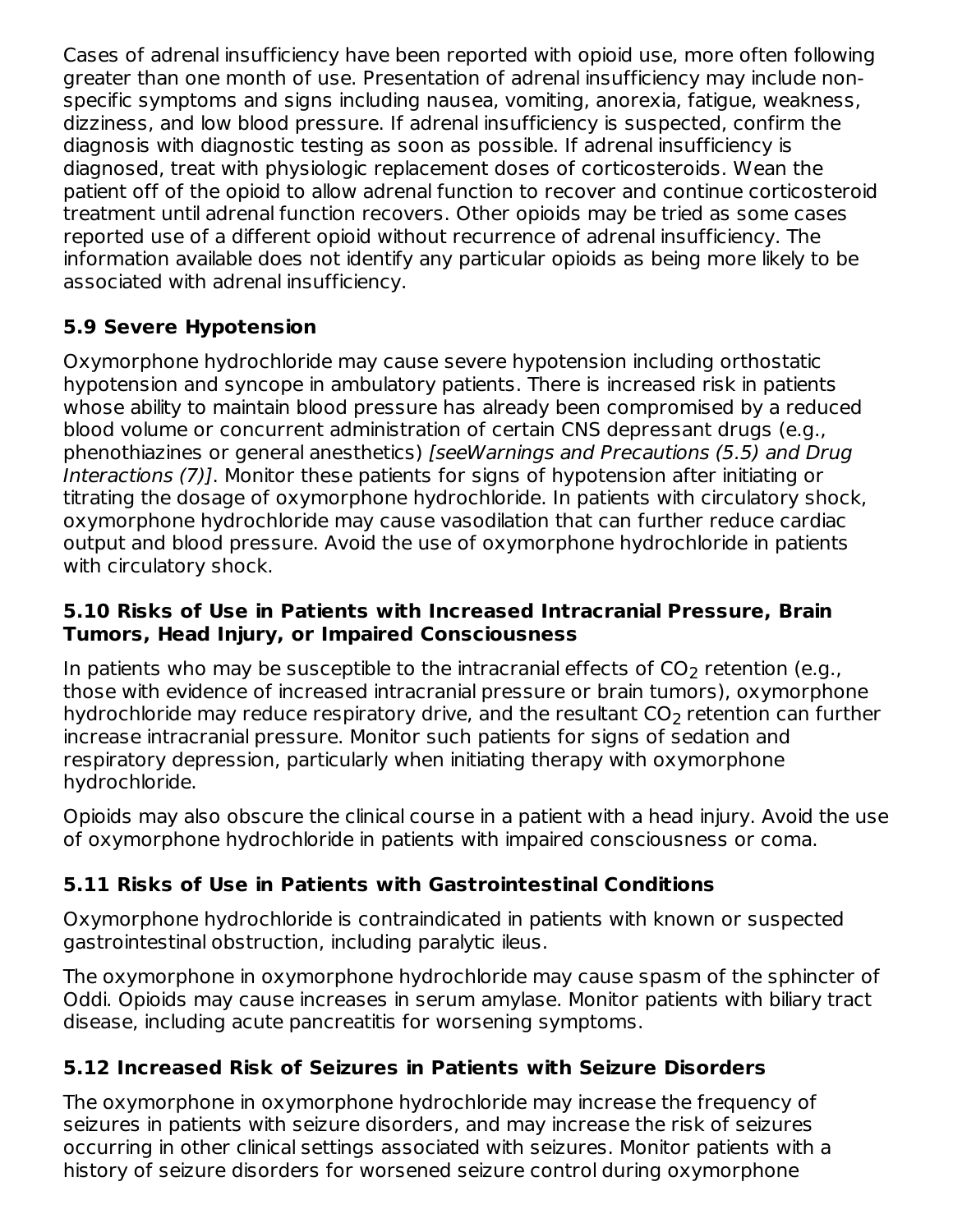Cases of adrenal insufficiency have been reported with opioid use, more often following greater than one month of use. Presentation of adrenal insufficiency may include non-specific symptoms and signs including nausea, vomiting, anorexia, fatigue, weakness, dizziness, and low blood pressure. If adrenal insufficiency is suspected, confirm the diagnosis with diagnostic testing as soon as possible. If adrenal insufficiency is diagnosed, treat with physiologic replacement doses of corticosteroids. Wean the patient off of the opioid to allow adrenal function to recover and continue corticosteroid treatment until adrenal function recovers. Other opioids may be tried as some cases reported use of a different opioid without recurrence of adrenal insufficiency. The information available does not identify any particular opioids as being more likely to be associated with adrenal insufficiency.

### 5.9 Severe Hypotension

Oxymorphone hydrochloride may cause severe hypotension including orthostatic hypotension and syncope in ambulatory patients. There is increased risk in patients whose ability to maintain blood pressure has already been compromised by a reduced blood volume or concurrent administration of certain CNS depressant drugs (e.g., phenothiazines or general anesthetics) *[seeWarnings and Precautions (5.5) and Drug Interactions (7)]*. Monitor these patients for signs of hypotension after initiating or titrating the dosage of oxymorphone hydrochloride. In patients with circulatory shock, oxymorphone hydrochloride may cause vasodilation that can further reduce cardiac output and blood pressure. Avoid the use of oxymorphone hydrochloride in patients with circulatory shock.

### 5.10 Risks of Use in Patients with Increased Intracranial Pressure, Brain Tumors, Head Injury, or Impaired Consciousness

In patients who may be susceptible to the intracranial effects of $CO_2$ retention (e.g., those with evidence of increased intracranial pressure or brain tumors), oxymorphone hydrochloride may reduce respiratory drive, and the resultant $CO_2$ retention can further increase intracranial pressure. Monitor such patients for signs of sedation and respiratory depression, particularly when initiating therapy with oxymorphone hydrochloride.

Opioids may also obscure the clinical course in a patient with a head injury. Avoid the use of oxymorphone hydrochloride in patients with impaired consciousness or coma.

### 5.11 Risks of Use in Patients with Gastrointestinal Conditions

Oxymorphone hydrochloride is contraindicated in patients with known or suspected gastrointestinal obstruction, including paralytic ileus.

The oxymorphone in oxymorphone hydrochloride may cause spasm of the sphincter of Oddi. Opioids may cause increases in serum amylase. Monitor patients with biliary tract disease, including acute pancreatitis for worsening symptoms.

### 5.12 Increased Risk of Seizures in Patients with Seizure Disorders

The oxymorphone in oxymorphone hydrochloride may increase the frequency of seizures in patients with seizure disorders, and may increase the risk of seizures occurring in other clinical settings associated with seizures. Monitor patients with a history of seizure disorders for worsened seizure control during oxymorphone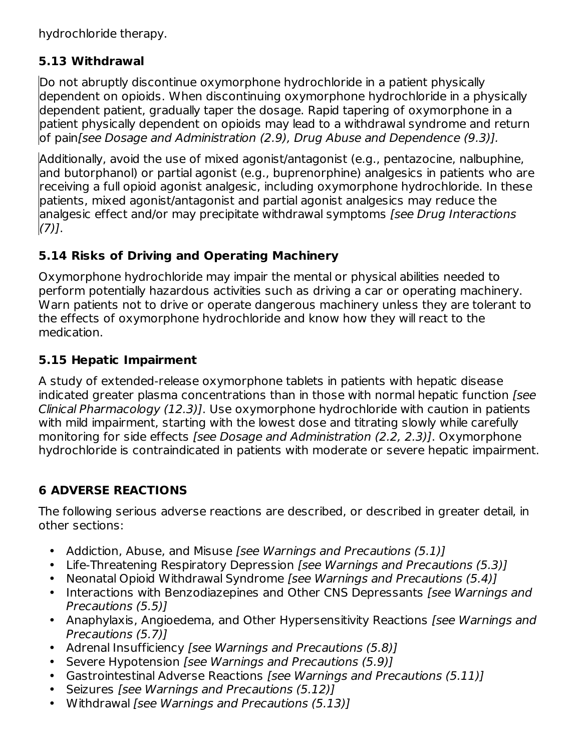hydrochloride therapy.

### 5.13 Withdrawal

Do not abruptly discontinue oxymorphone hydrochloride in a patient physically dependent on opioids. When discontinuing oxymorphone hydrochloride in a physically dependent patient, gradually taper the dosage. Rapid tapering of oxymorphone in a patient physically dependent on opioids may lead to a withdrawal syndrome and return of pain *[see Dosage and Administration (2.9), Drug Abuse and Dependence (9.3)].*

Additionally, avoid the use of mixed agonist/antagonist (e.g., pentazocine, nalbuphine, and butorphanol) or partial agonist (e.g., buprenorphine) analgesics in patients who are receiving a full opioid agonist analgesic, including oxymorphone hydrochloride. In these patients, mixed agonist/antagonist and partial agonist analgesics may reduce the analgesic effect and/or may precipitate withdrawal symptoms *[see Drug Interactions (7)]*.

### 5.14 Risks of Driving and Operating Machinery

Oxymorphone hydrochloride may impair the mental or physical abilities needed to perform potentially hazardous activities such as driving a car or operating machinery. Warn patients not to drive or operate dangerous machinery unless they are tolerant to the effects of oxymorphone hydrochloride and know how they will react to the medication.

### 5.15 Hepatic Impairment

A study of extended-release oxymorphone tablets in patients with hepatic disease indicated greater plasma concentrations than in those with normal hepatic function *[see Clinical Pharmacology (12.3)]*. Use oxymorphone hydrochloride with caution in patients with mild impairment, starting with the lowest dose and titrating slowly while carefully monitoring for side effects *[see Dosage and Administration (2.2, 2.3)]*. Oxymorphone hydrochloride is contraindicated in patients with moderate or severe hepatic impairment.

## 6 ADVERSE REACTIONS

The following serious adverse reactions are described, or described in greater detail, in other sections:

- Addiction, Abuse, and Misuse *[see Warnings and Precautions (5.1)]*
- Life-Threatening Respiratory Depression *[see Warnings and Precautions (5.3)]*
- Neonatal Opioid Withdrawal Syndrome *[see Warnings and Precautions (5.4)]*
- Interactions with Benzodiazepines and Other CNS Depressants *[see Warnings and Precautions (5.5)]*
- Anaphylaxis, Angioedema, and Other Hypersensitivity Reactions *[see Warnings and Precautions (5.7)]*
- Adrenal Insufficiency *[see Warnings and Precautions (5.8)]*
- Severe Hypotension *[see Warnings and Precautions (5.9)]*
- Gastrointestinal Adverse Reactions *[see Warnings and Precautions (5.11)]*
- Seizures *[see Warnings and Precautions (5.12)]*
- Withdrawal *[see Warnings and Precautions (5.13)]*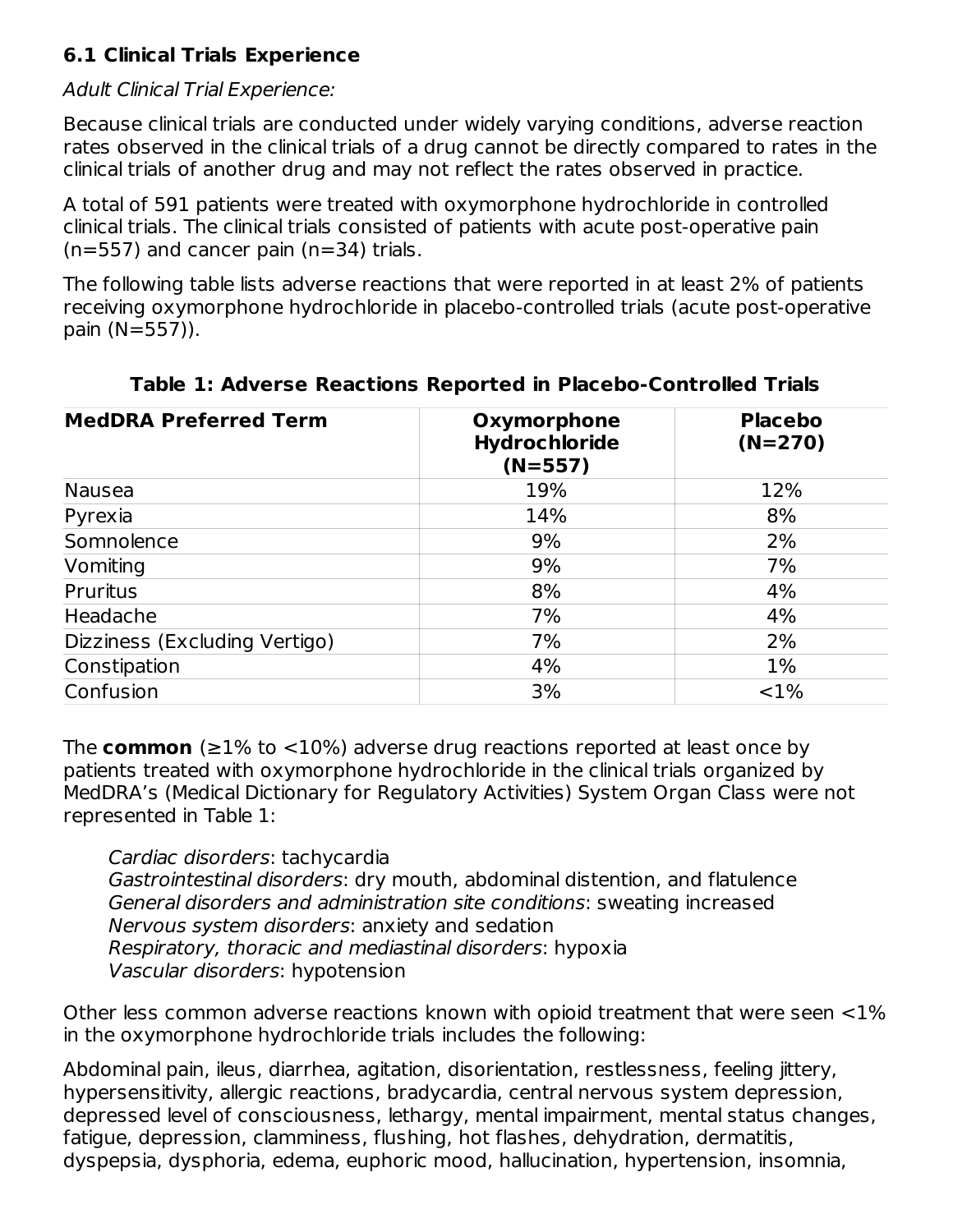### 6.1 Clinical Trials Experience

*Adult Clinical Trial Experience:*

Because clinical trials are conducted under widely varying conditions, adverse reaction rates observed in the clinical trials of a drug cannot be directly compared to rates in the clinical trials of another drug and may not reflect the rates observed in practice.

A total of 591 patients were treated with oxymorphone hydrochloride in controlled clinical trials. The clinical trials consisted of patients with acute post-operative pain (n=557) and cancer pain (n=34) trials.

The following table lists adverse reactions that were reported in at least 2% of patients receiving oxymorphone hydrochloride in placebo-controlled trials (acute post-operative pain (N=557)).

**Table 1: Adverse Reactions Reported in Placebo-Controlled Trials**

| MedDRA Preferred Term | Oxymorphone Hydrochloride (N=557) | Placebo (N=270) |
|---|---|---|
| Nausea | 19% | 12% |
| Pyrexia | 14% | 8% |
| Somnolence | 9% | 2% |
| Vomiting | 9% | 7% |
| Pruritus | 8% | 4% |
| Headache | 7% | 4% |
| Dizziness (Excluding Vertigo) | 7% | 2% |
| Constipation | 4% | 1% |
| Confusion | 3% | <1% |

The **common** (≥1% to <10%) adverse drug reactions reported at least once by patients treated with oxymorphone hydrochloride in the clinical trials organized by MedDRA's (Medical Dictionary for Regulatory Activities) System Organ Class were not represented in Table 1:

*Cardiac disorders*: tachycardia
*Gastrointestinal disorders*: dry mouth, abdominal distention, and flatulence
*General disorders and administration site conditions*: sweating increased
*Nervous system disorders*: anxiety and sedation
*Respiratory, thoracic and mediastinal disorders*: hypoxia
*Vascular disorders*: hypotension

Other less common adverse reactions known with opioid treatment that were seen <1% in the oxymorphone hydrochloride trials includes the following:

Abdominal pain, ileus, diarrhea, agitation, disorientation, restlessness, feeling jittery, hypersensitivity, allergic reactions, bradycardia, central nervous system depression, depressed level of consciousness, lethargy, mental impairment, mental status changes, fatigue, depression, clamminess, flushing, hot flashes, dehydration, dermatitis, dyspepsia, dysphoria, edema, euphoric mood, hallucination, hypertension, insomnia,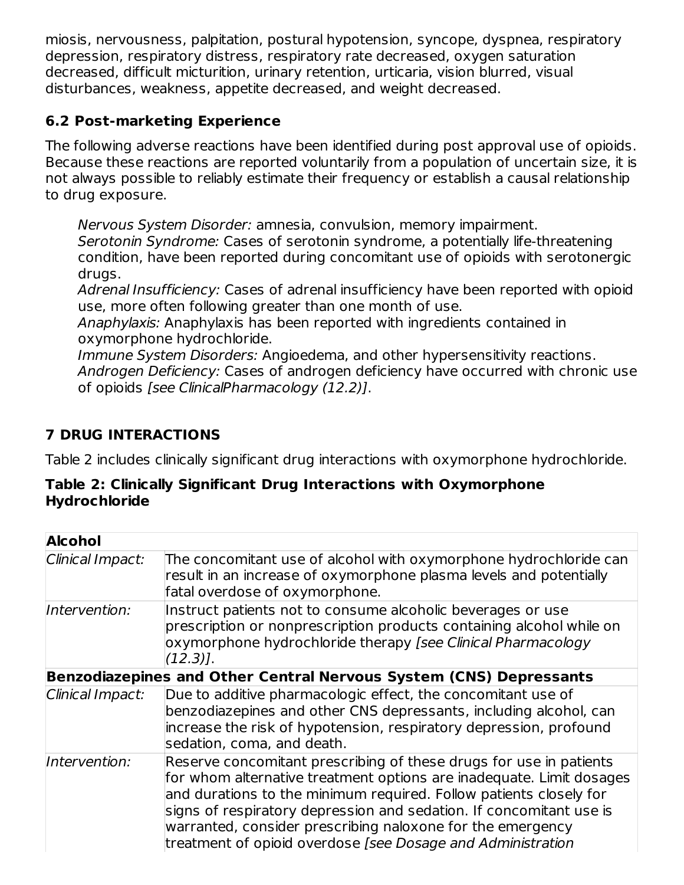miosis, nervousness, palpitation, postural hypotension, syncope, dyspnea, respiratory depression, respiratory distress, respiratory rate decreased, oxygen saturation decreased, difficult micturition, urinary retention, urticaria, vision blurred, visual disturbances, weakness, appetite decreased, and weight decreased.

### 6.2 Post-marketing Experience

The following adverse reactions have been identified during post approval use of opioids. Because these reactions are reported voluntarily from a population of uncertain size, it is not always possible to reliably estimate their frequency or establish a causal relationship to drug exposure.

*Nervous System Disorder:* amnesia, convulsion, memory impairment.
*Serotonin Syndrome:* Cases of serotonin syndrome, a potentially life-threatening condition, have been reported during concomitant use of opioids with serotonergic drugs.
*Adrenal Insufficiency:* Cases of adrenal insufficiency have been reported with opioid use, more often following greater than one month of use.
*Anaphylaxis:* Anaphylaxis has been reported with ingredients contained in oxymorphone hydrochloride.
*Immune System Disorders:* Angioedema, and other hypersensitivity reactions.
*Androgen Deficiency:* Cases of androgen deficiency have occurred with chronic use of opioids *[see ClinicalPharmacology (12.2)]*.

## 7 DRUG INTERACTIONS

Table 2 includes clinically significant drug interactions with oxymorphone hydrochloride.

**Table 2: Clinically Significant Drug Interactions with Oxymorphone Hydrochloride**

| **Alcohol** | |
|---|---|
| *Clinical Impact:* | The concomitant use of alcohol with oxymorphone hydrochloride can result in an increase of oxymorphone plasma levels and potentially fatal overdose of oxymorphone. |
| *Intervention:* | Instruct patients not to consume alcoholic beverages or use prescription or nonprescription products containing alcohol while on oxymorphone hydrochloride therapy *[see Clinical Pharmacology (12.3)]*. |
| **Benzodiazepines and Other Central Nervous System (CNS) Depressants** | |
| *Clinical Impact:* | Due to additive pharmacologic effect, the concomitant use of benzodiazepines and other CNS depressants, including alcohol, can increase the risk of hypotension, respiratory depression, profound sedation, coma, and death. |
| *Intervention:* | Reserve concomitant prescribing of these drugs for use in patients for whom alternative treatment options are inadequate. Limit dosages and durations to the minimum required. Follow patients closely for signs of respiratory depression and sedation. If concomitant use is warranted, consider prescribing naloxone for the emergency treatment of opioid overdose *[see Dosage and Administration* |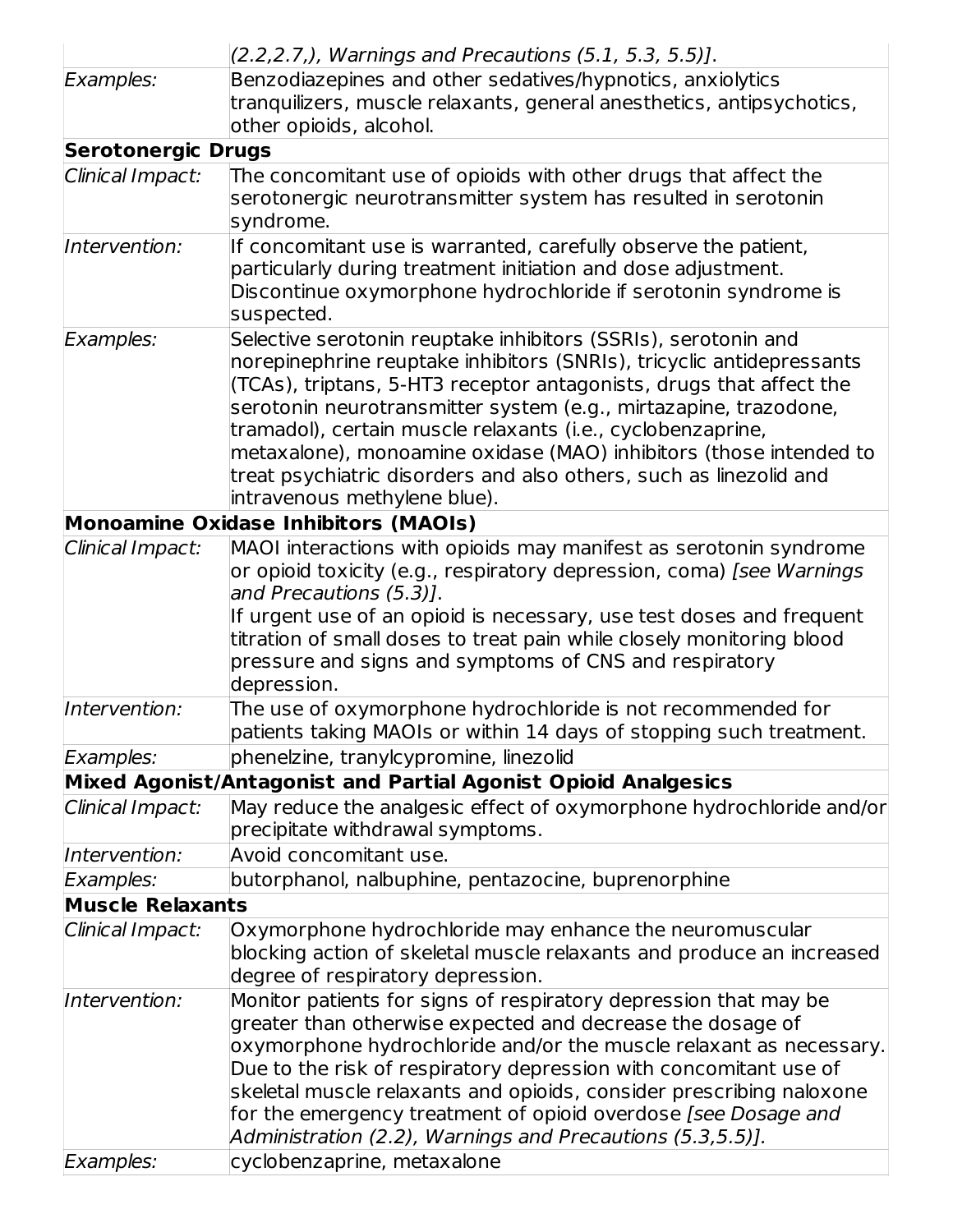| | |
|---|---|
| | *(2.2,2.7,), Warnings and Precautions (5.1, 5.3, 5.5)]*. |
| *Examples:* | Benzodiazepines and other sedatives/hypnotics, anxiolytics tranquilizers, muscle relaxants, general anesthetics, antipsychotics, other opioids, alcohol. |
| **Serotonergic Drugs** | |
| *Clinical Impact:* | The concomitant use of opioids with other drugs that affect the serotonergic neurotransmitter system has resulted in serotonin syndrome. |
| *Intervention:* | If concomitant use is warranted, carefully observe the patient, particularly during treatment initiation and dose adjustment. Discontinue oxymorphone hydrochloride if serotonin syndrome is suspected. |
| *Examples:* | Selective serotonin reuptake inhibitors (SSRIs), serotonin and norepinephrine reuptake inhibitors (SNRIs), tricyclic antidepressants (TCAs), triptans, 5-HT3 receptor antagonists, drugs that affect the serotonin neurotransmitter system (e.g., mirtazapine, trazodone, tramadol), certain muscle relaxants (i.e., cyclobenzaprine, metaxalone), monoamine oxidase (MAO) inhibitors (those intended to treat psychiatric disorders and also others, such as linezolid and intravenous methylene blue). |
| **Monoamine Oxidase Inhibitors (MAOIs)** | |
| *Clinical Impact:* | MAOI interactions with opioids may manifest as serotonin syndrome or opioid toxicity (e.g., respiratory depression, coma) *[see Warnings and Precautions (5.3)]*. If urgent use of an opioid is necessary, use test doses and frequent titration of small doses to treat pain while closely monitoring blood pressure and signs and symptoms of CNS and respiratory depression. |
| *Intervention:* | The use of oxymorphone hydrochloride is not recommended for patients taking MAOIs or within 14 days of stopping such treatment. |
| *Examples:* | phenelzine, tranylcypromine, linezolid |
| **Mixed Agonist/Antagonist and Partial Agonist Opioid Analgesics** | |
| *Clinical Impact:* | May reduce the analgesic effect of oxymorphone hydrochloride and/or precipitate withdrawal symptoms. |
| *Intervention:* | Avoid concomitant use. |
| *Examples:* | butorphanol, nalbuphine, pentazocine, buprenorphine |
| **Muscle Relaxants** | |
| *Clinical Impact:* | Oxymorphone hydrochloride may enhance the neuromuscular blocking action of skeletal muscle relaxants and produce an increased degree of respiratory depression. |
| *Intervention:* | Monitor patients for signs of respiratory depression that may be greater than otherwise expected and decrease the dosage of oxymorphone hydrochloride and/or the muscle relaxant as necessary. Due to the risk of respiratory depression with concomitant use of skeletal muscle relaxants and opioids, consider prescribing naloxone for the emergency treatment of opioid overdose *[see Dosage and Administration (2.2), Warnings and Precautions (5.3,5.5)].* |
| *Examples:* | cyclobenzaprine, metaxalone |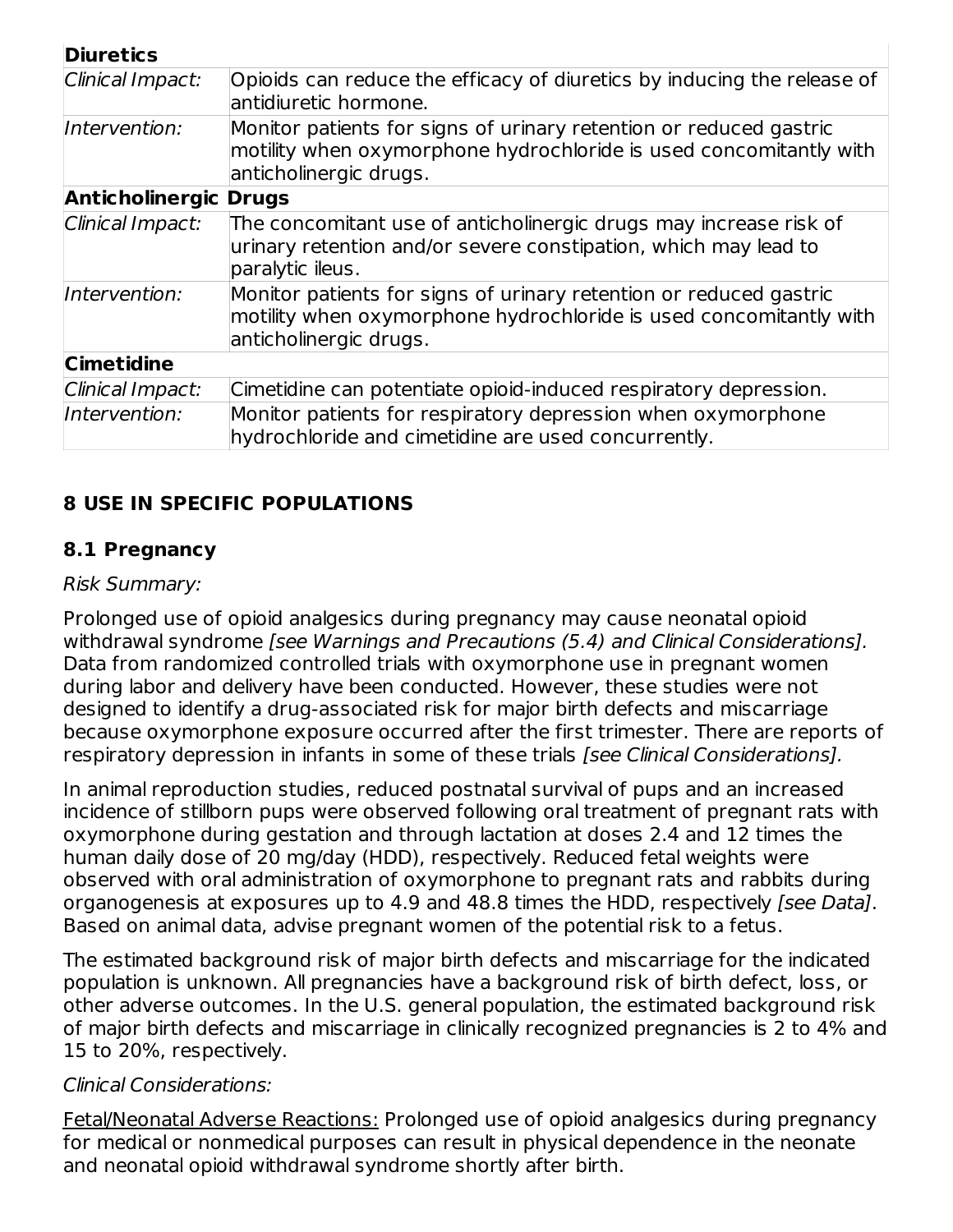| **Diuretics** | |
|---|---|
| *Clinical Impact:* | Opioids can reduce the efficacy of diuretics by inducing the release of antidiuretic hormone. |
| *Intervention:* | Monitor patients for signs of urinary retention or reduced gastric motility when oxymorphone hydrochloride is used concomitantly with anticholinergic drugs. |
| **Anticholinergic Drugs** | |
| *Clinical Impact:* | The concomitant use of anticholinergic drugs may increase risk of urinary retention and/or severe constipation, which may lead to paralytic ileus. |
| *Intervention:* | Monitor patients for signs of urinary retention or reduced gastric motility when oxymorphone hydrochloride is used concomitantly with anticholinergic drugs. |
| **Cimetidine** | |
| *Clinical Impact:* | Cimetidine can potentiate opioid-induced respiratory depression. |
| *Intervention:* | Monitor patients for respiratory depression when oxymorphone hydrochloride and cimetidine are used concurrently. |

## 8 USE IN SPECIFIC POPULATIONS

### 8.1 Pregnancy

*Risk Summary:*

Prolonged use of opioid analgesics during pregnancy may cause neonatal opioid withdrawal syndrome *[see Warnings and Precautions (5.4) and Clinical Considerations].* Data from randomized controlled trials with oxymorphone use in pregnant women during labor and delivery have been conducted. However, these studies were not designed to identify a drug-associated risk for major birth defects and miscarriage because oxymorphone exposure occurred after the first trimester. There are reports of respiratory depression in infants in some of these trials *[see Clinical Considerations].*

In animal reproduction studies, reduced postnatal survival of pups and an increased incidence of stillborn pups were observed following oral treatment of pregnant rats with oxymorphone during gestation and through lactation at doses 2.4 and 12 times the human daily dose of 20 mg/day (HDD), respectively. Reduced fetal weights were observed with oral administration of oxymorphone to pregnant rats and rabbits during organogenesis at exposures up to 4.9 and 48.8 times the HDD, respectively *[see Data]*. Based on animal data, advise pregnant women of the potential risk to a fetus.

The estimated background risk of major birth defects and miscarriage for the indicated population is unknown. All pregnancies have a background risk of birth defect, loss, or other adverse outcomes. In the U.S. general population, the estimated background risk of major birth defects and miscarriage in clinically recognized pregnancies is 2 to 4% and 15 to 20%, respectively.

*Clinical Considerations:*

Fetal/Neonatal Adverse Reactions: Prolonged use of opioid analgesics during pregnancy for medical or nonmedical purposes can result in physical dependence in the neonate and neonatal opioid withdrawal syndrome shortly after birth.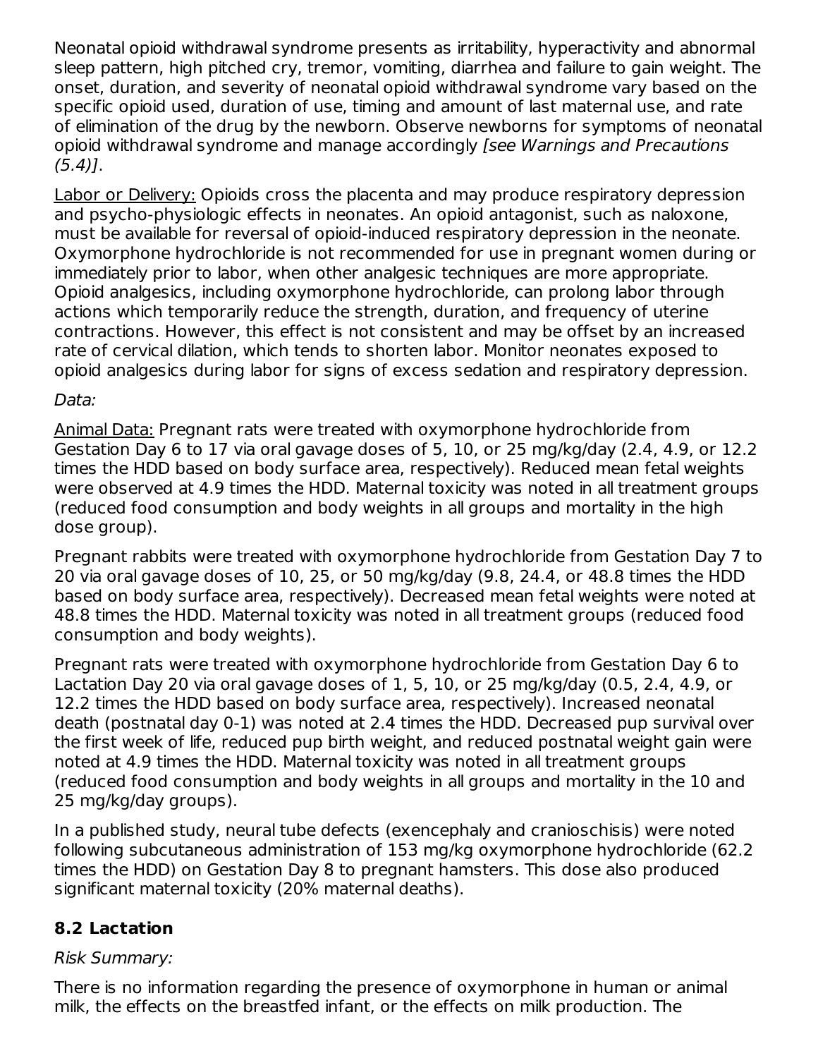Neonatal opioid withdrawal syndrome presents as irritability, hyperactivity and abnormal sleep pattern, high pitched cry, tremor, vomiting, diarrhea and failure to gain weight. The onset, duration, and severity of neonatal opioid withdrawal syndrome vary based on the specific opioid used, duration of use, timing and amount of last maternal use, and rate of elimination of the drug by the newborn. Observe newborns for symptoms of neonatal opioid withdrawal syndrome and manage accordingly *[see Warnings and Precautions (5.4)]*.

Labor or Delivery: Opioids cross the placenta and may produce respiratory depression and psycho-physiologic effects in neonates. An opioid antagonist, such as naloxone, must be available for reversal of opioid-induced respiratory depression in the neonate. Oxymorphone hydrochloride is not recommended for use in pregnant women during or immediately prior to labor, when other analgesic techniques are more appropriate. Opioid analgesics, including oxymorphone hydrochloride, can prolong labor through actions which temporarily reduce the strength, duration, and frequency of uterine contractions. However, this effect is not consistent and may be offset by an increased rate of cervical dilation, which tends to shorten labor. Monitor neonates exposed to opioid analgesics during labor for signs of excess sedation and respiratory depression.

*Data:*

Animal Data: Pregnant rats were treated with oxymorphone hydrochloride from Gestation Day 6 to 17 via oral gavage doses of 5, 10, or 25 mg/kg/day (2.4, 4.9, or 12.2 times the HDD based on body surface area, respectively). Reduced mean fetal weights were observed at 4.9 times the HDD. Maternal toxicity was noted in all treatment groups (reduced food consumption and body weights in all groups and mortality in the high dose group).

Pregnant rabbits were treated with oxymorphone hydrochloride from Gestation Day 7 to 20 via oral gavage doses of 10, 25, or 50 mg/kg/day (9.8, 24.4, or 48.8 times the HDD based on body surface area, respectively). Decreased mean fetal weights were noted at 48.8 times the HDD. Maternal toxicity was noted in all treatment groups (reduced food consumption and body weights).

Pregnant rats were treated with oxymorphone hydrochloride from Gestation Day 6 to Lactation Day 20 via oral gavage doses of 1, 5, 10, or 25 mg/kg/day (0.5, 2.4, 4.9, or 12.2 times the HDD based on body surface area, respectively). Increased neonatal death (postnatal day 0-1) was noted at 2.4 times the HDD. Decreased pup survival over the first week of life, reduced pup birth weight, and reduced postnatal weight gain were noted at 4.9 times the HDD. Maternal toxicity was noted in all treatment groups (reduced food consumption and body weights in all groups and mortality in the 10 and 25 mg/kg/day groups).

In a published study, neural tube defects (exencephaly and cranioschisis) were noted following subcutaneous administration of 153 mg/kg oxymorphone hydrochloride (62.2 times the HDD) on Gestation Day 8 to pregnant hamsters. This dose also produced significant maternal toxicity (20% maternal deaths).

### 8.2 Lactation

*Risk Summary:*

There is no information regarding the presence of oxymorphone in human or animal milk, the effects on the breastfed infant, or the effects on milk production. The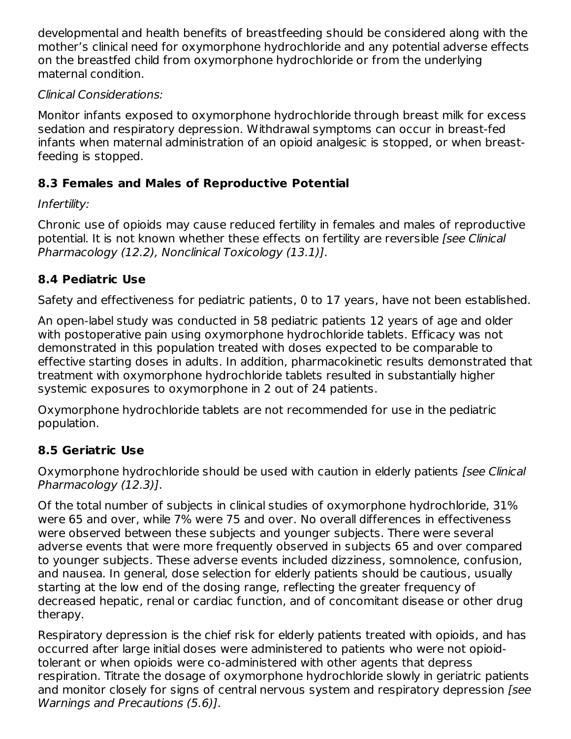developmental and health benefits of breastfeeding should be considered along with the mother's clinical need for oxymorphone hydrochloride and any potential adverse effects on the breastfed child from oxymorphone hydrochloride or from the underlying maternal condition.

*Clinical Considerations:*

Monitor infants exposed to oxymorphone hydrochloride through breast milk for excess sedation and respiratory depression. Withdrawal symptoms can occur in breast-fed infants when maternal administration of an opioid analgesic is stopped, or when breast-feeding is stopped.

### 8.3 Females and Males of Reproductive Potential

*Infertility:*

Chronic use of opioids may cause reduced fertility in females and males of reproductive potential. It is not known whether these effects on fertility are reversible *[see Clinical Pharmacology (12.2), Nonclinical Toxicology (13.1)]*.

### 8.4 Pediatric Use

Safety and effectiveness for pediatric patients, 0 to 17 years, have not been established.

An open-label study was conducted in 58 pediatric patients 12 years of age and older with postoperative pain using oxymorphone hydrochloride tablets. Efficacy was not demonstrated in this population treated with doses expected to be comparable to effective starting doses in adults. In addition, pharmacokinetic results demonstrated that treatment with oxymorphone hydrochloride tablets resulted in substantially higher systemic exposures to oxymorphone in 2 out of 24 patients.

Oxymorphone hydrochloride tablets are not recommended for use in the pediatric population.

### 8.5 Geriatric Use

Oxymorphone hydrochloride should be used with caution in elderly patients *[see Clinical Pharmacology (12.3)]*.

Of the total number of subjects in clinical studies of oxymorphone hydrochloride, 31% were 65 and over, while 7% were 75 and over. No overall differences in effectiveness were observed between these subjects and younger subjects. There were several adverse events that were more frequently observed in subjects 65 and over compared to younger subjects. These adverse events included dizziness, somnolence, confusion, and nausea. In general, dose selection for elderly patients should be cautious, usually starting at the low end of the dosing range, reflecting the greater frequency of decreased hepatic, renal or cardiac function, and of concomitant disease or other drug therapy.

Respiratory depression is the chief risk for elderly patients treated with opioids, and has occurred after large initial doses were administered to patients who were not opioid-tolerant or when opioids were co-administered with other agents that depress respiration. Titrate the dosage of oxymorphone hydrochloride slowly in geriatric patients and monitor closely for signs of central nervous system and respiratory depression *[see Warnings and Precautions (5.6)]*.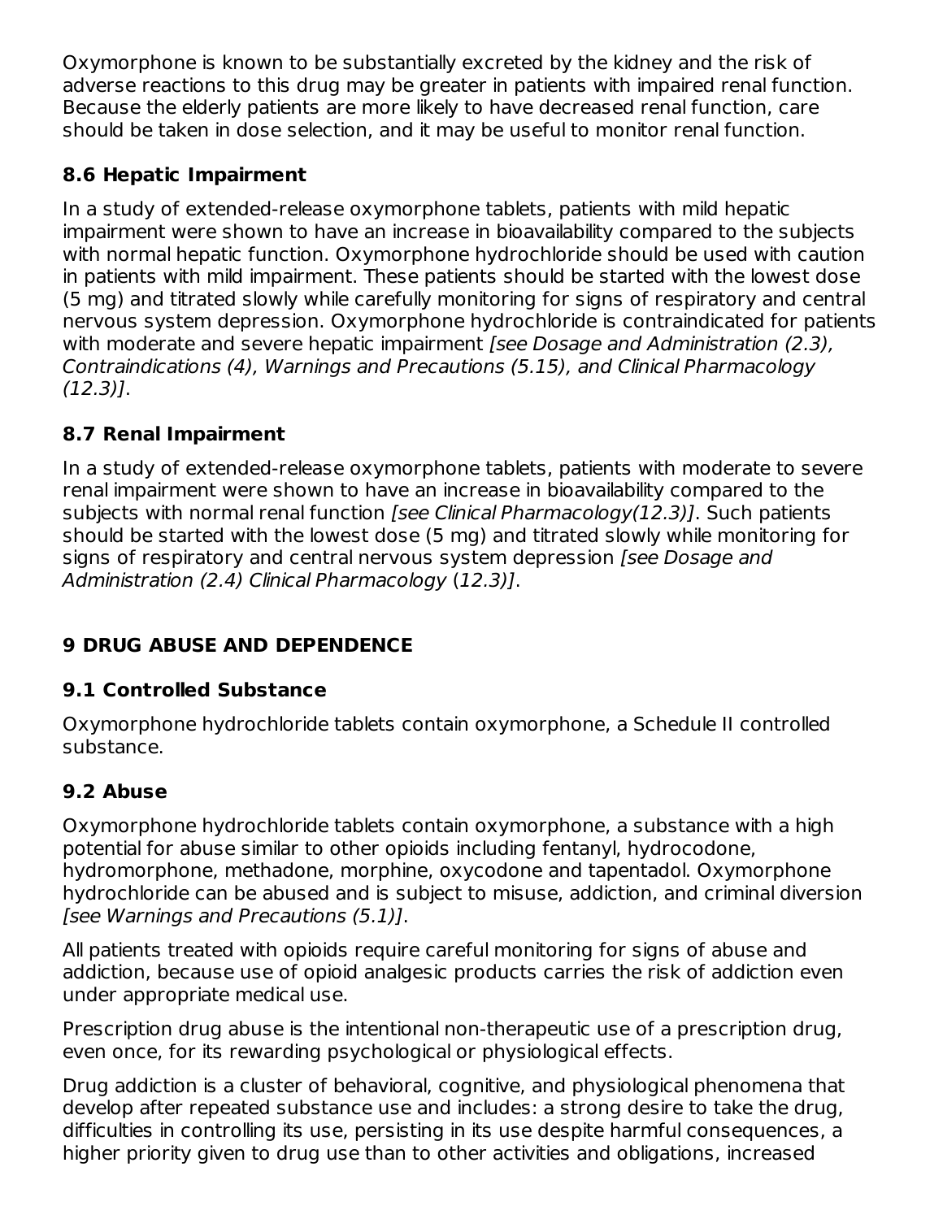Oxymorphone is known to be substantially excreted by the kidney and the risk of adverse reactions to this drug may be greater in patients with impaired renal function. Because the elderly patients are more likely to have decreased renal function, care should be taken in dose selection, and it may be useful to monitor renal function.

### 8.6 Hepatic Impairment

In a study of extended-release oxymorphone tablets, patients with mild hepatic impairment were shown to have an increase in bioavailability compared to the subjects with normal hepatic function. Oxymorphone hydrochloride should be used with caution in patients with mild impairment. These patients should be started with the lowest dose (5 mg) and titrated slowly while carefully monitoring for signs of respiratory and central nervous system depression. Oxymorphone hydrochloride is contraindicated for patients with moderate and severe hepatic impairment *[see Dosage and Administration (2.3), Contraindications (4), Warnings and Precautions (5.15), and Clinical Pharmacology (12.3)]*.

### 8.7 Renal Impairment

In a study of extended-release oxymorphone tablets, patients with moderate to severe renal impairment were shown to have an increase in bioavailability compared to the subjects with normal renal function *[see Clinical Pharmacology(12.3)]*. Such patients should be started with the lowest dose (5 mg) and titrated slowly while monitoring for signs of respiratory and central nervous system depression *[see Dosage and Administration (2.4) Clinical Pharmacology (12.3)]*.

## 9 DRUG ABUSE AND DEPENDENCE

### 9.1 Controlled Substance

Oxymorphone hydrochloride tablets contain oxymorphone, a Schedule II controlled substance.

### 9.2 Abuse

Oxymorphone hydrochloride tablets contain oxymorphone, a substance with a high potential for abuse similar to other opioids including fentanyl, hydrocodone, hydromorphone, methadone, morphine, oxycodone and tapentadol. Oxymorphone hydrochloride can be abused and is subject to misuse, addiction, and criminal diversion *[see Warnings and Precautions (5.1)]*.

All patients treated with opioids require careful monitoring for signs of abuse and addiction, because use of opioid analgesic products carries the risk of addiction even under appropriate medical use.

Prescription drug abuse is the intentional non-therapeutic use of a prescription drug, even once, for its rewarding psychological or physiological effects.

Drug addiction is a cluster of behavioral, cognitive, and physiological phenomena that develop after repeated substance use and includes: a strong desire to take the drug, difficulties in controlling its use, persisting in its use despite harmful consequences, a higher priority given to drug use than to other activities and obligations, increased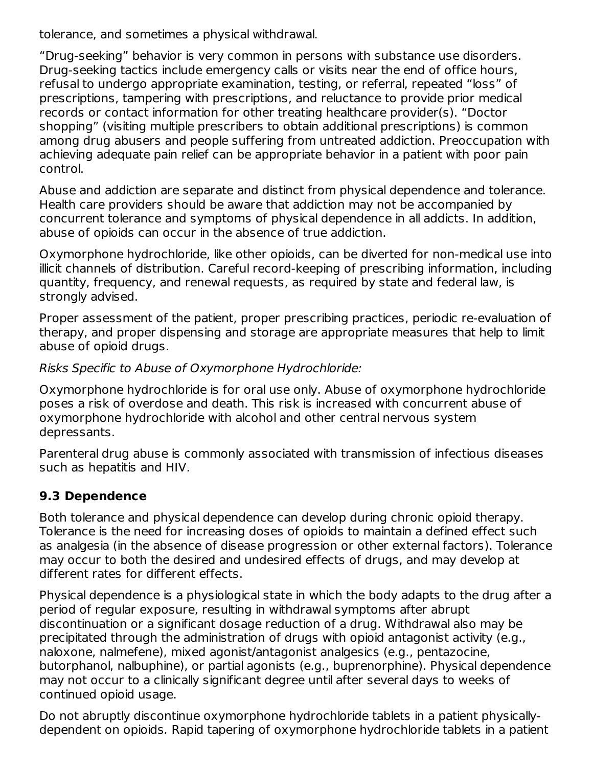tolerance, and sometimes a physical withdrawal.

“Drug-seeking” behavior is very common in persons with substance use disorders. Drug-seeking tactics include emergency calls or visits near the end of office hours, refusal to undergo appropriate examination, testing, or referral, repeated “loss” of prescriptions, tampering with prescriptions, and reluctance to provide prior medical records or contact information for other treating healthcare provider(s). “Doctor shopping” (visiting multiple prescribers to obtain additional prescriptions) is common among drug abusers and people suffering from untreated addiction. Preoccupation with achieving adequate pain relief can be appropriate behavior in a patient with poor pain control.

Abuse and addiction are separate and distinct from physical dependence and tolerance. Health care providers should be aware that addiction may not be accompanied by concurrent tolerance and symptoms of physical dependence in all addicts. In addition, abuse of opioids can occur in the absence of true addiction.

Oxymorphone hydrochloride, like other opioids, can be diverted for non-medical use into illicit channels of distribution. Careful record-keeping of prescribing information, including quantity, frequency, and renewal requests, as required by state and federal law, is strongly advised.

Proper assessment of the patient, proper prescribing practices, periodic re-evaluation of therapy, and proper dispensing and storage are appropriate measures that help to limit abuse of opioid drugs.

*Risks Specific to Abuse of Oxymorphone Hydrochloride:*

Oxymorphone hydrochloride is for oral use only. Abuse of oxymorphone hydrochloride poses a risk of overdose and death. This risk is increased with concurrent abuse of oxymorphone hydrochloride with alcohol and other central nervous system depressants.

Parenteral drug abuse is commonly associated with transmission of infectious diseases such as hepatitis and HIV.

## 9.3 Dependence

Both tolerance and physical dependence can develop during chronic opioid therapy. Tolerance is the need for increasing doses of opioids to maintain a defined effect such as analgesia (in the absence of disease progression or other external factors). Tolerance may occur to both the desired and undesired effects of drugs, and may develop at different rates for different effects.

Physical dependence is a physiological state in which the body adapts to the drug after a period of regular exposure, resulting in withdrawal symptoms after abrupt discontinuation or a significant dosage reduction of a drug. Withdrawal also may be precipitated through the administration of drugs with opioid antagonist activity (e.g., naloxone, nalmefene), mixed agonist/antagonist analgesics (e.g., pentazocine, butorphanol, nalbuphine), or partial agonists (e.g., buprenorphine). Physical dependence may not occur to a clinically significant degree until after several days to weeks of continued opioid usage.

Do not abruptly discontinue oxymorphone hydrochloride tablets in a patient physically-dependent on opioids. Rapid tapering of oxymorphone hydrochloride tablets in a patient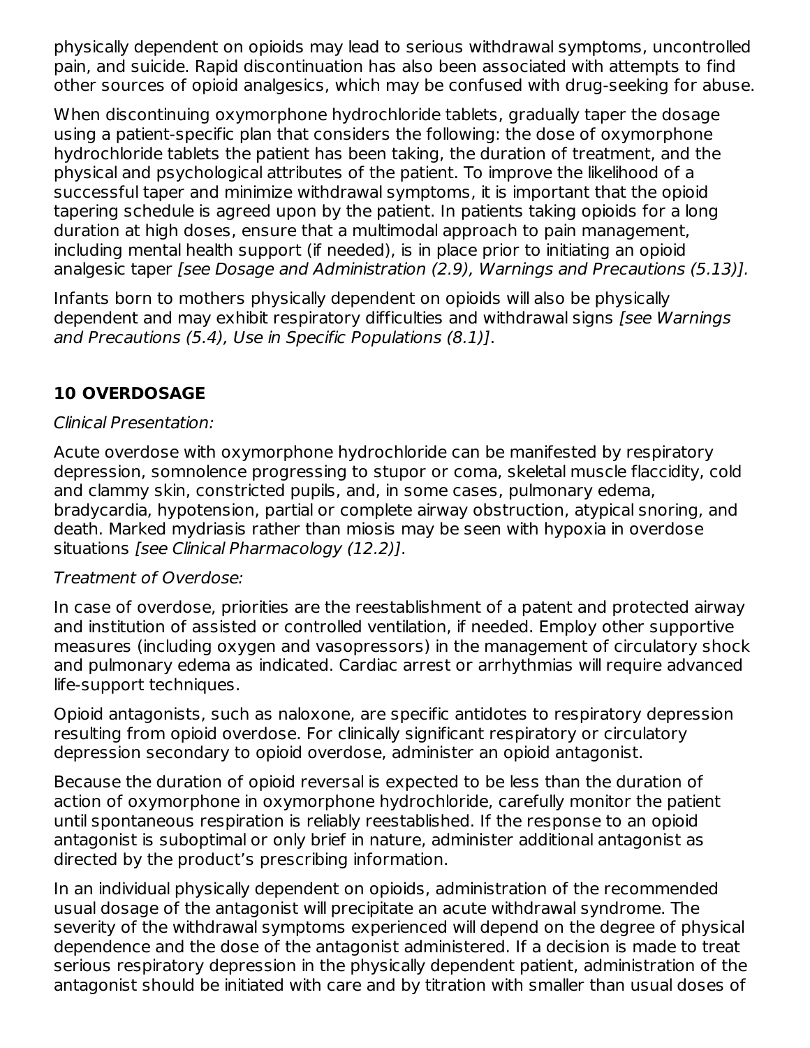physically dependent on opioids may lead to serious withdrawal symptoms, uncontrolled pain, and suicide. Rapid discontinuation has also been associated with attempts to find other sources of opioid analgesics, which may be confused with drug-seeking for abuse.

When discontinuing oxymorphone hydrochloride tablets, gradually taper the dosage using a patient-specific plan that considers the following: the dose of oxymorphone hydrochloride tablets the patient has been taking, the duration of treatment, and the physical and psychological attributes of the patient. To improve the likelihood of a successful taper and minimize withdrawal symptoms, it is important that the opioid tapering schedule is agreed upon by the patient. In patients taking opioids for a long duration at high doses, ensure that a multimodal approach to pain management, including mental health support (if needed), is in place prior to initiating an opioid analgesic taper *[see Dosage and Administration (2.9), Warnings and Precautions (5.13)].*

Infants born to mothers physically dependent on opioids will also be physically dependent and may exhibit respiratory difficulties and withdrawal signs *[see Warnings and Precautions (5.4), Use in Specific Populations (8.1)]*.

## 10 OVERDOSAGE

*Clinical Presentation:*

Acute overdose with oxymorphone hydrochloride can be manifested by respiratory depression, somnolence progressing to stupor or coma, skeletal muscle flaccidity, cold and clammy skin, constricted pupils, and, in some cases, pulmonary edema, bradycardia, hypotension, partial or complete airway obstruction, atypical snoring, and death. Marked mydriasis rather than miosis may be seen with hypoxia in overdose situations *[see Clinical Pharmacology (12.2)]*.

*Treatment of Overdose:*

In case of overdose, priorities are the reestablishment of a patent and protected airway and institution of assisted or controlled ventilation, if needed. Employ other supportive measures (including oxygen and vasopressors) in the management of circulatory shock and pulmonary edema as indicated. Cardiac arrest or arrhythmias will require advanced life-support techniques.

Opioid antagonists, such as naloxone, are specific antidotes to respiratory depression resulting from opioid overdose. For clinically significant respiratory or circulatory depression secondary to opioid overdose, administer an opioid antagonist.

Because the duration of opioid reversal is expected to be less than the duration of action of oxymorphone in oxymorphone hydrochloride, carefully monitor the patient until spontaneous respiration is reliably reestablished. If the response to an opioid antagonist is suboptimal or only brief in nature, administer additional antagonist as directed by the product's prescribing information.

In an individual physically dependent on opioids, administration of the recommended usual dosage of the antagonist will precipitate an acute withdrawal syndrome. The severity of the withdrawal symptoms experienced will depend on the degree of physical dependence and the dose of the antagonist administered. If a decision is made to treat serious respiratory depression in the physically dependent patient, administration of the antagonist should be initiated with care and by titration with smaller than usual doses of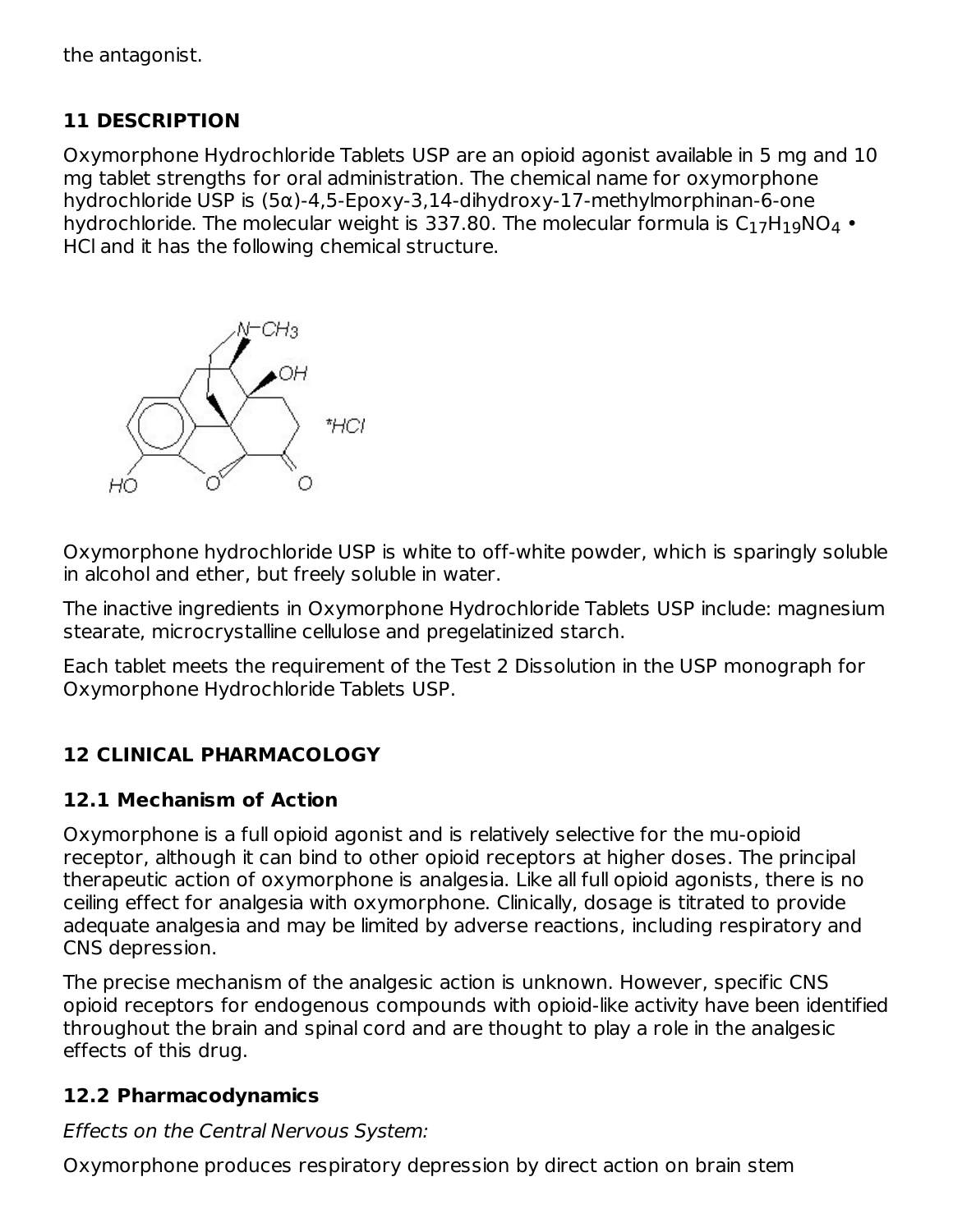the antagonist.

## 11 DESCRIPTION

Oxymorphone Hydrochloride Tablets USP are an opioid agonist available in 5 mg and 10 mg tablet strengths for oral administration. The chemical name for oxymorphone hydrochloride USP is (5α)-4,5-Epoxy-3,14-dihydroxy-17-methylmorphinan-6-one hydrochloride. The molecular weight is 337.80. The molecular formula is $C_{17}H_{19}NO_4$ • HCl and it has the following chemical structure.

Oxymorphone hydrochloride USP is white to off-white powder, which is sparingly soluble in alcohol and ether, but freely soluble in water.

The inactive ingredients in Oxymorphone Hydrochloride Tablets USP include: magnesium stearate, microcrystalline cellulose and pregelatinized starch.

Each tablet meets the requirement of the Test 2 Dissolution in the USP monograph for Oxymorphone Hydrochloride Tablets USP.

## 12 CLINICAL PHARMACOLOGY

### 12.1 Mechanism of Action

Oxymorphone is a full opioid agonist and is relatively selective for the mu-opioid receptor, although it can bind to other opioid receptors at higher doses. The principal therapeutic action of oxymorphone is analgesia. Like all full opioid agonists, there is no ceiling effect for analgesia with oxymorphone. Clinically, dosage is titrated to provide adequate analgesia and may be limited by adverse reactions, including respiratory and CNS depression.

The precise mechanism of the analgesic action is unknown. However, specific CNS opioid receptors for endogenous compounds with opioid-like activity have been identified throughout the brain and spinal cord and are thought to play a role in the analgesic effects of this drug.

### 12.2 Pharmacodynamics

*Effects on the Central Nervous System:*

Oxymorphone produces respiratory depression by direct action on brain stem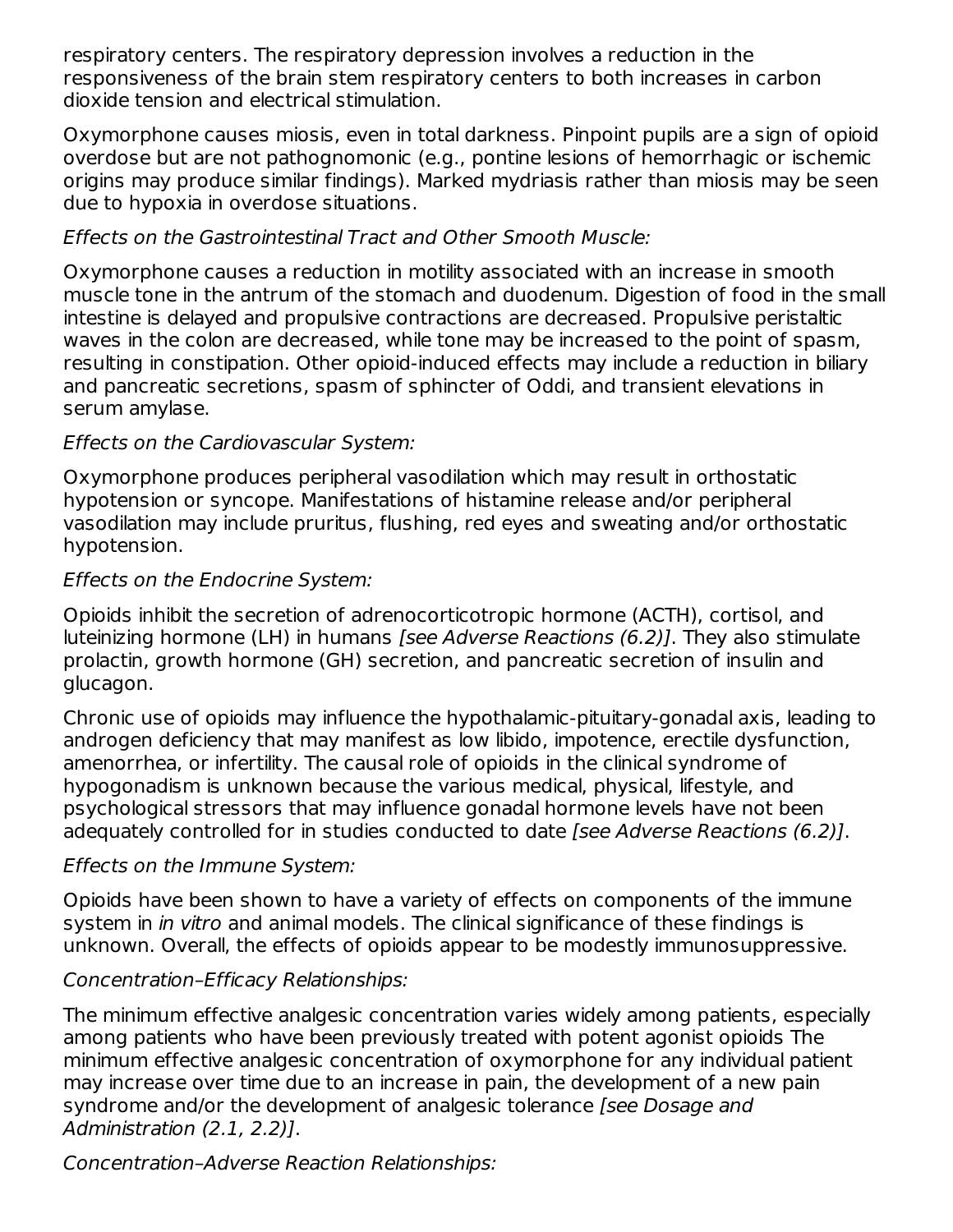respiratory centers. The respiratory depression involves a reduction in the responsiveness of the brain stem respiratory centers to both increases in carbon dioxide tension and electrical stimulation.

Oxymorphone causes miosis, even in total darkness. Pinpoint pupils are a sign of opioid overdose but are not pathognomonic (e.g., pontine lesions of hemorrhagic or ischemic origins may produce similar findings). Marked mydriasis rather than miosis may be seen due to hypoxia in overdose situations.

*Effects on the Gastrointestinal Tract and Other Smooth Muscle:*

Oxymorphone causes a reduction in motility associated with an increase in smooth muscle tone in the antrum of the stomach and duodenum. Digestion of food in the small intestine is delayed and propulsive contractions are decreased. Propulsive peristaltic waves in the colon are decreased, while tone may be increased to the point of spasm, resulting in constipation. Other opioid-induced effects may include a reduction in biliary and pancreatic secretions, spasm of sphincter of Oddi, and transient elevations in serum amylase.

*Effects on the Cardiovascular System:*

Oxymorphone produces peripheral vasodilation which may result in orthostatic hypotension or syncope. Manifestations of histamine release and/or peripheral vasodilation may include pruritus, flushing, red eyes and sweating and/or orthostatic hypotension.

*Effects on the Endocrine System:*

Opioids inhibit the secretion of adrenocorticotropic hormone (ACTH), cortisol, and luteinizing hormone (LH) in humans *[see Adverse Reactions (6.2)]*. They also stimulate prolactin, growth hormone (GH) secretion, and pancreatic secretion of insulin and glucagon.

Chronic use of opioids may influence the hypothalamic-pituitary-gonadal axis, leading to androgen deficiency that may manifest as low libido, impotence, erectile dysfunction, amenorrhea, or infertility. The causal role of opioids in the clinical syndrome of hypogonadism is unknown because the various medical, physical, lifestyle, and psychological stressors that may influence gonadal hormone levels have not been adequately controlled for in studies conducted to date *[see Adverse Reactions (6.2)]*.

*Effects on the Immune System:*

Opioids have been shown to have a variety of effects on components of the immune system in *in vitro* and animal models. The clinical significance of these findings is unknown. Overall, the effects of opioids appear to be modestly immunosuppressive.

*Concentration–Efficacy Relationships:*

The minimum effective analgesic concentration varies widely among patients, especially among patients who have been previously treated with potent agonist opioids The minimum effective analgesic concentration of oxymorphone for any individual patient may increase over time due to an increase in pain, the development of a new pain syndrome and/or the development of analgesic tolerance *[see Dosage and Administration (2.1, 2.2)]*.

*Concentration–Adverse Reaction Relationships:*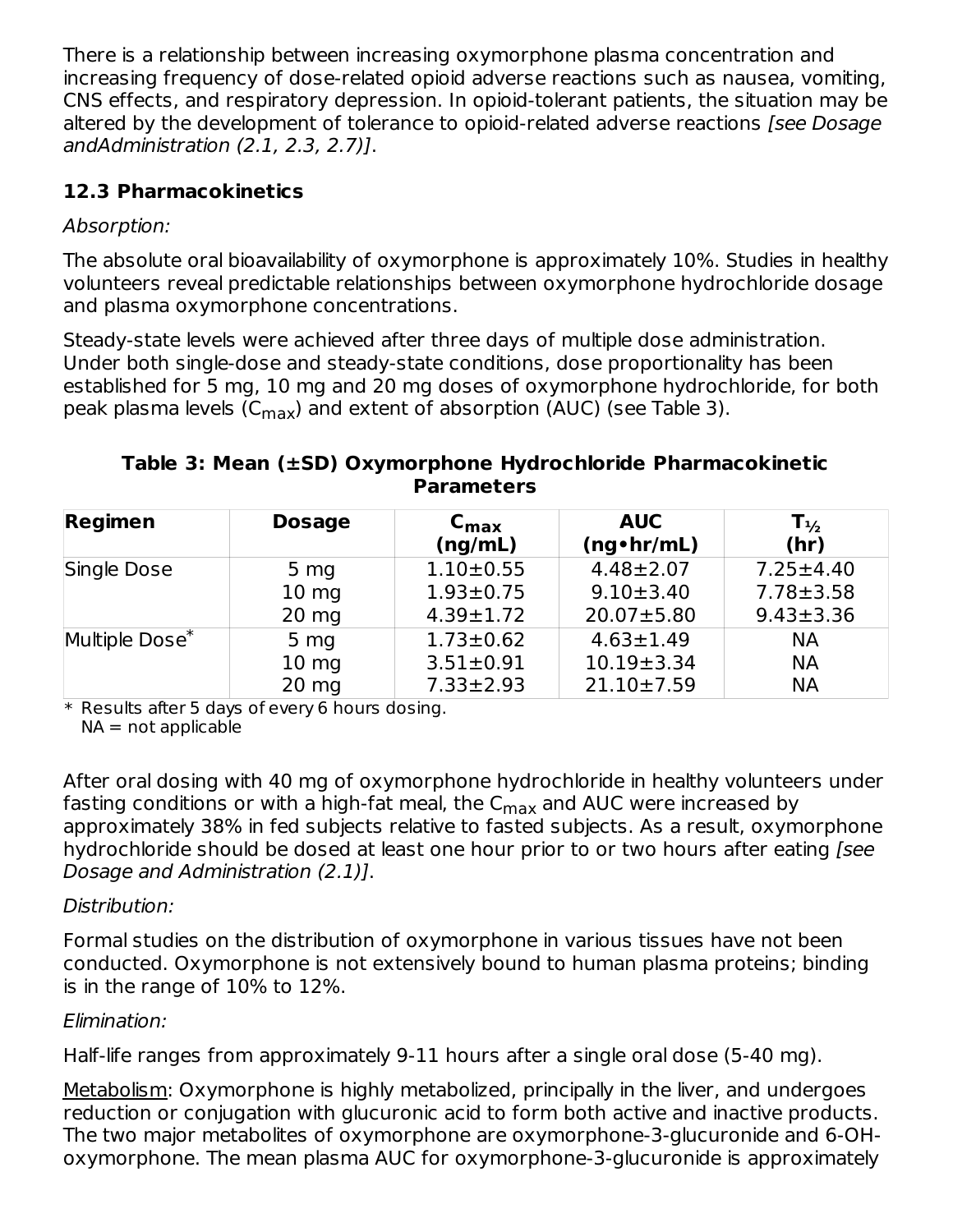There is a relationship between increasing oxymorphone plasma concentration and increasing frequency of dose-related opioid adverse reactions such as nausea, vomiting, CNS effects, and respiratory depression. In opioid-tolerant patients, the situation may be altered by the development of tolerance to opioid-related adverse reactions *[see Dosage andAdministration (2.1, 2.3, 2.7)]*.

### 12.3 Pharmacokinetics

*Absorption:*

The absolute oral bioavailability of oxymorphone is approximately 10%. Studies in healthy volunteers reveal predictable relationships between oxymorphone hydrochloride dosage and plasma oxymorphone concentrations.

Steady-state levels were achieved after three days of multiple dose administration. Under both single-dose and steady-state conditions, dose proportionality has been established for 5 mg, 10 mg and 20 mg doses of oxymorphone hydrochloride, for both peak plasma levels ($C_{max}$) and extent of absorption (AUC) (see Table 3).

**Table 3: Mean (±SD) Oxymorphone Hydrochloride Pharmacokinetic Parameters**

| Regimen | Dosage | $C_{max}$ (ng/mL) | AUC (ng•hr/mL) | $T_{½}$ (hr) |
|---|---|---|---|---|
| Single Dose | 5 mg | 1.10±0.55 | 4.48±2.07 | 7.25±4.40 |
| | 10 mg | 1.93±0.75 | 9.10±3.40 | 7.78±3.58 |
| | 20 mg | 4.39±1.72 | 20.07±5.80 | 9.43±3.36 |
| Multiple Dose* | 5 mg | 1.73±0.62 | 4.63±1.49 | NA |
| | 10 mg | 3.51±0.91 | 10.19±3.34 | NA |
| | 20 mg | 7.33±2.93 | 21.10±7.59 | NA |

\* Results after 5 days of every 6 hours dosing.
NA = not applicable

After oral dosing with 40 mg of oxymorphone hydrochloride in healthy volunteers under fasting conditions or with a high-fat meal, the $C_{max}$ and AUC were increased by approximately 38% in fed subjects relative to fasted subjects. As a result, oxymorphone hydrochloride should be dosed at least one hour prior to or two hours after eating *[see Dosage and Administration (2.1)]*.

*Distribution:*

Formal studies on the distribution of oxymorphone in various tissues have not been conducted. Oxymorphone is not extensively bound to human plasma proteins; binding is in the range of 10% to 12%.

*Elimination:*

Half-life ranges from approximately 9-11 hours after a single oral dose (5-40 mg).

Metabolism: Oxymorphone is highly metabolized, principally in the liver, and undergoes reduction or conjugation with glucuronic acid to form both active and inactive products. The two major metabolites of oxymorphone are oxymorphone-3-glucuronide and 6-OH-oxymorphone. The mean plasma AUC for oxymorphone-3-glucuronide is approximately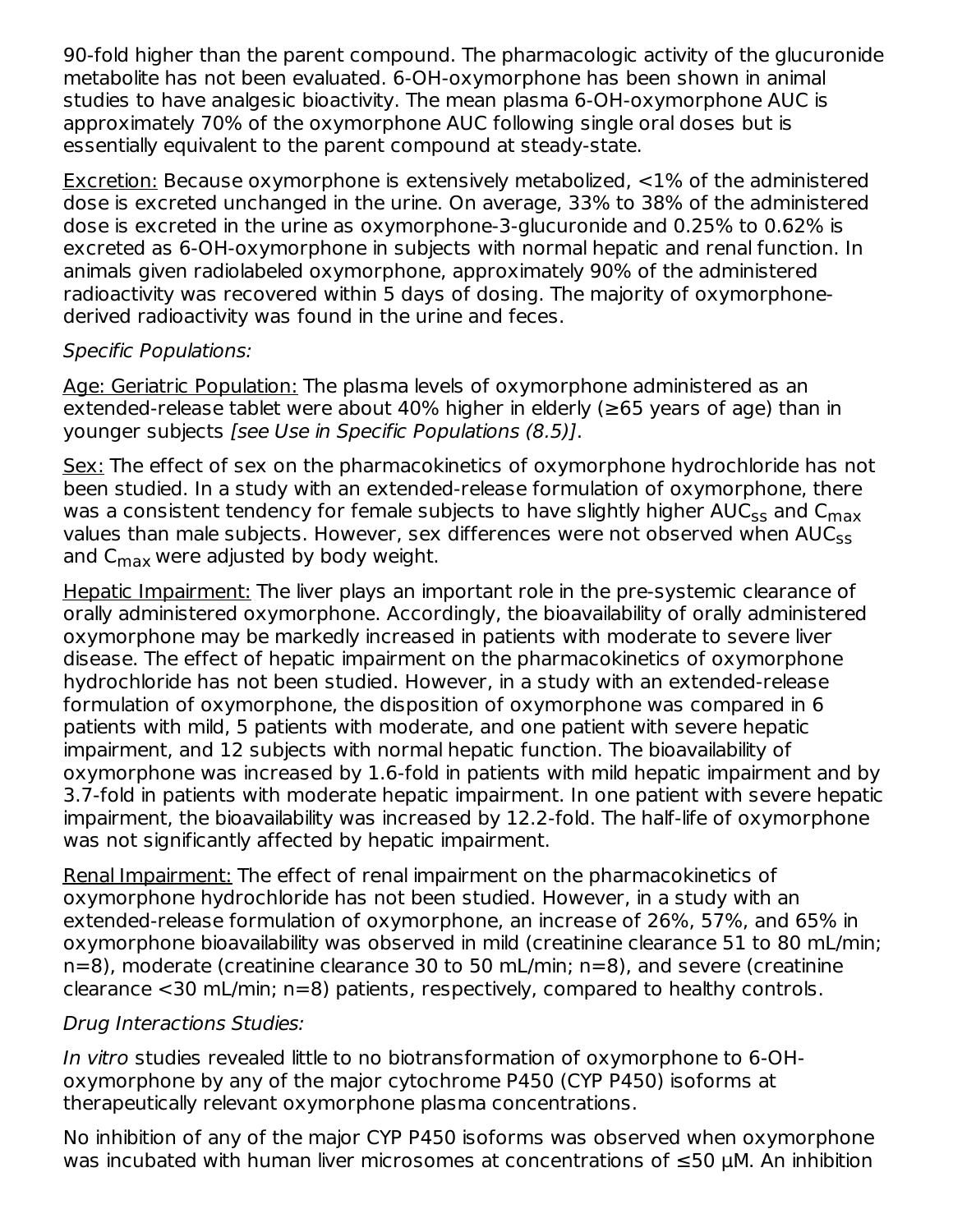90-fold higher than the parent compound. The pharmacologic activity of the glucuronide metabolite has not been evaluated. 6-OH-oxymorphone has been shown in animal studies to have analgesic bioactivity. The mean plasma 6-OH-oxymorphone AUC is approximately 70% of the oxymorphone AUC following single oral doses but is essentially equivalent to the parent compound at steady-state.

Excretion: Because oxymorphone is extensively metabolized, <1% of the administered dose is excreted unchanged in the urine. On average, 33% to 38% of the administered dose is excreted in the urine as oxymorphone-3-glucuronide and 0.25% to 0.62% is excreted as 6-OH-oxymorphone in subjects with normal hepatic and renal function. In animals given radiolabeled oxymorphone, approximately 90% of the administered radioactivity was recovered within 5 days of dosing. The majority of oxymorphone-derived radioactivity was found in the urine and feces.

*Specific Populations:*

Age: Geriatric Population: The plasma levels of oxymorphone administered as an extended-release tablet were about 40% higher in elderly (≥65 years of age) than in younger subjects *[see Use in Specific Populations (8.5)]*.

Sex: The effect of sex on the pharmacokinetics of oxymorphone hydrochloride has not been studied. In a study with an extended-release formulation of oxymorphone, there was a consistent tendency for female subjects to have slightly higher $AUC_{ss}$ and $C_{max}$ values than male subjects. However, sex differences were not observed when $AUC_{ss}$ and $C_{max}$ were adjusted by body weight.

Hepatic Impairment: The liver plays an important role in the pre-systemic clearance of orally administered oxymorphone. Accordingly, the bioavailability of orally administered oxymorphone may be markedly increased in patients with moderate to severe liver disease. The effect of hepatic impairment on the pharmacokinetics of oxymorphone hydrochloride has not been studied. However, in a study with an extended-release formulation of oxymorphone, the disposition of oxymorphone was compared in 6 patients with mild, 5 patients with moderate, and one patient with severe hepatic impairment, and 12 subjects with normal hepatic function. The bioavailability of oxymorphone was increased by 1.6-fold in patients with mild hepatic impairment and by 3.7-fold in patients with moderate hepatic impairment. In one patient with severe hepatic impairment, the bioavailability was increased by 12.2-fold. The half-life of oxymorphone was not significantly affected by hepatic impairment.

Renal Impairment: The effect of renal impairment on the pharmacokinetics of oxymorphone hydrochloride has not been studied. However, in a study with an extended-release formulation of oxymorphone, an increase of 26%, 57%, and 65% in oxymorphone bioavailability was observed in mild (creatinine clearance 51 to 80 mL/min; n=8), moderate (creatinine clearance 30 to 50 mL/min; n=8), and severe (creatinine clearance <30 mL/min; n=8) patients, respectively, compared to healthy controls.

*Drug Interactions Studies:*

*In vitro* studies revealed little to no biotransformation of oxymorphone to 6-OH-oxymorphone by any of the major cytochrome P450 (CYP P450) isoforms at therapeutically relevant oxymorphone plasma concentrations.

No inhibition of any of the major CYP P450 isoforms was observed when oxymorphone was incubated with human liver microsomes at concentrations of ≤50 µM. An inhibition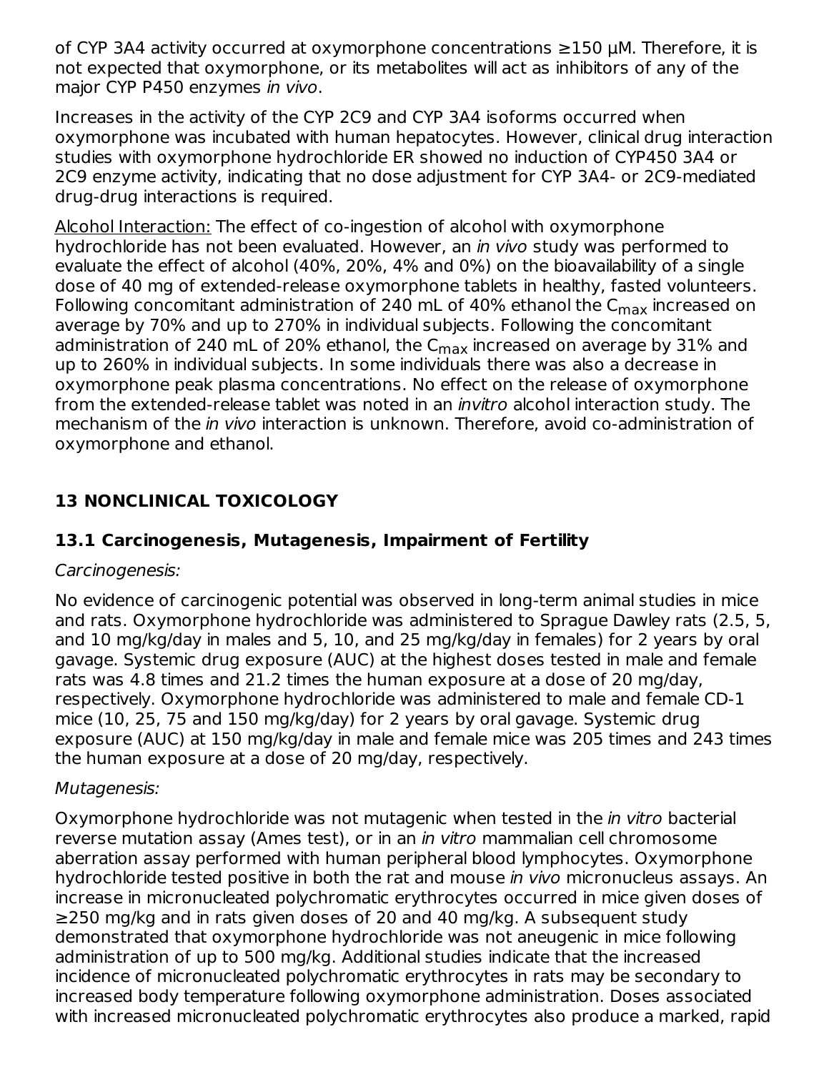of CYP 3A4 activity occurred at oxymorphone concentrations ≥150 μM. Therefore, it is not expected that oxymorphone, or its metabolites will act as inhibitors of any of the major CYP P450 enzymes *in vivo*.

Increases in the activity of the CYP 2C9 and CYP 3A4 isoforms occurred when oxymorphone was incubated with human hepatocytes. However, clinical drug interaction studies with oxymorphone hydrochloride ER showed no induction of CYP450 3A4 or 2C9 enzyme activity, indicating that no dose adjustment for CYP 3A4- or 2C9-mediated drug-drug interactions is required.

Alcohol Interaction: The effect of co-ingestion of alcohol with oxymorphone hydrochloride has not been evaluated. However, an *in vivo* study was performed to evaluate the effect of alcohol (40%, 20%, 4% and 0%) on the bioavailability of a single dose of 40 mg of extended-release oxymorphone tablets in healthy, fasted volunteers. Following concomitant administration of 240 mL of 40% ethanol the $C_{max}$ increased on average by 70% and up to 270% in individual subjects. Following the concomitant administration of 240 mL of 20% ethanol, the $C_{max}$ increased on average by 31% and up to 260% in individual subjects. In some individuals there was also a decrease in oxymorphone peak plasma concentrations. No effect on the release of oxymorphone from the extended-release tablet was noted in an *invitro* alcohol interaction study. The mechanism of the *in vivo* interaction is unknown. Therefore, avoid co-administration of oxymorphone and ethanol.

## 13 NONCLINICAL TOXICOLOGY

### 13.1 Carcinogenesis, Mutagenesis, Impairment of Fertility

*Carcinogenesis:*

No evidence of carcinogenic potential was observed in long-term animal studies in mice and rats. Oxymorphone hydrochloride was administered to Sprague Dawley rats (2.5, 5, and 10 mg/kg/day in males and 5, 10, and 25 mg/kg/day in females) for 2 years by oral gavage. Systemic drug exposure (AUC) at the highest doses tested in male and female rats was 4.8 times and 21.2 times the human exposure at a dose of 20 mg/day, respectively. Oxymorphone hydrochloride was administered to male and female CD-1 mice (10, 25, 75 and 150 mg/kg/day) for 2 years by oral gavage. Systemic drug exposure (AUC) at 150 mg/kg/day in male and female mice was 205 times and 243 times the human exposure at a dose of 20 mg/day, respectively.

*Mutagenesis:*

Oxymorphone hydrochloride was not mutagenic when tested in the *in vitro* bacterial reverse mutation assay (Ames test), or in an *in vitro* mammalian cell chromosome aberration assay performed with human peripheral blood lymphocytes. Oxymorphone hydrochloride tested positive in both the rat and mouse *in vivo* micronucleus assays. An increase in micronucleated polychromatic erythrocytes occurred in mice given doses of ≥250 mg/kg and in rats given doses of 20 and 40 mg/kg. A subsequent study demonstrated that oxymorphone hydrochloride was not aneugenic in mice following administration of up to 500 mg/kg. Additional studies indicate that the increased incidence of micronucleated polychromatic erythrocytes in rats may be secondary to increased body temperature following oxymorphone administration. Doses associated with increased micronucleated polychromatic erythrocytes also produce a marked, rapid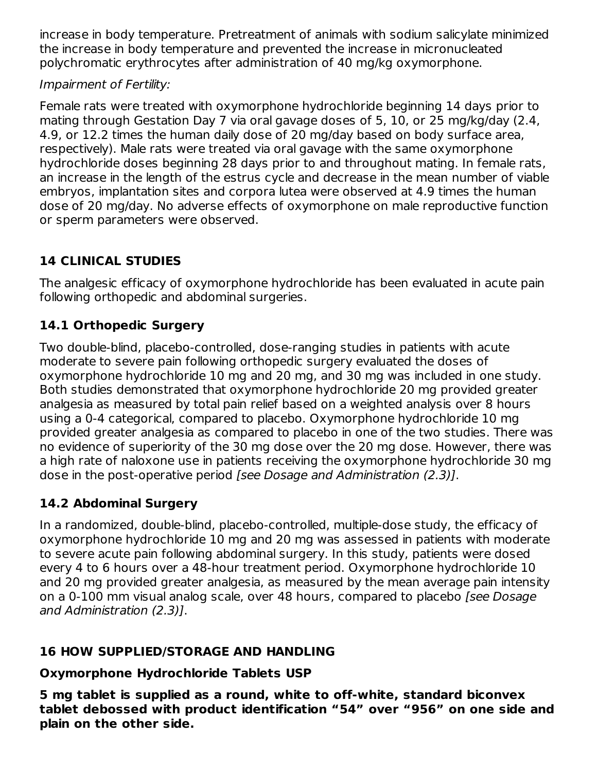increase in body temperature. Pretreatment of animals with sodium salicylate minimized the increase in body temperature and prevented the increase in micronucleated polychromatic erythrocytes after administration of 40 mg/kg oxymorphone.

*Impairment of Fertility:*

Female rats were treated with oxymorphone hydrochloride beginning 14 days prior to mating through Gestation Day 7 via oral gavage doses of 5, 10, or 25 mg/kg/day (2.4, 4.9, or 12.2 times the human daily dose of 20 mg/day based on body surface area, respectively). Male rats were treated via oral gavage with the same oxymorphone hydrochloride doses beginning 28 days prior to and throughout mating. In female rats, an increase in the length of the estrus cycle and decrease in the mean number of viable embryos, implantation sites and corpora lutea were observed at 4.9 times the human dose of 20 mg/day. No adverse effects of oxymorphone on male reproductive function or sperm parameters were observed.

## 14 CLINICAL STUDIES

The analgesic efficacy of oxymorphone hydrochloride has been evaluated in acute pain following orthopedic and abdominal surgeries.

### 14.1 Orthopedic Surgery

Two double-blind, placebo-controlled, dose-ranging studies in patients with acute moderate to severe pain following orthopedic surgery evaluated the doses of oxymorphone hydrochloride 10 mg and 20 mg, and 30 mg was included in one study. Both studies demonstrated that oxymorphone hydrochloride 20 mg provided greater analgesia as measured by total pain relief based on a weighted analysis over 8 hours using a 0-4 categorical, compared to placebo. Oxymorphone hydrochloride 10 mg provided greater analgesia as compared to placebo in one of the two studies. There was no evidence of superiority of the 30 mg dose over the 20 mg dose. However, there was a high rate of naloxone use in patients receiving the oxymorphone hydrochloride 30 mg dose in the post-operative period *[see Dosage and Administration (2.3)]*.

### 14.2 Abdominal Surgery

In a randomized, double-blind, placebo-controlled, multiple-dose study, the efficacy of oxymorphone hydrochloride 10 mg and 20 mg was assessed in patients with moderate to severe acute pain following abdominal surgery. In this study, patients were dosed every 4 to 6 hours over a 48-hour treatment period. Oxymorphone hydrochloride 10 and 20 mg provided greater analgesia, as measured by the mean average pain intensity on a 0-100 mm visual analog scale, over 48 hours, compared to placebo *[see Dosage and Administration (2.3)]*.

## 16 HOW SUPPLIED/STORAGE AND HANDLING

**Oxymorphone Hydrochloride Tablets USP**

**5 mg tablet is supplied as a round, white to off-white, standard biconvex tablet debossed with product identification “54” over “956” on one side and plain on the other side.**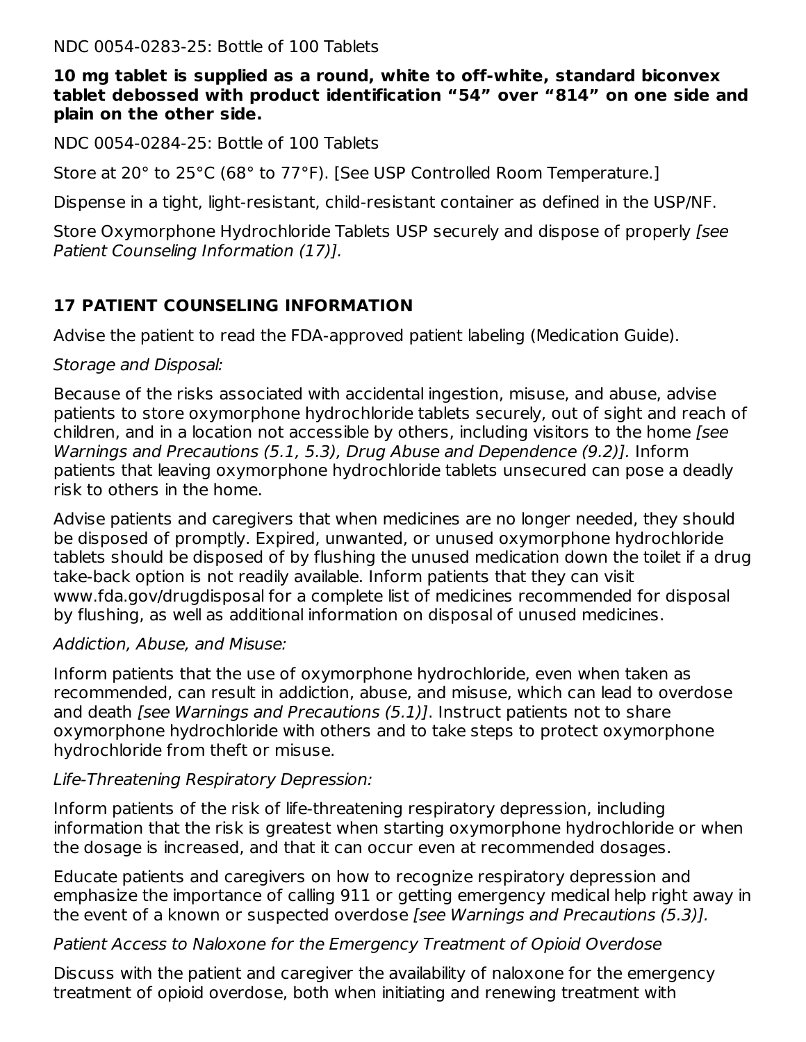NDC 0054-0283-25: Bottle of 100 Tablets

**10 mg tablet is supplied as a round, white to off-white, standard biconvex tablet debossed with product identification "54" over "814" on one side and plain on the other side.**

NDC 0054-0284-25: Bottle of 100 Tablets

Store at 20° to 25°C (68° to 77°F). [See USP Controlled Room Temperature.]

Dispense in a tight, light-resistant, child-resistant container as defined in the USP/NF.

Store Oxymorphone Hydrochloride Tablets USP securely and dispose of properly *[see Patient Counseling Information (17)].*

## 17 PATIENT COUNSELING INFORMATION

Advise the patient to read the FDA-approved patient labeling (Medication Guide).

*Storage and Disposal:*

Because of the risks associated with accidental ingestion, misuse, and abuse, advise patients to store oxymorphone hydrochloride tablets securely, out of sight and reach of children, and in a location not accessible by others, including visitors to the home *[see Warnings and Precautions (5.1, 5.3), Drug Abuse and Dependence (9.2)].* Inform patients that leaving oxymorphone hydrochloride tablets unsecured can pose a deadly risk to others in the home.

Advise patients and caregivers that when medicines are no longer needed, they should be disposed of promptly. Expired, unwanted, or unused oxymorphone hydrochloride tablets should be disposed of by flushing the unused medication down the toilet if a drug take-back option is not readily available. Inform patients that they can visit www.fda.gov/drugdisposal for a complete list of medicines recommended for disposal by flushing, as well as additional information on disposal of unused medicines.

*Addiction, Abuse, and Misuse:*

Inform patients that the use of oxymorphone hydrochloride, even when taken as recommended, can result in addiction, abuse, and misuse, which can lead to overdose and death *[see Warnings and Precautions (5.1)]*. Instruct patients not to share oxymorphone hydrochloride with others and to take steps to protect oxymorphone hydrochloride from theft or misuse.

*Life-Threatening Respiratory Depression:*

Inform patients of the risk of life-threatening respiratory depression, including information that the risk is greatest when starting oxymorphone hydrochloride or when the dosage is increased, and that it can occur even at recommended dosages.

Educate patients and caregivers on how to recognize respiratory depression and emphasize the importance of calling 911 or getting emergency medical help right away in the event of a known or suspected overdose *[see Warnings and Precautions (5.3)].*

*Patient Access to Naloxone for the Emergency Treatment of Opioid Overdose*

Discuss with the patient and caregiver the availability of naloxone for the emergency treatment of opioid overdose, both when initiating and renewing treatment with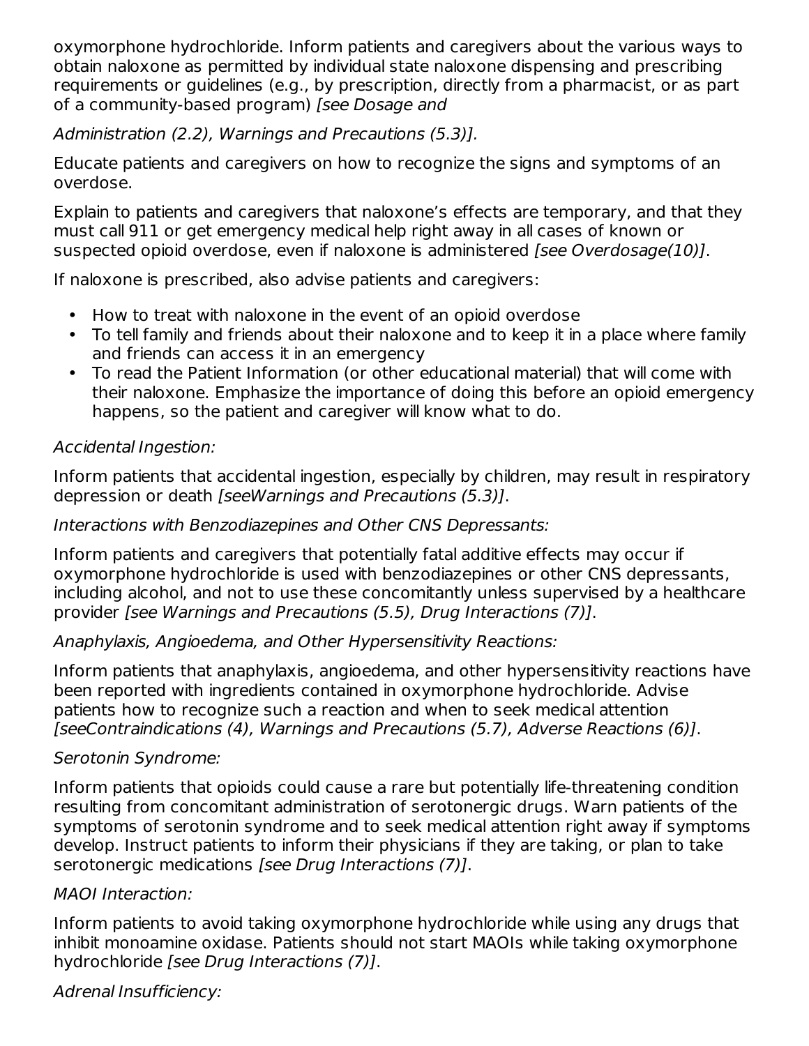oxymorphone hydrochloride. Inform patients and caregivers about the various ways to obtain naloxone as permitted by individual state naloxone dispensing and prescribing requirements or guidelines (e.g., by prescription, directly from a pharmacist, or as part of a community-based program) *[see Dosage and Administration (2.2), Warnings and Precautions (5.3)]*.

Educate patients and caregivers on how to recognize the signs and symptoms of an overdose.

Explain to patients and caregivers that naloxone's effects are temporary, and that they must call 911 or get emergency medical help right away in all cases of known or suspected opioid overdose, even if naloxone is administered *[see Overdosage(10)]*.

If naloxone is prescribed, also advise patients and caregivers:

- How to treat with naloxone in the event of an opioid overdose
- To tell family and friends about their naloxone and to keep it in a place where family and friends can access it in an emergency
- To read the Patient Information (or other educational material) that will come with their naloxone. Emphasize the importance of doing this before an opioid emergency happens, so the patient and caregiver will know what to do.

*Accidental Ingestion:*

Inform patients that accidental ingestion, especially by children, may result in respiratory depression or death *[seeWarnings and Precautions (5.3)]*.

*Interactions with Benzodiazepines and Other CNS Depressants:*

Inform patients and caregivers that potentially fatal additive effects may occur if oxymorphone hydrochloride is used with benzodiazepines or other CNS depressants, including alcohol, and not to use these concomitantly unless supervised by a healthcare provider *[see Warnings and Precautions (5.5), Drug Interactions (7)]*.

*Anaphylaxis, Angioedema, and Other Hypersensitivity Reactions:*

Inform patients that anaphylaxis, angioedema, and other hypersensitivity reactions have been reported with ingredients contained in oxymorphone hydrochloride. Advise patients how to recognize such a reaction and when to seek medical attention *[seeContraindications (4), Warnings and Precautions (5.7), Adverse Reactions (6)]*.

*Serotonin Syndrome:*

Inform patients that opioids could cause a rare but potentially life-threatening condition resulting from concomitant administration of serotonergic drugs. Warn patients of the symptoms of serotonin syndrome and to seek medical attention right away if symptoms develop. Instruct patients to inform their physicians if they are taking, or plan to take serotonergic medications *[see Drug Interactions (7)]*.

*MAOI Interaction:*

Inform patients to avoid taking oxymorphone hydrochloride while using any drugs that inhibit monoamine oxidase. Patients should not start MAOIs while taking oxymorphone hydrochloride *[see Drug Interactions (7)]*.

*Adrenal Insufficiency:*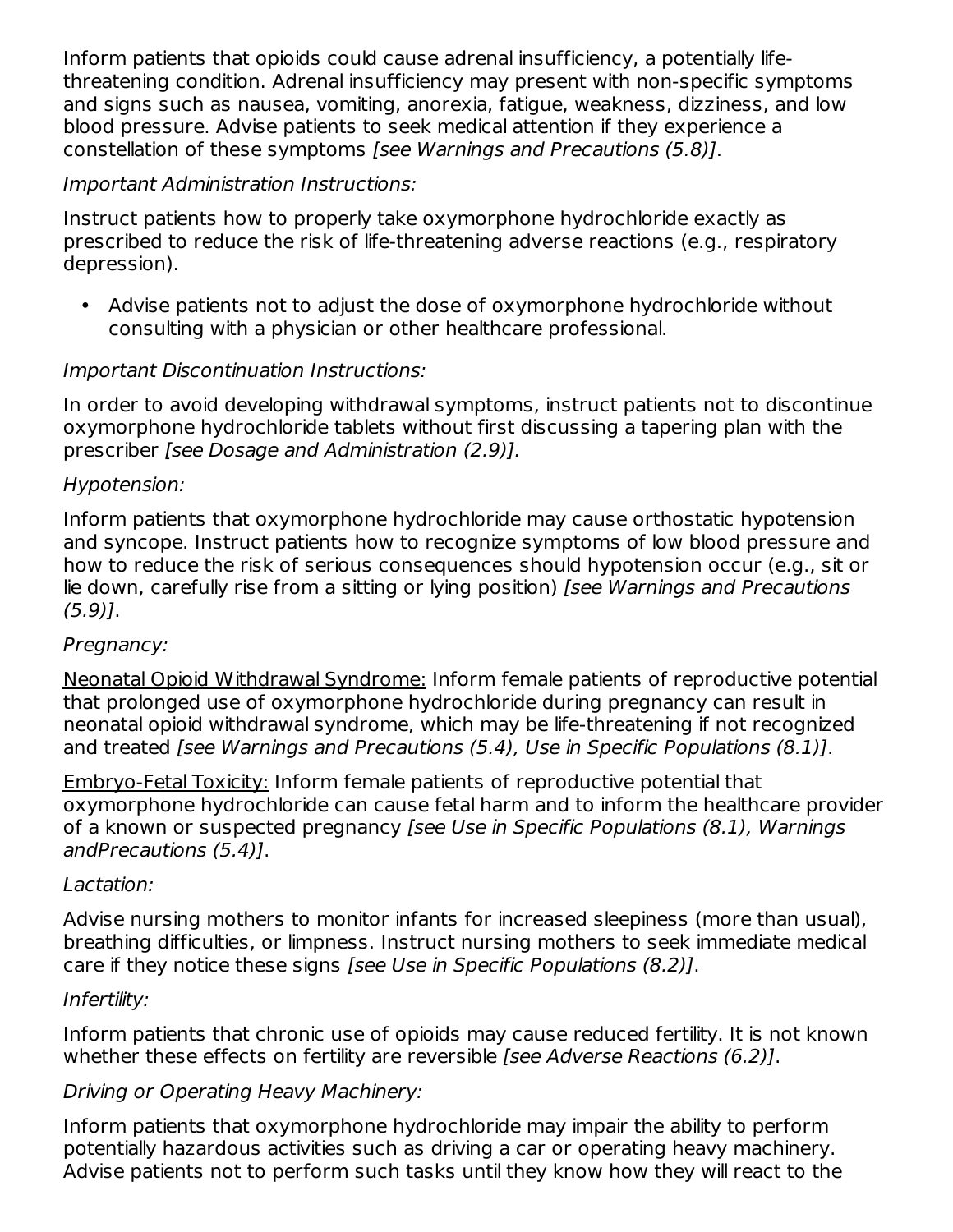Inform patients that opioids could cause adrenal insufficiency, a potentially life-threatening condition. Adrenal insufficiency may present with non-specific symptoms and signs such as nausea, vomiting, anorexia, fatigue, weakness, dizziness, and low blood pressure. Advise patients to seek medical attention if they experience a constellation of these symptoms *[see Warnings and Precautions (5.8)]*.

*Important Administration Instructions:*

Instruct patients how to properly take oxymorphone hydrochloride exactly as prescribed to reduce the risk of life-threatening adverse reactions (e.g., respiratory depression).

- Advise patients not to adjust the dose of oxymorphone hydrochloride without consulting with a physician or other healthcare professional.

*Important Discontinuation Instructions:*

In order to avoid developing withdrawal symptoms, instruct patients not to discontinue oxymorphone hydrochloride tablets without first discussing a tapering plan with the prescriber *[see Dosage and Administration (2.9)].*

*Hypotension:*

Inform patients that oxymorphone hydrochloride may cause orthostatic hypotension and syncope. Instruct patients how to recognize symptoms of low blood pressure and how to reduce the risk of serious consequences should hypotension occur (e.g., sit or lie down, carefully rise from a sitting or lying position) *[see Warnings and Precautions (5.9)]*.

*Pregnancy:*

<u>Neonatal Opioid Withdrawal Syndrome:</u> Inform female patients of reproductive potential that prolonged use of oxymorphone hydrochloride during pregnancy can result in neonatal opioid withdrawal syndrome, which may be life-threatening if not recognized and treated *[see Warnings and Precautions (5.4), Use in Specific Populations (8.1)]*.

<u>Embryo-Fetal Toxicity:</u> Inform female patients of reproductive potential that oxymorphone hydrochloride can cause fetal harm and to inform the healthcare provider of a known or suspected pregnancy *[see Use in Specific Populations (8.1), Warnings andPrecautions (5.4)]*.

*Lactation:*

Advise nursing mothers to monitor infants for increased sleepiness (more than usual), breathing difficulties, or limpness. Instruct nursing mothers to seek immediate medical care if they notice these signs *[see Use in Specific Populations (8.2)]*.

*Infertility:*

Inform patients that chronic use of opioids may cause reduced fertility. It is not known whether these effects on fertility are reversible *[see Adverse Reactions (6.2)]*.

*Driving or Operating Heavy Machinery:*

Inform patients that oxymorphone hydrochloride may impair the ability to perform potentially hazardous activities such as driving a car or operating heavy machinery. Advise patients not to perform such tasks until they know how they will react to the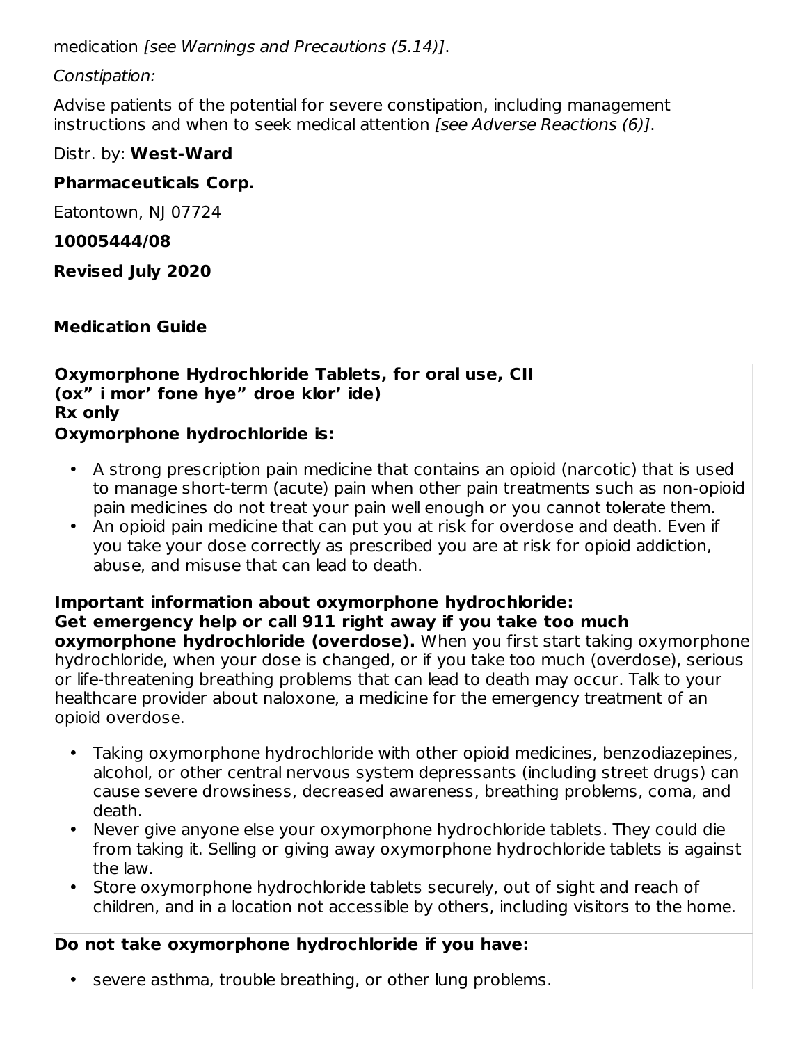medication *[see Warnings and Precautions (5.14)]*.

*Constipation:*

Advise patients of the potential for severe constipation, including management instructions and when to seek medical attention *[see Adverse Reactions (6)]*.

Distr. by: **West-Ward**

**Pharmaceuticals Corp.**

Eatontown, NJ 07724

**10005444/08**

**Revised July 2020**

## Medication Guide

**Oxymorphone Hydrochloride Tablets, for oral use, CII**
**(ox" i mor' fone hye" droe klor' ide)**
**Rx only**

**Oxymorphone hydrochloride is:**

- A strong prescription pain medicine that contains an opioid (narcotic) that is used to manage short-term (acute) pain when other pain treatments such as non-opioid pain medicines do not treat your pain well enough or you cannot tolerate them.
- An opioid pain medicine that can put you at risk for overdose and death. Even if you take your dose correctly as prescribed you are at risk for opioid addiction, abuse, and misuse that can lead to death.

**Important information about oxymorphone hydrochloride:**
**Get emergency help or call 911 right away if you take too much oxymorphone hydrochloride (overdose).** When you first start taking oxymorphone hydrochloride, when your dose is changed, or if you take too much (overdose), serious or life-threatening breathing problems that can lead to death may occur. Talk to your healthcare provider about naloxone, a medicine for the emergency treatment of an opioid overdose.

- Taking oxymorphone hydrochloride with other opioid medicines, benzodiazepines, alcohol, or other central nervous system depressants (including street drugs) can cause severe drowsiness, decreased awareness, breathing problems, coma, and death.
- Never give anyone else your oxymorphone hydrochloride tablets. They could die from taking it. Selling or giving away oxymorphone hydrochloride tablets is against the law.
- Store oxymorphone hydrochloride tablets securely, out of sight and reach of children, and in a location not accessible by others, including visitors to the home.

**Do not take oxymorphone hydrochloride if you have:**

- severe asthma, trouble breathing, or other lung problems.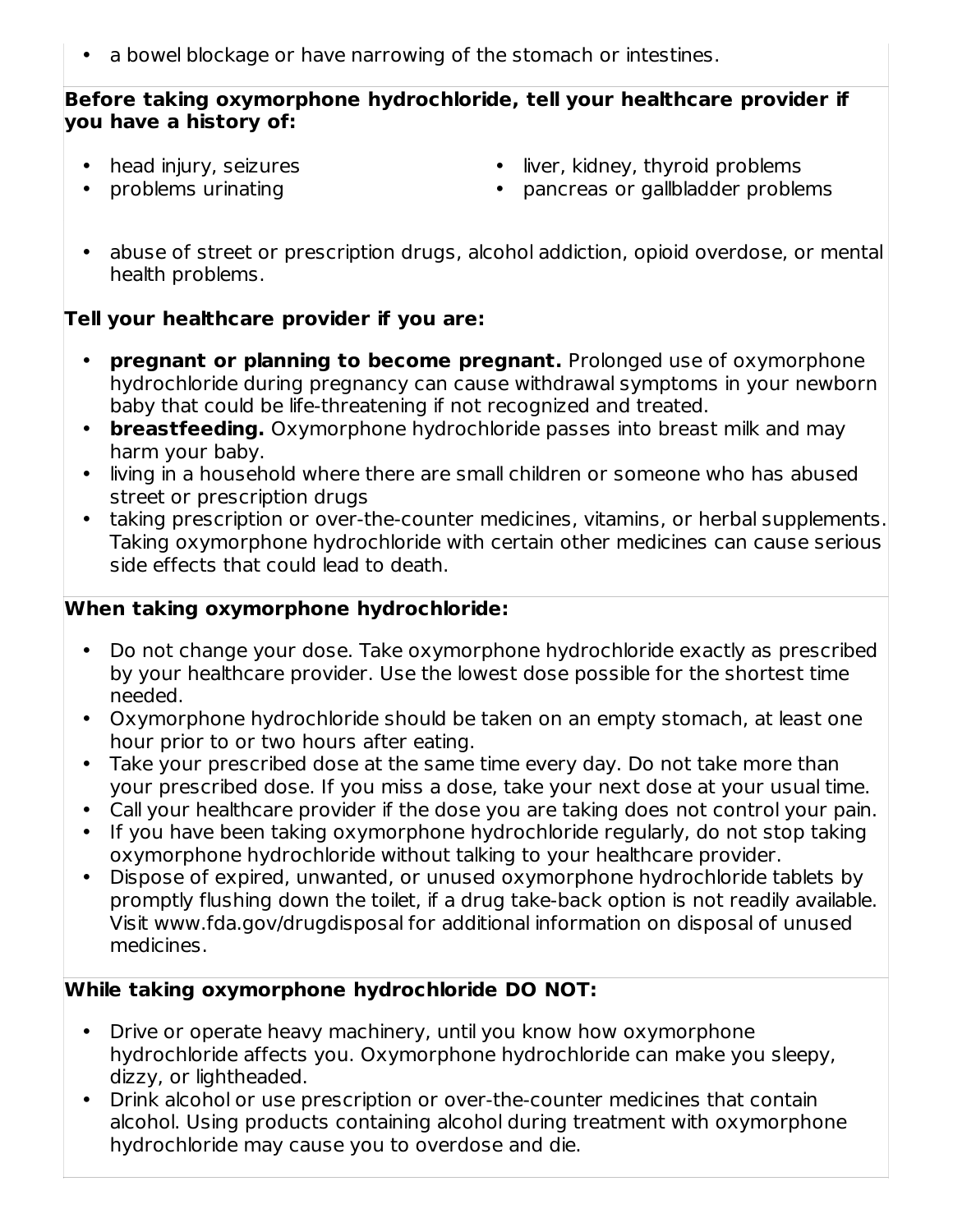- a bowel blockage or have narrowing of the stomach or intestines.

**Before taking oxymorphone hydrochloride, tell your healthcare provider if you have a history of:**

- head injury, seizures
- problems urinating
- liver, kidney, thyroid problems
- pancreas or gallbladder problems
- abuse of street or prescription drugs, alcohol addiction, opioid overdose, or mental health problems.

**Tell your healthcare provider if you are:**

- **pregnant or planning to become pregnant.** Prolonged use of oxymorphone hydrochloride during pregnancy can cause withdrawal symptoms in your newborn baby that could be life-threatening if not recognized and treated.
- **breastfeeding.** Oxymorphone hydrochloride passes into breast milk and may harm your baby.
- living in a household where there are small children or someone who has abused street or prescription drugs
- taking prescription or over-the-counter medicines, vitamins, or herbal supplements. Taking oxymorphone hydrochloride with certain other medicines can cause serious side effects that could lead to death.

**When taking oxymorphone hydrochloride:**

- Do not change your dose. Take oxymorphone hydrochloride exactly as prescribed by your healthcare provider. Use the lowest dose possible for the shortest time needed.
- Oxymorphone hydrochloride should be taken on an empty stomach, at least one hour prior to or two hours after eating.
- Take your prescribed dose at the same time every day. Do not take more than your prescribed dose. If you miss a dose, take your next dose at your usual time.
- Call your healthcare provider if the dose you are taking does not control your pain.
- If you have been taking oxymorphone hydrochloride regularly, do not stop taking oxymorphone hydrochloride without talking to your healthcare provider.
- Dispose of expired, unwanted, or unused oxymorphone hydrochloride tablets by promptly flushing down the toilet, if a drug take-back option is not readily available. Visit www.fda.gov/drugdisposal for additional information on disposal of unused medicines.

**While taking oxymorphone hydrochloride DO NOT:**

- Drive or operate heavy machinery, until you know how oxymorphone hydrochloride affects you. Oxymorphone hydrochloride can make you sleepy, dizzy, or lightheaded.
- Drink alcohol or use prescription or over-the-counter medicines that contain alcohol. Using products containing alcohol during treatment with oxymorphone hydrochloride may cause you to overdose and die.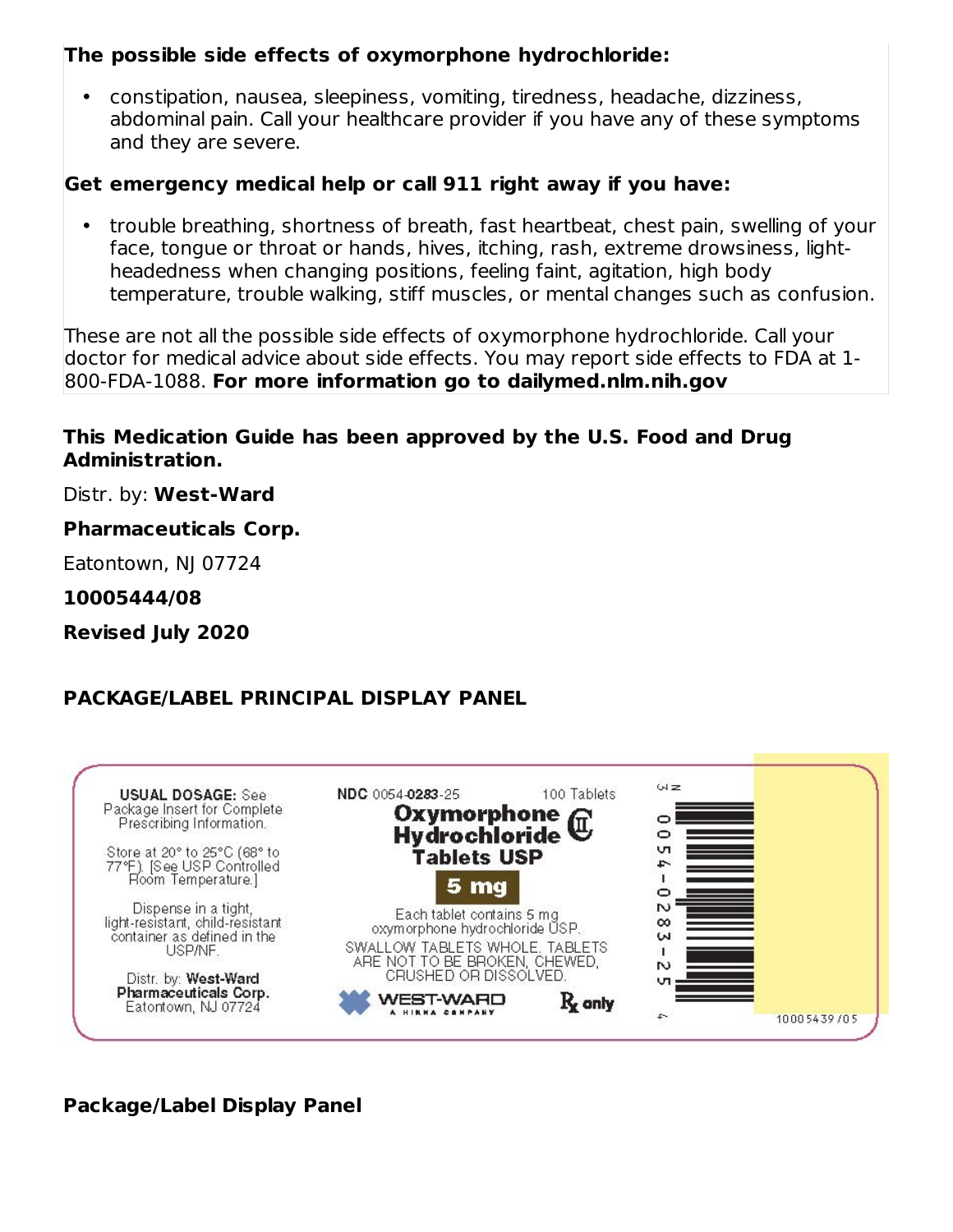**The possible side effects of oxymorphone hydrochloride:**

- constipation, nausea, sleepiness, vomiting, tiredness, headache, dizziness, abdominal pain. Call your healthcare provider if you have any of these symptoms and they are severe.

**Get emergency medical help or call 911 right away if you have:**

- trouble breathing, shortness of breath, fast heartbeat, chest pain, swelling of your face, tongue or throat or hands, hives, itching, rash, extreme drowsiness, light-headedness when changing positions, feeling faint, agitation, high body temperature, trouble walking, stiff muscles, or mental changes such as confusion.

These are not all the possible side effects of oxymorphone hydrochloride. Call your doctor for medical advice about side effects. You may report side effects to FDA at 1-800-FDA-1088. **For more information go to dailymed.nlm.nih.gov**

**This Medication Guide has been approved by the U.S. Food and Drug Administration.**

Distr. by: **West-Ward**

**Pharmaceuticals Corp.**

Eatontown, NJ 07724

**10005444/08**

**Revised July 2020**

**PACKAGE/LABEL PRINCIPAL DISPLAY PANEL**

**USUAL DOSAGE:** See Package Insert for Complete Prescribing Information.

Store at 20° to 25°C (68° to 77°F). [See USP Controlled Room Temperature.]

Dispense in a tight, light-resistant, child-resistant container as defined in the USP/NF.

Distr. by: **West-Ward Pharmaceuticals Corp.** Eatontown, NJ 07724

NDC 0054-**0283**-25 100 Tablets

**Oxymorphone Hydrochloride Tablets USP** CII

**5 mg**

Each tablet contains 5 mg oxymorphone hydrochloride USP.

SWALLOW TABLETS WHOLE. TABLETS ARE NOT TO BE BROKEN, CHEWED, CRUSHED OR DISSOLVED.

WEST-WARD A HIKMA COMPANY

Rx only

N 3 0054-0283-25 4

10005439/05

**Package/Label Display Panel**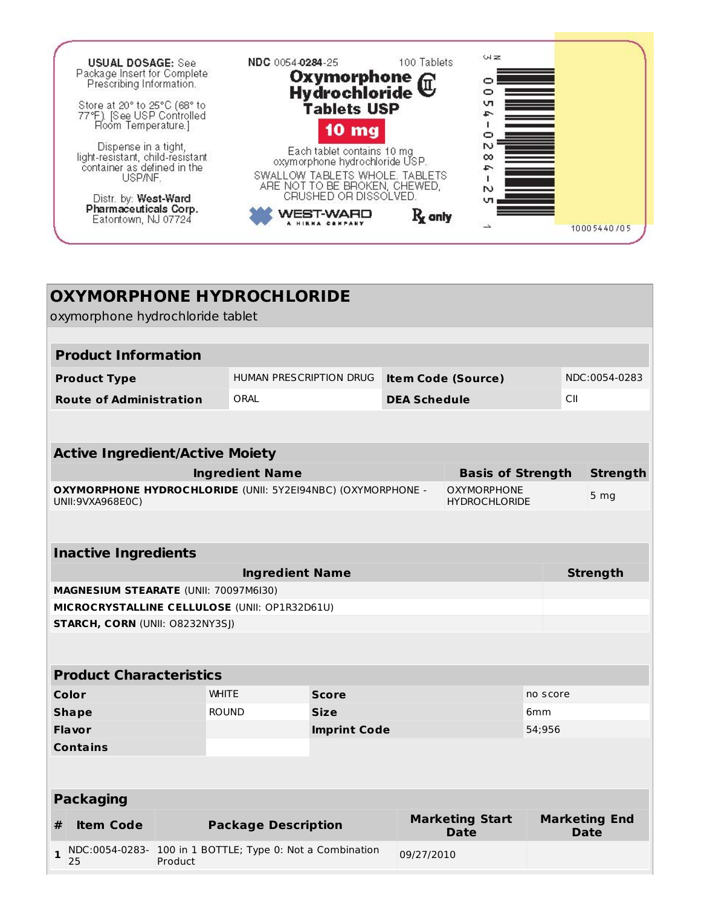USUAL DOSAGE: See Package Insert for Complete Prescribing Information.

Store at 20° to 25°C (68° to 77°F). [See USP Controlled Room Temperature.]

Dispense in a tight, light-resistant, child-resistant container as defined in the USP/NF.

Distr. by: **West-Ward Pharmaceuticals Corp.** Eatontown, NJ 07724

NDC 0054-**0284**-25 100 Tablets

**Oxymorphone Hydrochloride Tablets USP** CII

**10 mg**

Each tablet contains 10 mg oxymorphone hydrochloride USP.

SWALLOW TABLETS WHOLE. TABLETS ARE NOT TO BE BROKEN, CHEWED, CRUSHED OR DISSOLVED.

WEST-WARD A HIKMA COMPANY

Rx only

N 3 0054-0284-25 1

10005440/05

# OXYMORPHONE HYDROCHLORIDE

oxymorphone hydrochloride tablet

## Product Information

| | | | |
|---|---|---|---|
| **Product Type** | HUMAN PRESCRIPTION DRUG | **Item Code (Source)** | NDC:0054-0283 |
| **Route of Administration** | ORAL | **DEA Schedule** | CII |

## Active Ingredient/Active Moiety

| Ingredient Name | Basis of Strength | Strength |
|---|---|---|
| **OXYMORPHONE HYDROCHLORIDE** (UNII: 5Y2EI94NBC) (OXYMORPHONE - UNII:9VXA968E0C) | OXYMORPHONE HYDROCHLORIDE | 5 mg |

## Inactive Ingredients

| Ingredient Name | Strength |
|---|---|
| **MAGNESIUM STEARATE** (UNII: 70097M6I30) | |
| **MICROCRYSTALLINE CELLULOSE** (UNII: OP1R32D61U) | |
| **STARCH, CORN** (UNII: O8232NY3SJ) | |

## Product Characteristics

| | | | |
|---|---|---|---|
| **Color** | WHITE | **Score** | no score |
| **Shape** | ROUND | **Size** | 6mm |
| **Flavor** | | **Imprint Code** | 54;956 |
| **Contains** | | | |

## Packaging

| # | Item Code | Package Description | Marketing Start Date | Marketing End Date |
|---|---|---|---|---|
| 1 | NDC:0054-0283-25 | 100 in 1 BOTTLE; Type 0: Not a Combination Product | 09/27/2010 | |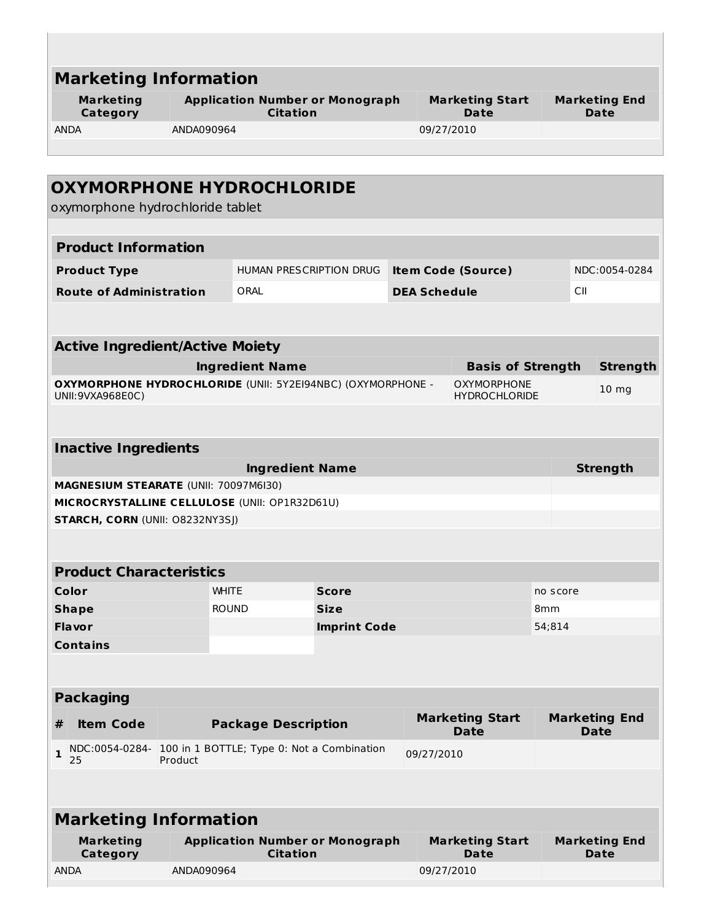## Marketing Information

| Marketing Category | Application Number or Monograph Citation | Marketing Start Date | Marketing End Date |
|---|---|---|---|
| ANDA | ANDA090964 | 09/27/2010 | |

# OXYMORPHONE HYDROCHLORIDE

oxymorphone hydrochloride tablet

## Product Information

| | | | |
|---|---|---|---|
| **Product Type** | HUMAN PRESCRIPTION DRUG | **Item Code (Source)** | NDC:0054-0284 |
| **Route of Administration** | ORAL | **DEA Schedule** | CII |

## Active Ingredient/Active Moiety

| Ingredient Name | Basis of Strength | Strength |
|---|---|---|
| **OXYMORPHONE HYDROCHLORIDE** (UNII: 5Y2EI94NBC) (OXYMORPHONE - UNII:9VXA968E0C) | OXYMORPHONE HYDROCHLORIDE | 10 mg |

## Inactive Ingredients

| Ingredient Name | Strength |
|---|---|
| **MAGNESIUM STEARATE** (UNII: 70097M6I30) | |
| **MICROCRYSTALLINE CELLULOSE** (UNII: OP1R32D61U) | |
| **STARCH, CORN** (UNII: O8232NY3SJ) | |

## Product Characteristics

| | | | |
|---|---|---|---|
| **Color** | WHITE | **Score** | no score |
| **Shape** | ROUND | **Size** | 8mm |
| **Flavor** | | **Imprint Code** | 54;814 |
| **Contains** | | | |

## Packaging

| # | Item Code | Package Description | Marketing Start Date | Marketing End Date |
|---|---|---|---|---|
| **1** | NDC:0054-0284-25 | 100 in 1 BOTTLE; Type 0: Not a Combination Product | 09/27/2010 | |

## Marketing Information

| Marketing Category | Application Number or Monograph Citation | Marketing Start Date | Marketing End Date |
|---|---|---|---|
| ANDA | ANDA090964 | 09/27/2010 | |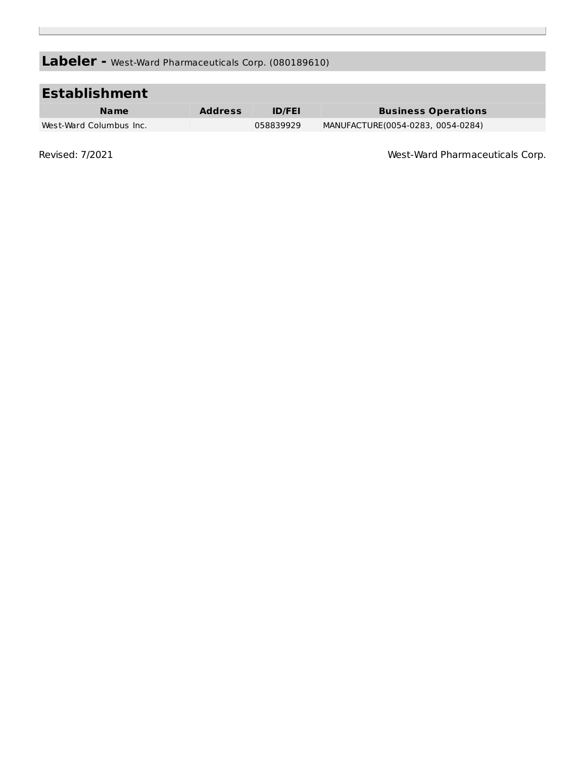## Labeler - West-Ward Pharmaceuticals Corp. (080189610)

## Establishment

| Name | Address | ID/FEI | Business Operations |
|---|---|---|---|
| West-Ward Columbus Inc. | | 058839929 | MANUFACTURE(0054-0283, 0054-0284) |

Revised: 7/2021

West-Ward Pharmaceuticals Corp.